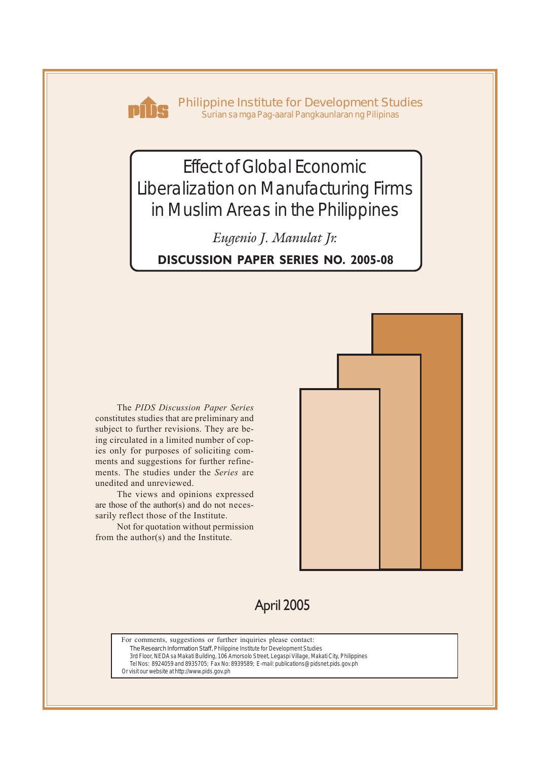Philippine Institute for Development Studies
Surian sa mga Pag-aaral Pangkaunlaran ng Pilipinas

# Effect of Global Economic Liberalization on Manufacturing Firms in Muslim Areas in the Philippines

*Eugenio J. Manulat Jr.*

**DISCUSSION PAPER SERIES NO. 2005-08**

The *PIDS Discussion Paper Series* constitutes studies that are preliminary and subject to further revisions. They are being circulated in a limited number of copies only for purposes of soliciting comments and suggestions for further refinements. The studies under the *Series* are unedited and unreviewed.

The views and opinions expressed are those of the author(s) and do not necessarily reflect those of the Institute.

Not for quotation without permission from the author(s) and the Institute.

April 2005

For comments, suggestions or further inquiries please contact:
The Research Information Staff, Philippine Institute for Development Studies
3rd Floor, NEDA sa Makati Building, 106 Amorsolo Street, Legaspi Village, Makati City, Philippines
Tel Nos: 8924059 and 8935705; Fax No: 8939589; E-mail: publications@pidsnet.pids.gov.ph
Or visit our website at http://www.pids.gov.ph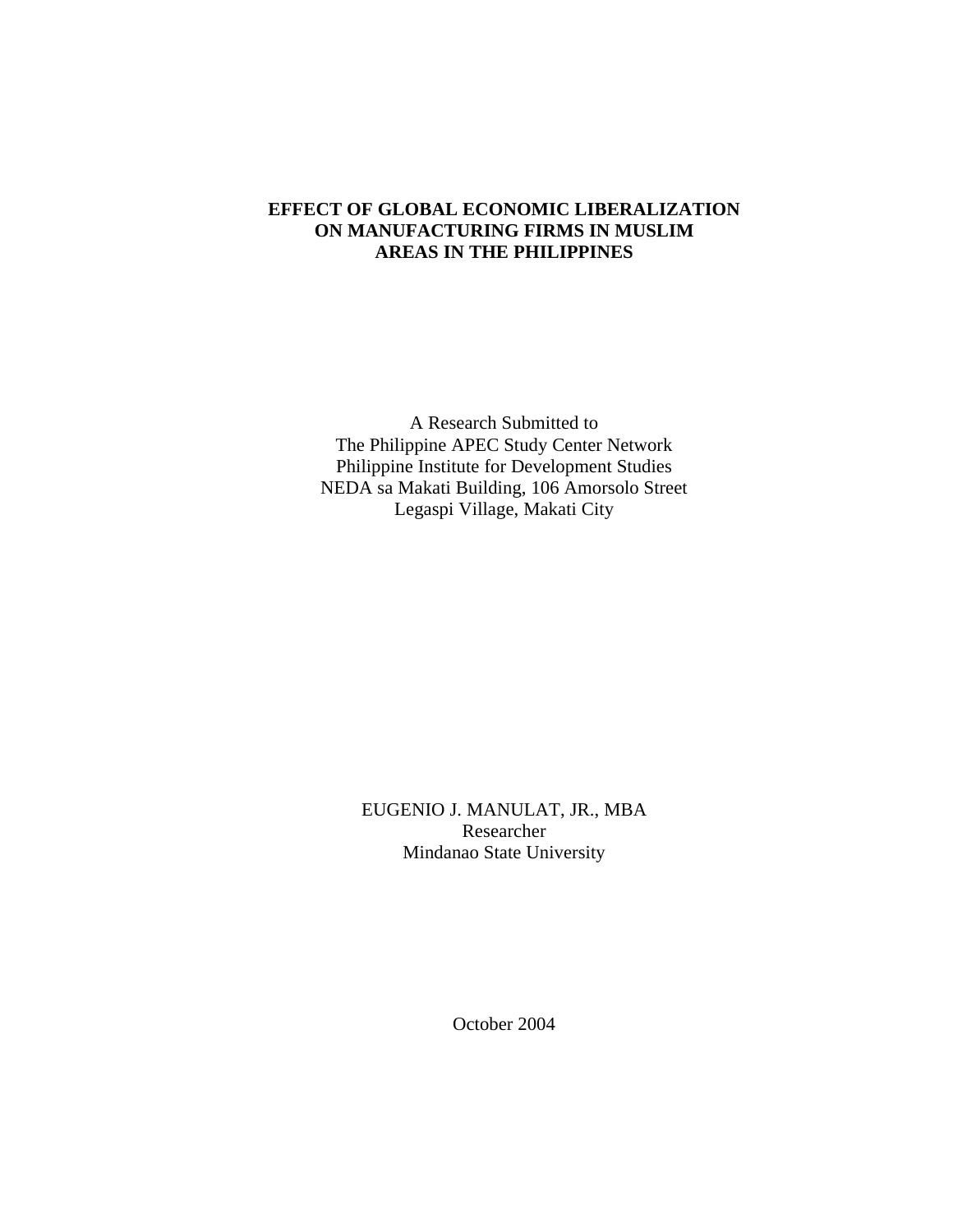# EFFECT OF GLOBAL ECONOMIC LIBERALIZATION ON MANUFACTURING FIRMS IN MUSLIM AREAS IN THE PHILIPPINES

A Research Submitted to
The Philippine APEC Study Center Network
Philippine Institute for Development Studies
NEDA sa Makati Building, 106 Amorsolo Street
Legaspi Village, Makati City

EUGENIO J. MANULAT, JR., MBA
Researcher
Mindanao State University

October 2004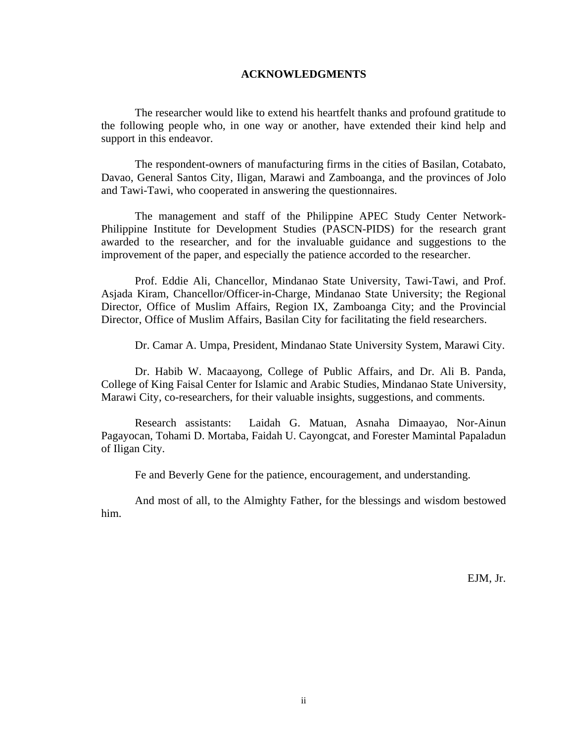## ACKNOWLEDGMENTS

The researcher would like to extend his heartfelt thanks and profound gratitude to the following people who, in one way or another, have extended their kind help and support in this endeavor.

The respondent-owners of manufacturing firms in the cities of Basilan, Cotabato, Davao, General Santos City, Iligan, Marawi and Zamboanga, and the provinces of Jolo and Tawi-Tawi, who cooperated in answering the questionnaires.

The management and staff of the Philippine APEC Study Center Network-Philippine Institute for Development Studies (PASCN-PIDS) for the research grant awarded to the researcher, and for the invaluable guidance and suggestions to the improvement of the paper, and especially the patience accorded to the researcher.

Prof. Eddie Ali, Chancellor, Mindanao State University, Tawi-Tawi, and Prof. Asjada Kiram, Chancellor/Officer-in-Charge, Mindanao State University; the Regional Director, Office of Muslim Affairs, Region IX, Zamboanga City; and the Provincial Director, Office of Muslim Affairs, Basilan City for facilitating the field researchers.

Dr. Camar A. Umpa, President, Mindanao State University System, Marawi City.

Dr. Habib W. Macaayong, College of Public Affairs, and Dr. Ali B. Panda, College of King Faisal Center for Islamic and Arabic Studies, Mindanao State University, Marawi City, co-researchers, for their valuable insights, suggestions, and comments.

Research assistants: Laidah G. Matuan, Asnaha Dimaayao, Nor-Ainun Pagayocan, Tohami D. Mortaba, Faidah U. Cayongcat, and Forester Mamintal Papaladun of Iligan City.

Fe and Beverly Gene for the patience, encouragement, and understanding.

And most of all, to the Almighty Father, for the blessings and wisdom bestowed him.

EJM, Jr.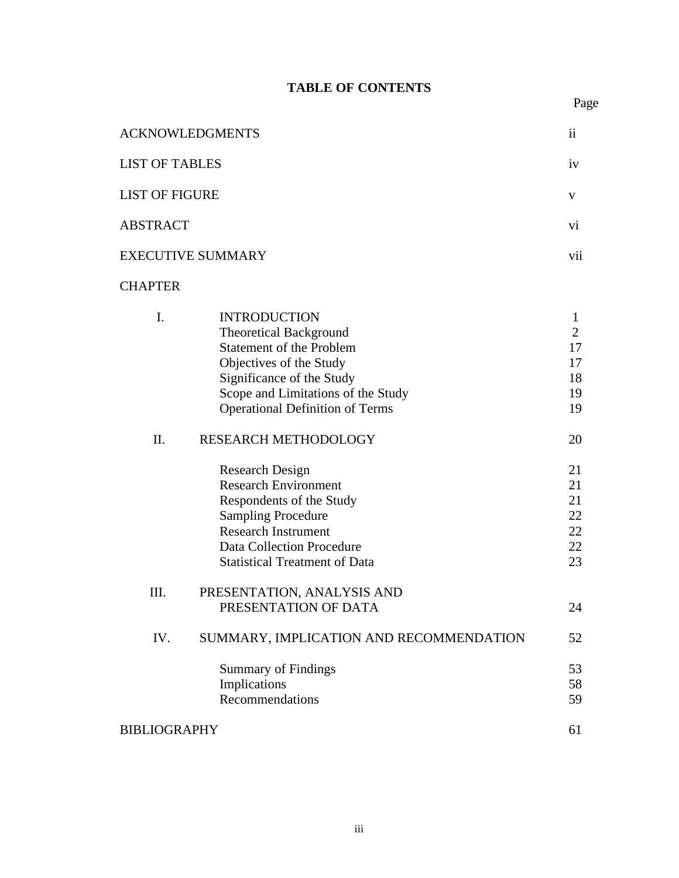# TABLE OF CONTENTS

| | | Page |
|---|---|---|
| ACKNOWLEDGMENTS | | ii |
| LIST OF TABLES | | iv |
| LIST OF FIGURE | | v |
| ABSTRACT | | vi |
| EXECUTIVE SUMMARY | | vii |
| CHAPTER | | |
| I. | INTRODUCTION | 1 |
| | Theoretical Background | 2 |
| | Statement of the Problem | 17 |
| | Objectives of the Study | 17 |
| | Significance of the Study | 18 |
| | Scope and Limitations of the Study | 19 |
| | Operational Definition of Terms | 19 |
| II. | RESEARCH METHODOLOGY | 20 |
| | Research Design | 21 |
| | Research Environment | 21 |
| | Respondents of the Study | 21 |
| | Sampling Procedure | 22 |
| | Research Instrument | 22 |
| | Data Collection Procedure | 22 |
| | Statistical Treatment of Data | 23 |
| III. | PRESENTATION, ANALYSIS AND PRESENTATION OF DATA | 24 |
| IV. | SUMMARY, IMPLICATION AND RECOMMENDATION | 52 |
| | Summary of Findings | 53 |
| | Implications | 58 |
| | Recommendations | 59 |
| BIBLIOGRAPHY | | 61 |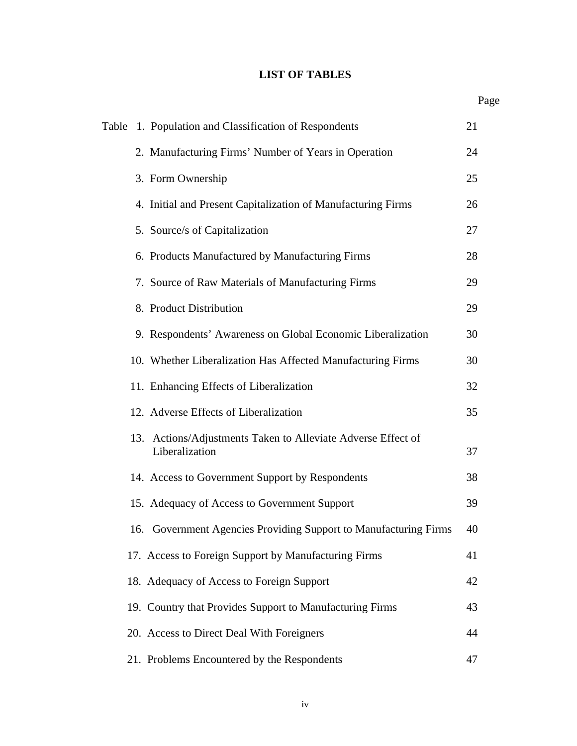# LIST OF TABLES

| Table | | Page |
|---|---|---|
| Table | 1. Population and Classification of Respondents | 21 |
| | 2. Manufacturing Firms' Number of Years in Operation | 24 |
| | 3. Form Ownership | 25 |
| | 4. Initial and Present Capitalization of Manufacturing Firms | 26 |
| | 5. Source/s of Capitalization | 27 |
| | 6. Products Manufactured by Manufacturing Firms | 28 |
| | 7. Source of Raw Materials of Manufacturing Firms | 29 |
| | 8. Product Distribution | 29 |
| | 9. Respondents' Awareness on Global Economic Liberalization | 30 |
| | 10. Whether Liberalization Has Affected Manufacturing Firms | 30 |
| | 11. Enhancing Effects of Liberalization | 32 |
| | 12. Adverse Effects of Liberalization | 35 |
| | 13. Actions/Adjustments Taken to Alleviate Adverse Effect of Liberalization | 37 |
| | 14. Access to Government Support by Respondents | 38 |
| | 15. Adequacy of Access to Government Support | 39 |
| | 16. Government Agencies Providing Support to Manufacturing Firms | 40 |
| | 17. Access to Foreign Support by Manufacturing Firms | 41 |
| | 18. Adequacy of Access to Foreign Support | 42 |
| | 19. Country that Provides Support to Manufacturing Firms | 43 |
| | 20. Access to Direct Deal With Foreigners | 44 |
| | 21. Problems Encountered by the Respondents | 47 |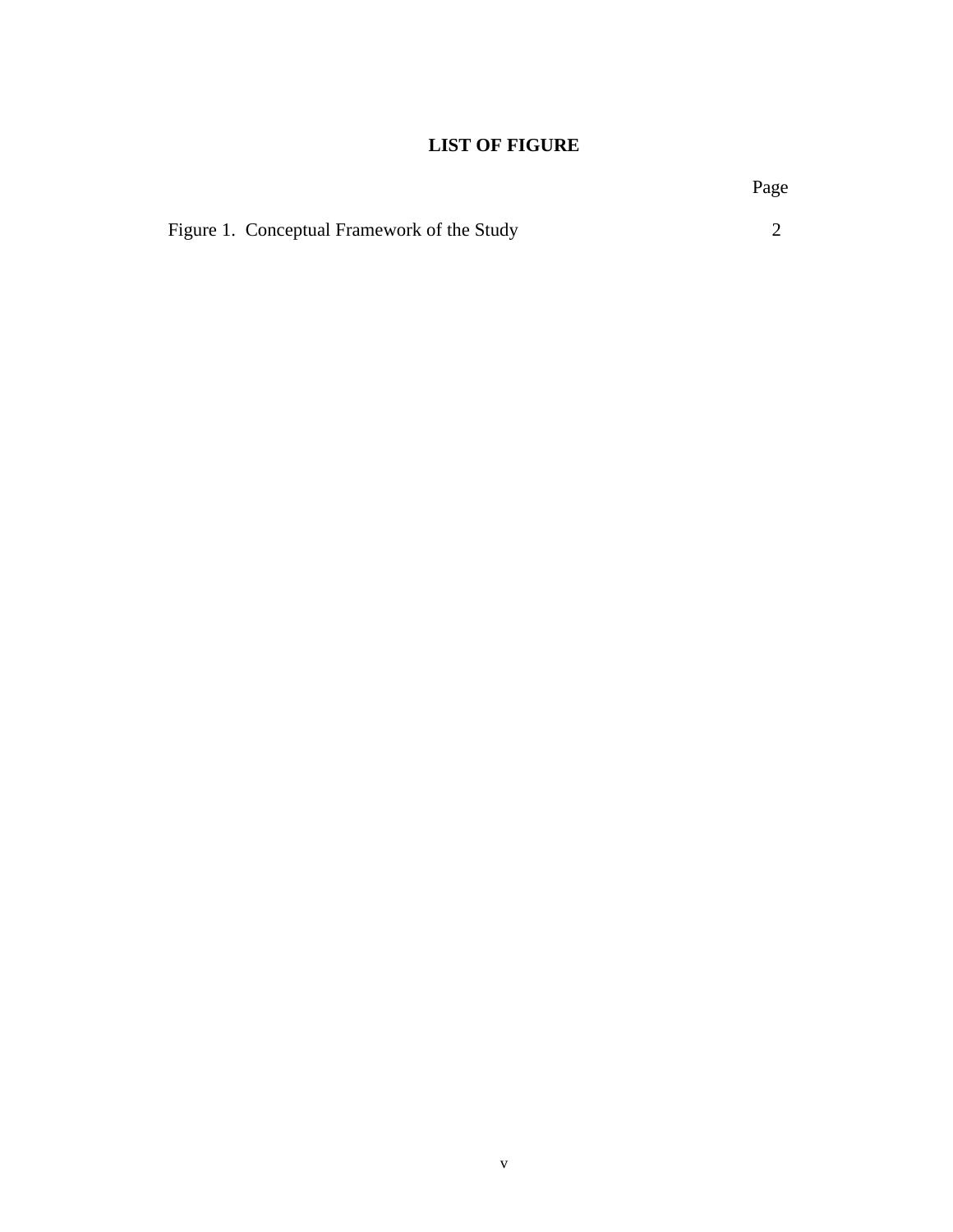# LIST OF FIGURE

| | Page |
|---|---|
| Figure 1. Conceptual Framework of the Study | 2 |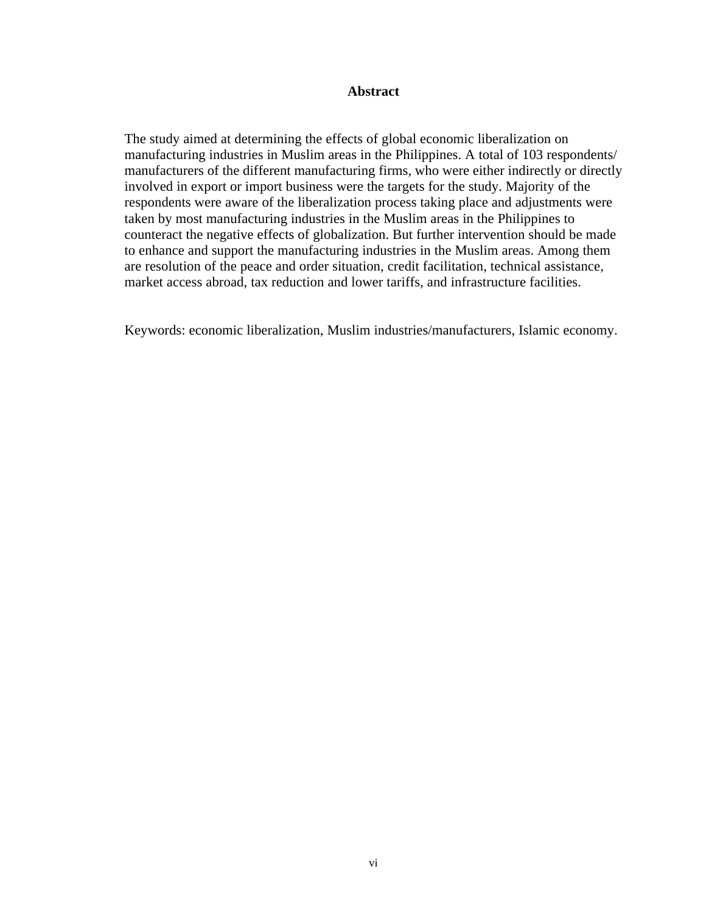## Abstract

The study aimed at determining the effects of global economic liberalization on manufacturing industries in Muslim areas in the Philippines. A total of 103 respondents/ manufacturers of the different manufacturing firms, who were either indirectly or directly involved in export or import business were the targets for the study. Majority of the respondents were aware of the liberalization process taking place and adjustments were taken by most manufacturing industries in the Muslim areas in the Philippines to counteract the negative effects of globalization. But further intervention should be made to enhance and support the manufacturing industries in the Muslim areas. Among them are resolution of the peace and order situation, credit facilitation, technical assistance, market access abroad, tax reduction and lower tariffs, and infrastructure facilities.

Keywords: economic liberalization, Muslim industries/manufacturers, Islamic economy.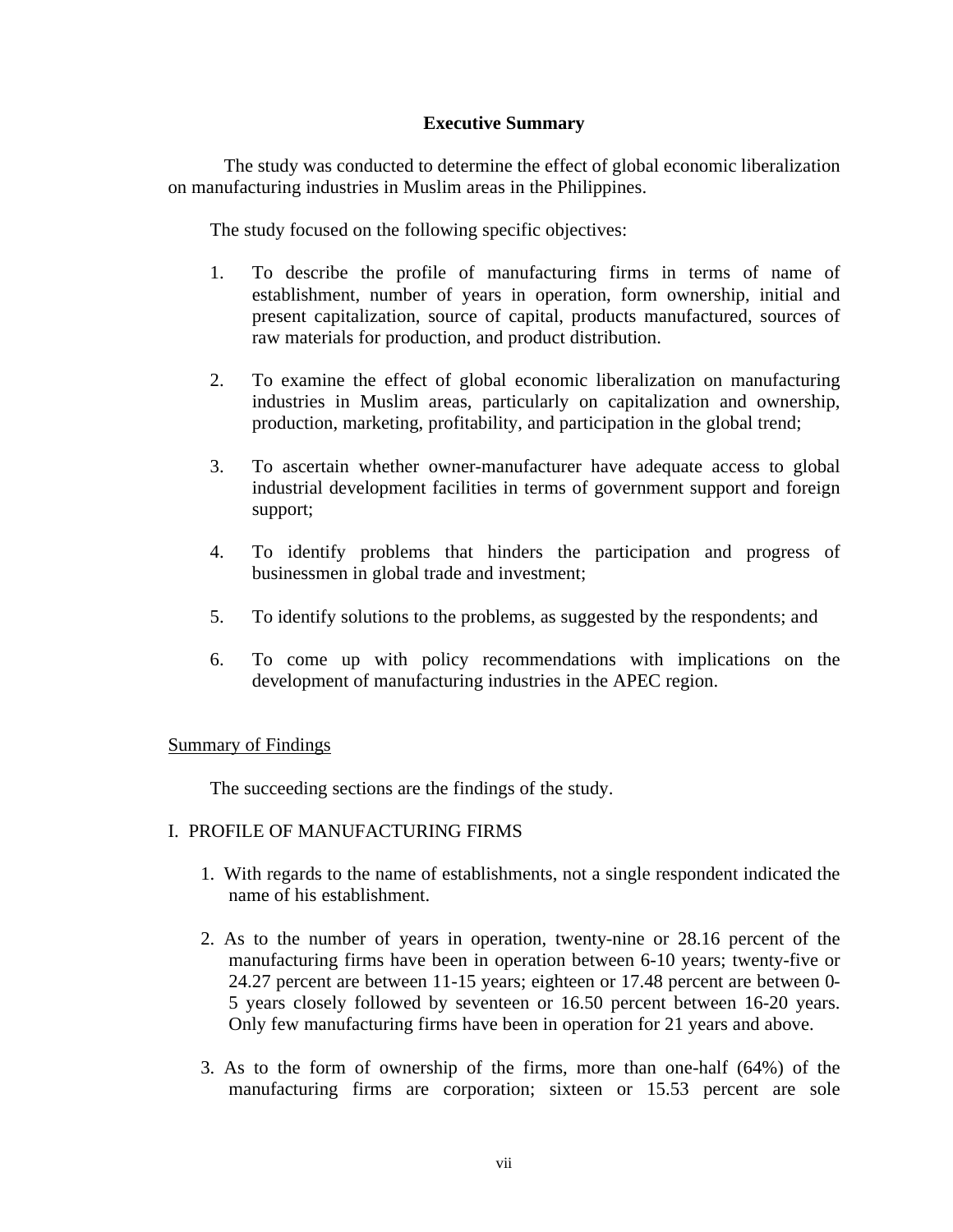## Executive Summary

The study was conducted to determine the effect of global economic liberalization on manufacturing industries in Muslim areas in the Philippines.

The study focused on the following specific objectives:

1. To describe the profile of manufacturing firms in terms of name of establishment, number of years in operation, form ownership, initial and present capitalization, source of capital, products manufactured, sources of raw materials for production, and product distribution.

2. To examine the effect of global economic liberalization on manufacturing industries in Muslim areas, particularly on capitalization and ownership, production, marketing, profitability, and participation in the global trend;

3. To ascertain whether owner-manufacturer have adequate access to global industrial development facilities in terms of government support and foreign support;

4. To identify problems that hinders the participation and progress of businessmen in global trade and investment;

5. To identify solutions to the problems, as suggested by the respondents; and

6. To come up with policy recommendations with implications on the development of manufacturing industries in the APEC region.

<u>Summary of Findings</u>

The succeeding sections are the findings of the study.

I. PROFILE OF MANUFACTURING FIRMS

1. With regards to the name of establishments, not a single respondent indicated the name of his establishment.

2. As to the number of years in operation, twenty-nine or 28.16 percent of the manufacturing firms have been in operation between 6-10 years; twenty-five or 24.27 percent are between 11-15 years; eighteen or 17.48 percent are between 0-5 years closely followed by seventeen or 16.50 percent between 16-20 years. Only few manufacturing firms have been in operation for 21 years and above.

3. As to the form of ownership of the firms, more than one-half (64%) of the manufacturing firms are corporation; sixteen or 15.53 percent are sole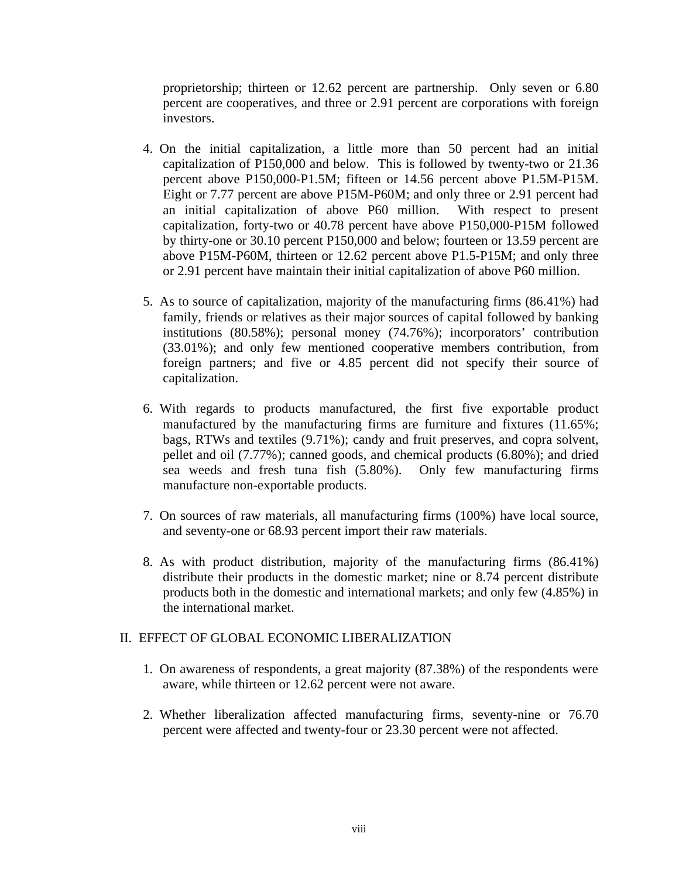proprietorship; thirteen or 12.62 percent are partnership. Only seven or 6.80 percent are cooperatives, and three or 2.91 percent are corporations with foreign investors.

4. On the initial capitalization, a little more than 50 percent had an initial capitalization of P150,000 and below. This is followed by twenty-two or 21.36 percent above P150,000-P1.5M; fifteen or 14.56 percent above P1.5M-P15M. Eight or 7.77 percent are above P15M-P60M; and only three or 2.91 percent had an initial capitalization of above P60 million. With respect to present capitalization, forty-two or 40.78 percent have above P150,000-P15M followed by thirty-one or 30.10 percent P150,000 and below; fourteen or 13.59 percent are above P15M-P60M, thirteen or 12.62 percent above P1.5-P15M; and only three or 2.91 percent have maintain their initial capitalization of above P60 million.

5. As to source of capitalization, majority of the manufacturing firms (86.41%) had family, friends or relatives as their major sources of capital followed by banking institutions (80.58%); personal money (74.76%); incorporators' contribution (33.01%); and only few mentioned cooperative members contribution, from foreign partners; and five or 4.85 percent did not specify their source of capitalization.

6. With regards to products manufactured, the first five exportable product manufactured by the manufacturing firms are furniture and fixtures (11.65%; bags, RTWs and textiles (9.71%); candy and fruit preserves, and copra solvent, pellet and oil (7.77%); canned goods, and chemical products (6.80%); and dried sea weeds and fresh tuna fish (5.80%). Only few manufacturing firms manufacture non-exportable products.

7. On sources of raw materials, all manufacturing firms (100%) have local source, and seventy-one or 68.93 percent import their raw materials.

8. As with product distribution, majority of the manufacturing firms (86.41%) distribute their products in the domestic market; nine or 8.74 percent distribute products both in the domestic and international markets; and only few (4.85%) in the international market.

## II. EFFECT OF GLOBAL ECONOMIC LIBERALIZATION

1. On awareness of respondents, a great majority (87.38%) of the respondents were aware, while thirteen or 12.62 percent were not aware.

2. Whether liberalization affected manufacturing firms, seventy-nine or 76.70 percent were affected and twenty-four or 23.30 percent were not affected.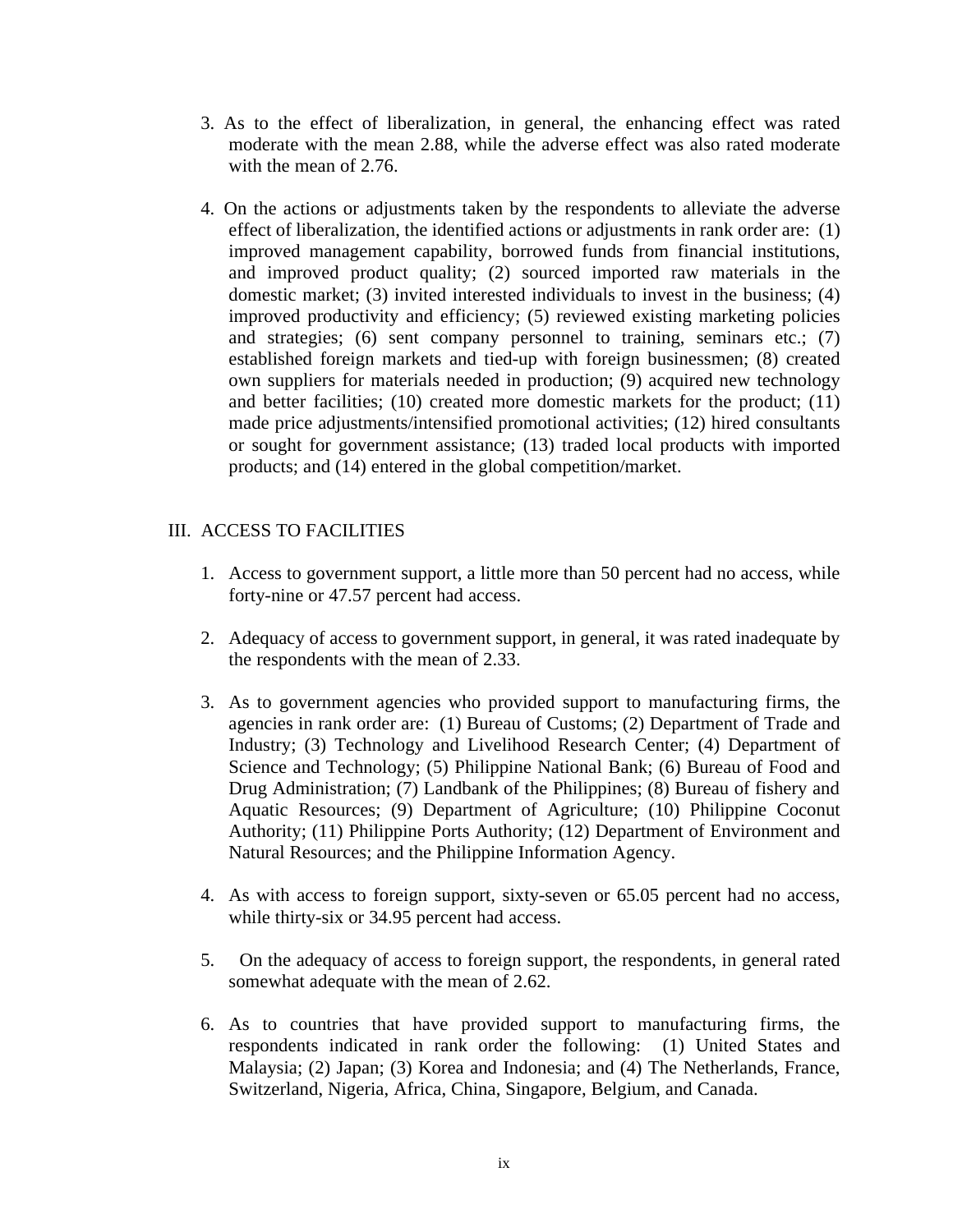3. As to the effect of liberalization, in general, the enhancing effect was rated moderate with the mean 2.88, while the adverse effect was also rated moderate with the mean of 2.76.

4. On the actions or adjustments taken by the respondents to alleviate the adverse effect of liberalization, the identified actions or adjustments in rank order are: (1) improved management capability, borrowed funds from financial institutions, and improved product quality; (2) sourced imported raw materials in the domestic market; (3) invited interested individuals to invest in the business; (4) improved productivity and efficiency; (5) reviewed existing marketing policies and strategies; (6) sent company personnel to training, seminars etc.; (7) established foreign markets and tied-up with foreign businessmen; (8) created own suppliers for materials needed in production; (9) acquired new technology and better facilities; (10) created more domestic markets for the product; (11) made price adjustments/intensified promotional activities; (12) hired consultants or sought for government assistance; (13) traded local products with imported products; and (14) entered in the global competition/market.

## III. ACCESS TO FACILITIES

1. Access to government support, a little more than 50 percent had no access, while forty-nine or 47.57 percent had access.

2. Adequacy of access to government support, in general, it was rated inadequate by the respondents with the mean of 2.33.

3. As to government agencies who provided support to manufacturing firms, the agencies in rank order are: (1) Bureau of Customs; (2) Department of Trade and Industry; (3) Technology and Livelihood Research Center; (4) Department of Science and Technology; (5) Philippine National Bank; (6) Bureau of Food and Drug Administration; (7) Landbank of the Philippines; (8) Bureau of fishery and Aquatic Resources; (9) Department of Agriculture; (10) Philippine Coconut Authority; (11) Philippine Ports Authority; (12) Department of Environment and Natural Resources; and the Philippine Information Agency.

4. As with access to foreign support, sixty-seven or 65.05 percent had no access, while thirty-six or 34.95 percent had access.

5. On the adequacy of access to foreign support, the respondents, in general rated somewhat adequate with the mean of 2.62.

6. As to countries that have provided support to manufacturing firms, the respondents indicated in rank order the following: (1) United States and Malaysia; (2) Japan; (3) Korea and Indonesia; and (4) The Netherlands, France, Switzerland, Nigeria, Africa, China, Singapore, Belgium, and Canada.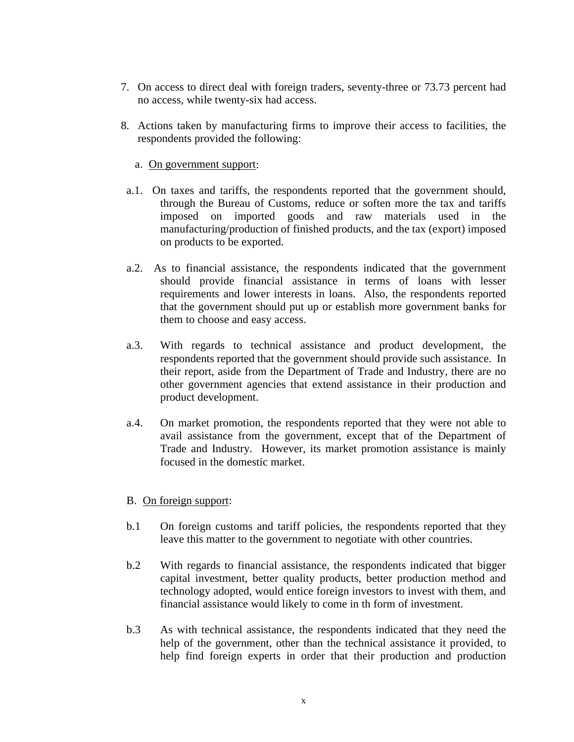7. On access to direct deal with foreign traders, seventy-three or 73.73 percent had no access, while twenty-six had access.

8. Actions taken by manufacturing firms to improve their access to facilities, the respondents provided the following:

   a. <u>On government support</u>:

   a.1. On taxes and tariffs, the respondents reported that the government should, through the Bureau of Customs, reduce or soften more the tax and tariffs imposed on imported goods and raw materials used in the manufacturing/production of finished products, and the tax (export) imposed on products to be exported.

   a.2. As to financial assistance, the respondents indicated that the government should provide financial assistance in terms of loans with lesser requirements and lower interests in loans. Also, the respondents reported that the government should put up or establish more government banks for them to choose and easy access.

   a.3. With regards to technical assistance and product development, the respondents reported that the government should provide such assistance. In their report, aside from the Department of Trade and Industry, there are no other government agencies that extend assistance in their production and product development.

   a.4. On market promotion, the respondents reported that they were not able to avail assistance from the government, except that of the Department of Trade and Industry. However, its market promotion assistance is mainly focused in the domestic market.

   B. <u>On foreign support</u>:

   b.1 On foreign customs and tariff policies, the respondents reported that they leave this matter to the government to negotiate with other countries.

   b.2 With regards to financial assistance, the respondents indicated that bigger capital investment, better quality products, better production method and technology adopted, would entice foreign investors to invest with them, and financial assistance would likely to come in th form of investment.

   b.3 As with technical assistance, the respondents indicated that they need the help of the government, other than the technical assistance it provided, to help find foreign experts in order that their production and production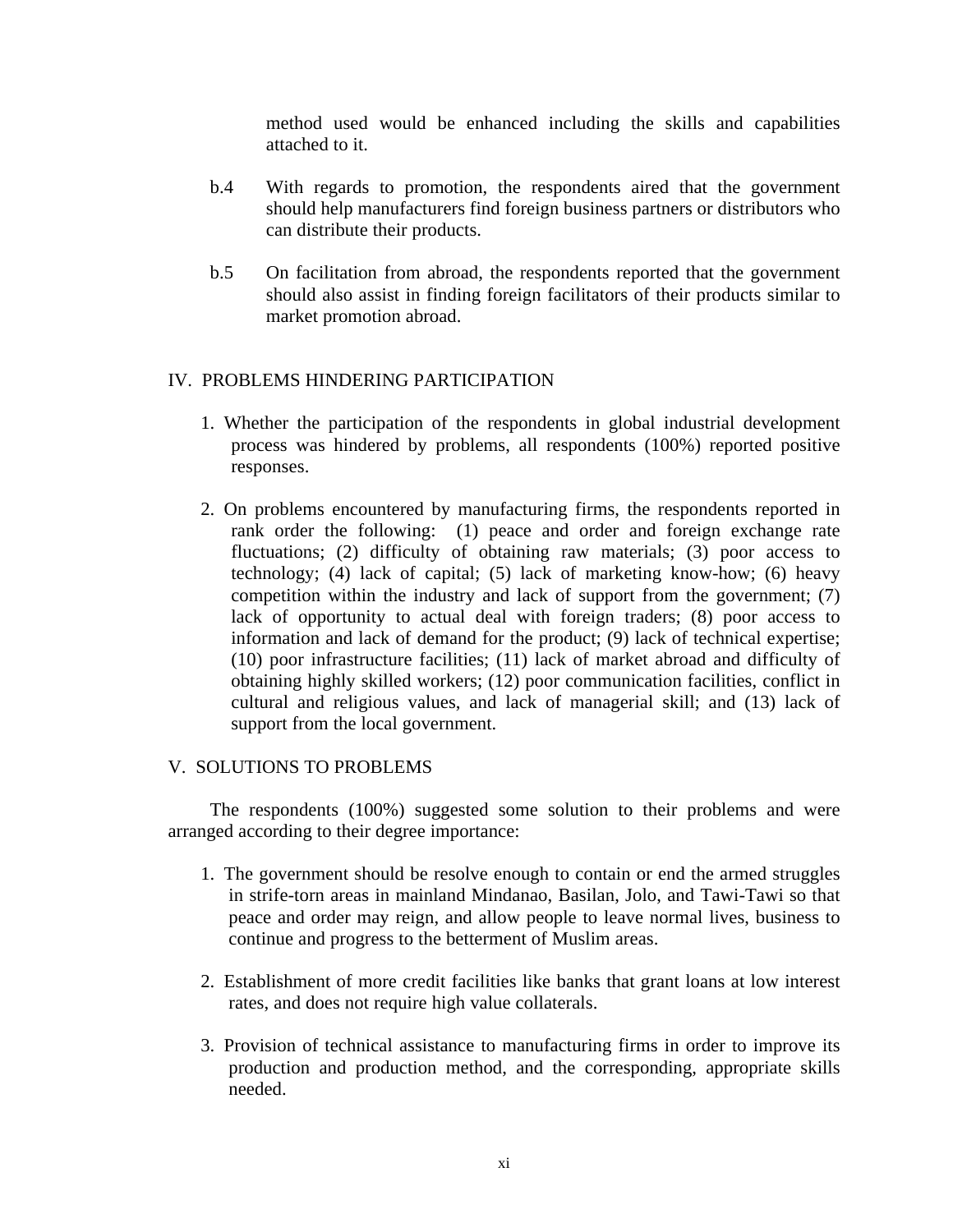method used would be enhanced including the skills and capabilities attached to it.

b.4 With regards to promotion, the respondents aired that the government should help manufacturers find foreign business partners or distributors who can distribute their products.

b.5 On facilitation from abroad, the respondents reported that the government should also assist in finding foreign facilitators of their products similar to market promotion abroad.

## IV. PROBLEMS HINDERING PARTICIPATION

1. Whether the participation of the respondents in global industrial development process was hindered by problems, all respondents (100%) reported positive responses.

2. On problems encountered by manufacturing firms, the respondents reported in rank order the following: (1) peace and order and foreign exchange rate fluctuations; (2) difficulty of obtaining raw materials; (3) poor access to technology; (4) lack of capital; (5) lack of marketing know-how; (6) heavy competition within the industry and lack of support from the government; (7) lack of opportunity to actual deal with foreign traders; (8) poor access to information and lack of demand for the product; (9) lack of technical expertise; (10) poor infrastructure facilities; (11) lack of market abroad and difficulty of obtaining highly skilled workers; (12) poor communication facilities, conflict in cultural and religious values, and lack of managerial skill; and (13) lack of support from the local government.

## V. SOLUTIONS TO PROBLEMS

The respondents (100%) suggested some solution to their problems and were arranged according to their degree importance:

1. The government should be resolve enough to contain or end the armed struggles in strife-torn areas in mainland Mindanao, Basilan, Jolo, and Tawi-Tawi so that peace and order may reign, and allow people to leave normal lives, business to continue and progress to the betterment of Muslim areas.

2. Establishment of more credit facilities like banks that grant loans at low interest rates, and does not require high value collaterals.

3. Provision of technical assistance to manufacturing firms in order to improve its production and production method, and the corresponding, appropriate skills needed.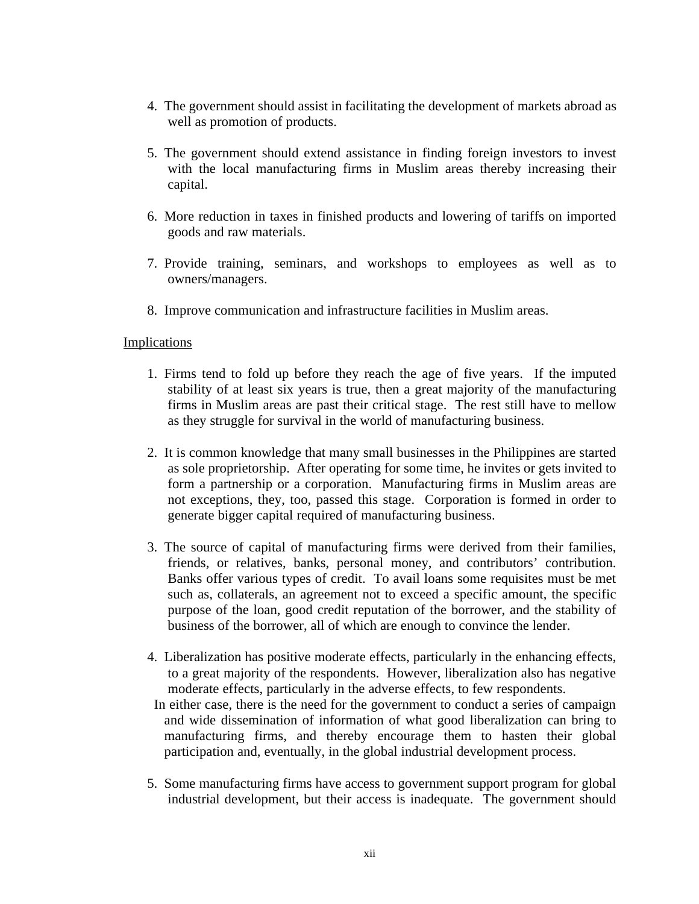4. The government should assist in facilitating the development of markets abroad as well as promotion of products.

5. The government should extend assistance in finding foreign investors to invest with the local manufacturing firms in Muslim areas thereby increasing their capital.

6. More reduction in taxes in finished products and lowering of tariffs on imported goods and raw materials.

7. Provide training, seminars, and workshops to employees as well as to owners/managers.

8. Improve communication and infrastructure facilities in Muslim areas.

<u>Implications</u>

1. Firms tend to fold up before they reach the age of five years. If the imputed stability of at least six years is true, then a great majority of the manufacturing firms in Muslim areas are past their critical stage. The rest still have to mellow as they struggle for survival in the world of manufacturing business.

2. It is common knowledge that many small businesses in the Philippines are started as sole proprietorship. After operating for some time, he invites or gets invited to form a partnership or a corporation. Manufacturing firms in Muslim areas are not exceptions, they, too, passed this stage. Corporation is formed in order to generate bigger capital required of manufacturing business.

3. The source of capital of manufacturing firms were derived from their families, friends, or relatives, banks, personal money, and contributors' contribution. Banks offer various types of credit. To avail loans some requisites must be met such as, collaterals, an agreement not to exceed a specific amount, the specific purpose of the loan, good credit reputation of the borrower, and the stability of business of the borrower, all of which are enough to convince the lender.

4. Liberalization has positive moderate effects, particularly in the enhancing effects, to a great majority of the respondents. However, liberalization also has negative moderate effects, particularly in the adverse effects, to few respondents.
   In either case, there is the need for the government to conduct a series of campaign and wide dissemination of information of what good liberalization can bring to manufacturing firms, and thereby encourage them to hasten their global participation and, eventually, in the global industrial development process.

5. Some manufacturing firms have access to government support program for global industrial development, but their access is inadequate. The government should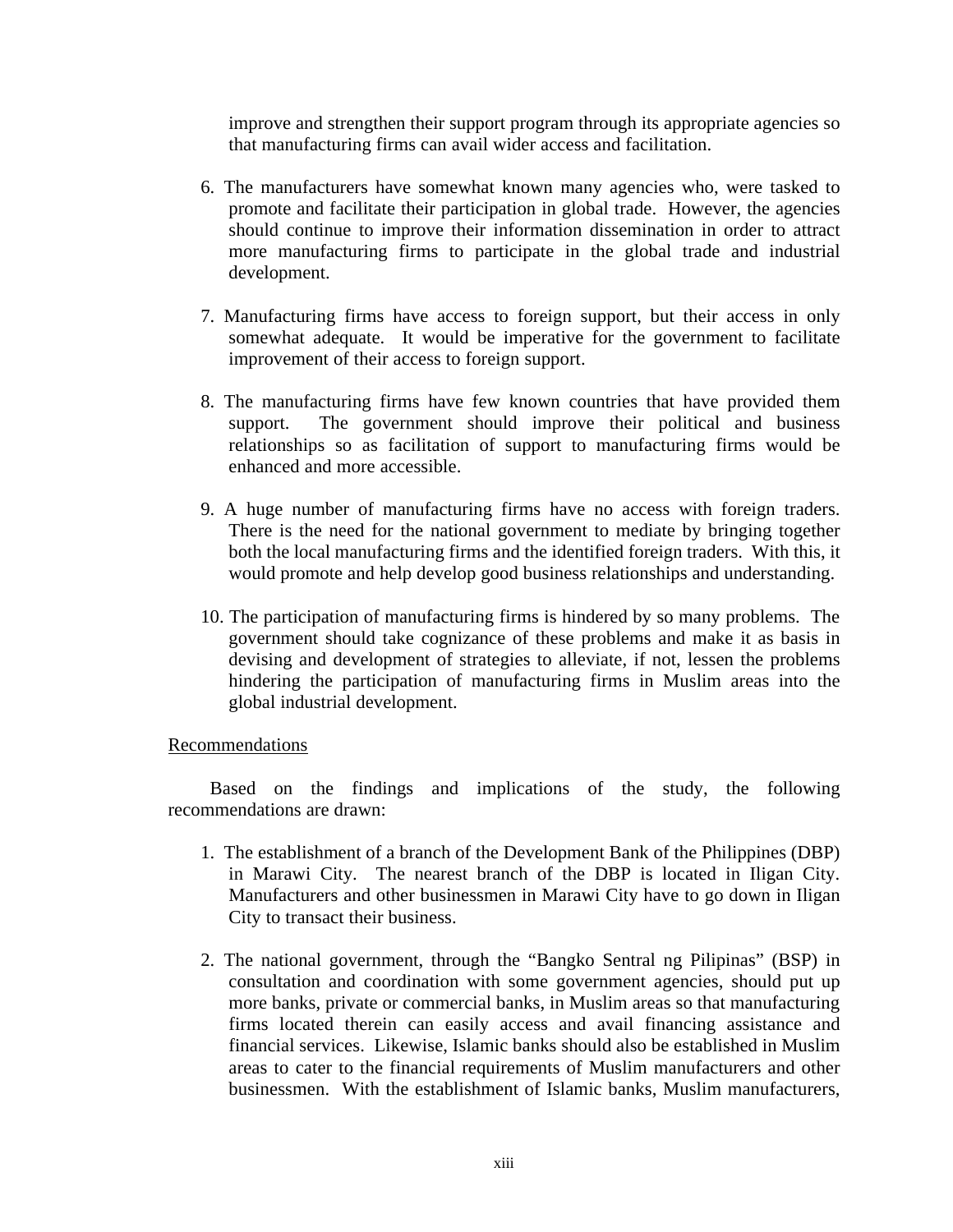improve and strengthen their support program through its appropriate agencies so that manufacturing firms can avail wider access and facilitation.

6. The manufacturers have somewhat known many agencies who, were tasked to promote and facilitate their participation in global trade. However, the agencies should continue to improve their information dissemination in order to attract more manufacturing firms to participate in the global trade and industrial development.

7. Manufacturing firms have access to foreign support, but their access in only somewhat adequate. It would be imperative for the government to facilitate improvement of their access to foreign support.

8. The manufacturing firms have few known countries that have provided them support. The government should improve their political and business relationships so as facilitation of support to manufacturing firms would be enhanced and more accessible.

9. A huge number of manufacturing firms have no access with foreign traders. There is the need for the national government to mediate by bringing together both the local manufacturing firms and the identified foreign traders. With this, it would promote and help develop good business relationships and understanding.

10. The participation of manufacturing firms is hindered by so many problems. The government should take cognizance of these problems and make it as basis in devising and development of strategies to alleviate, if not, lessen the problems hindering the participation of manufacturing firms in Muslim areas into the global industrial development.

Recommendations

Based on the findings and implications of the study, the following recommendations are drawn:

1. The establishment of a branch of the Development Bank of the Philippines (DBP) in Marawi City. The nearest branch of the DBP is located in Iligan City. Manufacturers and other businessmen in Marawi City have to go down in Iligan City to transact their business.

2. The national government, through the "Bangko Sentral ng Pilipinas" (BSP) in consultation and coordination with some government agencies, should put up more banks, private or commercial banks, in Muslim areas so that manufacturing firms located therein can easily access and avail financing assistance and financial services. Likewise, Islamic banks should also be established in Muslim areas to cater to the financial requirements of Muslim manufacturers and other businessmen. With the establishment of Islamic banks, Muslim manufacturers,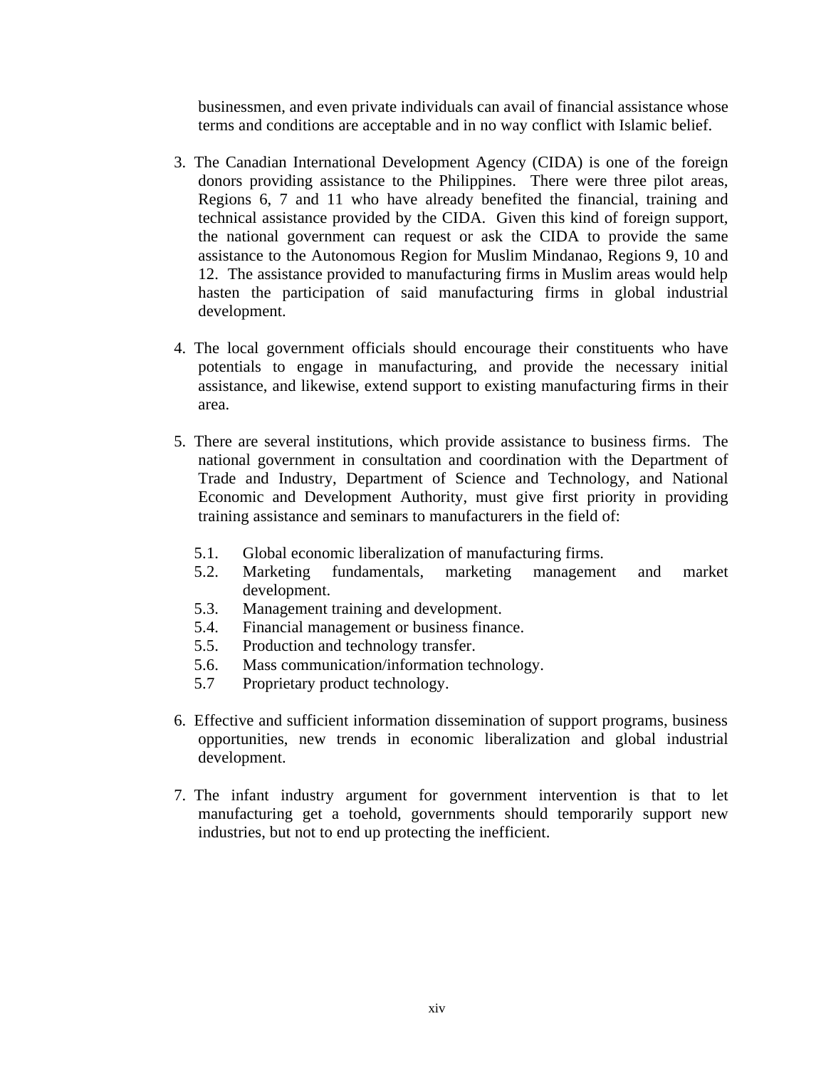businessmen, and even private individuals can avail of financial assistance whose terms and conditions are acceptable and in no way conflict with Islamic belief.

3. The Canadian International Development Agency (CIDA) is one of the foreign donors providing assistance to the Philippines. There were three pilot areas, Regions 6, 7 and 11 who have already benefited the financial, training and technical assistance provided by the CIDA. Given this kind of foreign support, the national government can request or ask the CIDA to provide the same assistance to the Autonomous Region for Muslim Mindanao, Regions 9, 10 and 12. The assistance provided to manufacturing firms in Muslim areas would help hasten the participation of said manufacturing firms in global industrial development.

4. The local government officials should encourage their constituents who have potentials to engage in manufacturing, and provide the necessary initial assistance, and likewise, extend support to existing manufacturing firms in their area.

5. There are several institutions, which provide assistance to business firms. The national government in consultation and coordination with the Department of Trade and Industry, Department of Science and Technology, and National Economic and Development Authority, must give first priority in providing training assistance and seminars to manufacturers in the field of:

   5.1. Global economic liberalization of manufacturing firms.
   5.2. Marketing fundamentals, marketing management and market development.
   5.3. Management training and development.
   5.4. Financial management or business finance.
   5.5. Production and technology transfer.
   5.6. Mass communication/information technology.
   5.7 Proprietary product technology.

6. Effective and sufficient information dissemination of support programs, business opportunities, new trends in economic liberalization and global industrial development.

7. The infant industry argument for government intervention is that to let manufacturing get a toehold, governments should temporarily support new industries, but not to end up protecting the inefficient.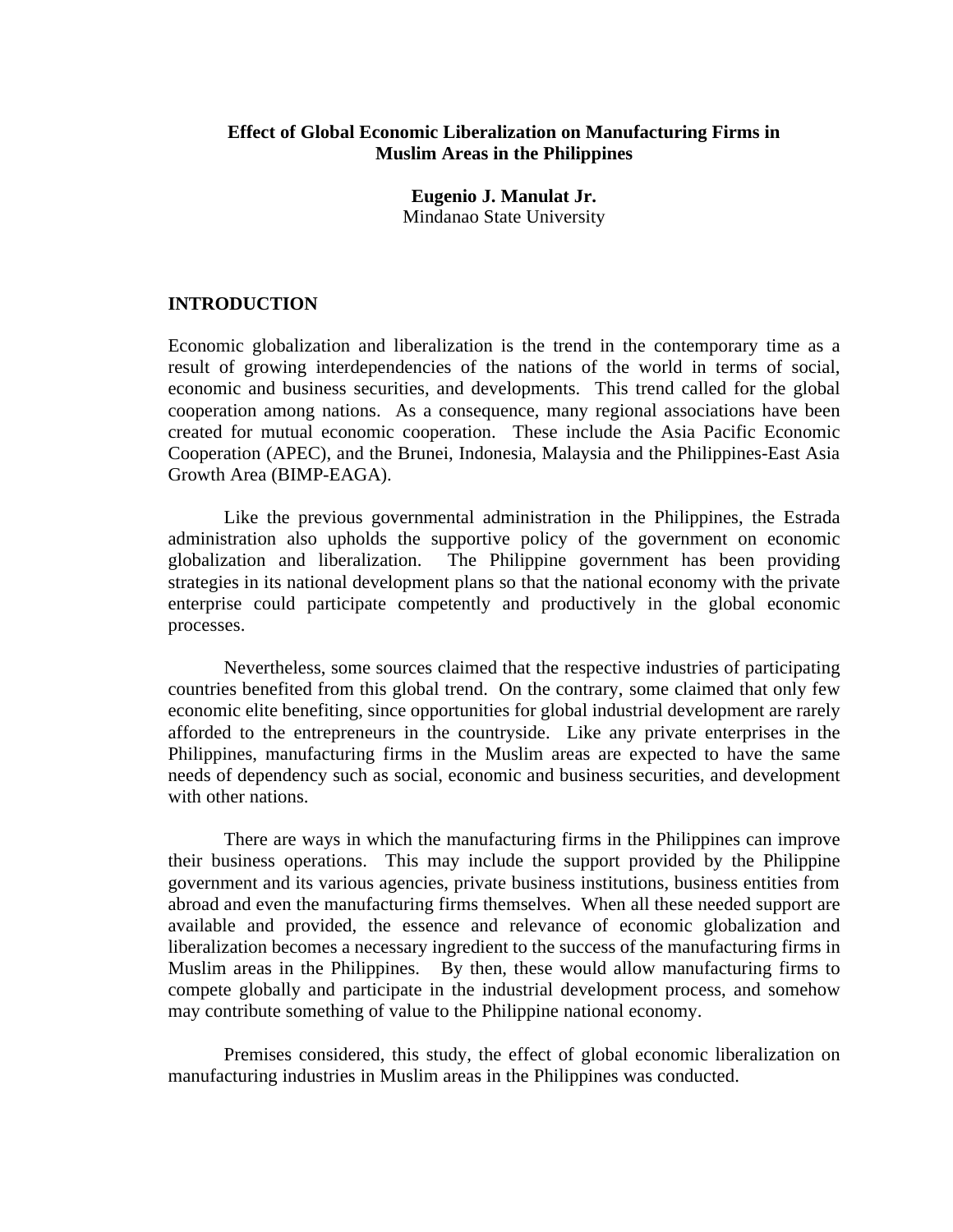# Effect of Global Economic Liberalization on Manufacturing Firms in Muslim Areas in the Philippines

**Eugenio J. Manulat Jr.**
Mindanao State University

## INTRODUCTION

Economic globalization and liberalization is the trend in the contemporary time as a result of growing interdependencies of the nations of the world in terms of social, economic and business securities, and developments. This trend called for the global cooperation among nations. As a consequence, many regional associations have been created for mutual economic cooperation. These include the Asia Pacific Economic Cooperation (APEC), and the Brunei, Indonesia, Malaysia and the Philippines-East Asia Growth Area (BIMP-EAGA).

Like the previous governmental administration in the Philippines, the Estrada administration also upholds the supportive policy of the government on economic globalization and liberalization. The Philippine government has been providing strategies in its national development plans so that the national economy with the private enterprise could participate competently and productively in the global economic processes.

Nevertheless, some sources claimed that the respective industries of participating countries benefited from this global trend. On the contrary, some claimed that only few economic elite benefiting, since opportunities for global industrial development are rarely afforded to the entrepreneurs in the countryside. Like any private enterprises in the Philippines, manufacturing firms in the Muslim areas are expected to have the same needs of dependency such as social, economic and business securities, and development with other nations.

There are ways in which the manufacturing firms in the Philippines can improve their business operations. This may include the support provided by the Philippine government and its various agencies, private business institutions, business entities from abroad and even the manufacturing firms themselves. When all these needed support are available and provided, the essence and relevance of economic globalization and liberalization becomes a necessary ingredient to the success of the manufacturing firms in Muslim areas in the Philippines. By then, these would allow manufacturing firms to compete globally and participate in the industrial development process, and somehow may contribute something of value to the Philippine national economy.

Premises considered, this study, the effect of global economic liberalization on manufacturing industries in Muslim areas in the Philippines was conducted.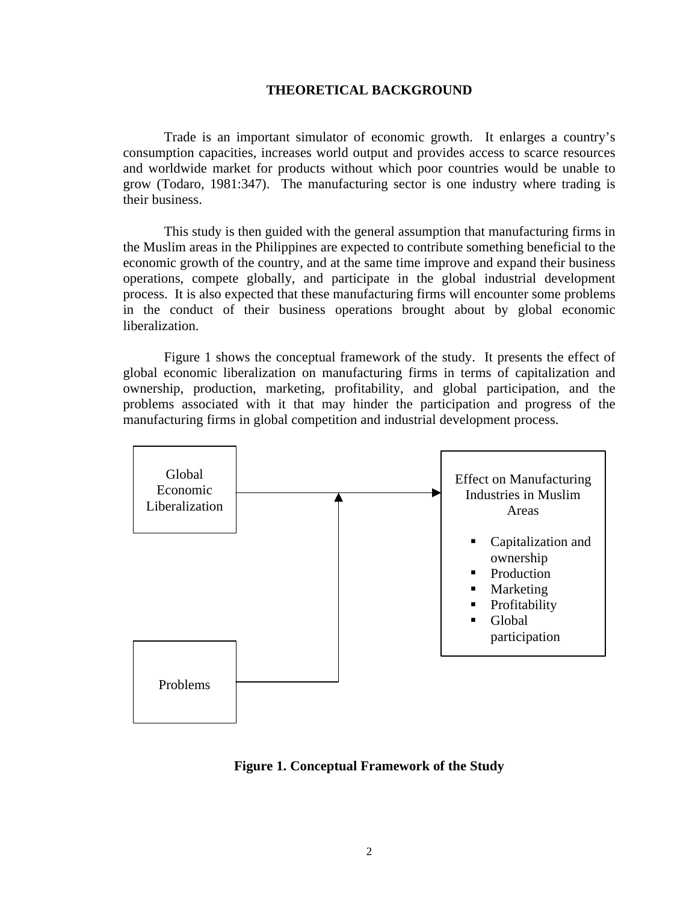# THEORETICAL BACKGROUND

Trade is an important simulator of economic growth. It enlarges a country's consumption capacities, increases world output and provides access to scarce resources and worldwide market for products without which poor countries would be unable to grow (Todaro, 1981:347). The manufacturing sector is one industry where trading is their business.

This study is then guided with the general assumption that manufacturing firms in the Muslim areas in the Philippines are expected to contribute something beneficial to the economic growth of the country, and at the same time improve and expand their business operations, compete globally, and participate in the global industrial development process. It is also expected that these manufacturing firms will encounter some problems in the conduct of their business operations brought about by global economic liberalization.

Figure 1 shows the conceptual framework of the study. It presents the effect of global economic liberalization on manufacturing firms in terms of capitalization and ownership, production, marketing, profitability, and global participation, and the problems associated with it that may hinder the participation and progress of the manufacturing firms in global competition and industrial development process.

Global Economic Liberalization

Problems

Effect on Manufacturing Industries in Muslim Areas

- Capitalization and ownership
- Production
- Marketing
- Profitability
- Global participation

**Figure 1. Conceptual Framework of the Study**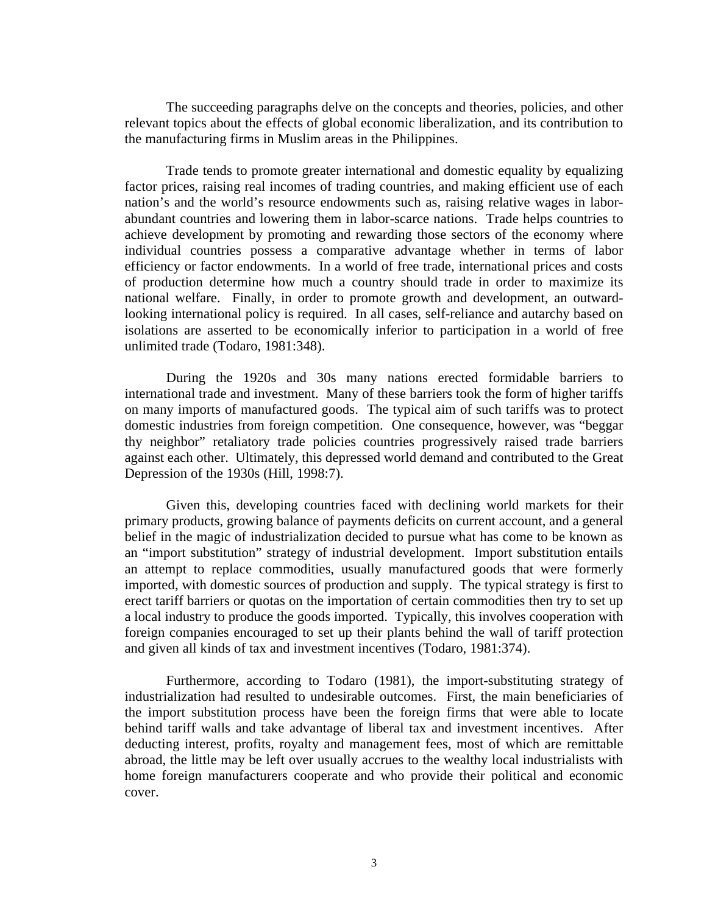The succeeding paragraphs delve on the concepts and theories, policies, and other relevant topics about the effects of global economic liberalization, and its contribution to the manufacturing firms in Muslim areas in the Philippines.

Trade tends to promote greater international and domestic equality by equalizing factor prices, raising real incomes of trading countries, and making efficient use of each nation's and the world's resource endowments such as, raising relative wages in labor-abundant countries and lowering them in labor-scarce nations. Trade helps countries to achieve development by promoting and rewarding those sectors of the economy where individual countries possess a comparative advantage whether in terms of labor efficiency or factor endowments. In a world of free trade, international prices and costs of production determine how much a country should trade in order to maximize its national welfare. Finally, in order to promote growth and development, an outward-looking international policy is required. In all cases, self-reliance and autarchy based on isolations are asserted to be economically inferior to participation in a world of free unlimited trade (Todaro, 1981:348).

During the 1920s and 30s many nations erected formidable barriers to international trade and investment. Many of these barriers took the form of higher tariffs on many imports of manufactured goods. The typical aim of such tariffs was to protect domestic industries from foreign competition. One consequence, however, was "beggar thy neighbor" retaliatory trade policies countries progressively raised trade barriers against each other. Ultimately, this depressed world demand and contributed to the Great Depression of the 1930s (Hill, 1998:7).

Given this, developing countries faced with declining world markets for their primary products, growing balance of payments deficits on current account, and a general belief in the magic of industrialization decided to pursue what has come to be known as an "import substitution" strategy of industrial development. Import substitution entails an attempt to replace commodities, usually manufactured goods that were formerly imported, with domestic sources of production and supply. The typical strategy is first to erect tariff barriers or quotas on the importation of certain commodities then try to set up a local industry to produce the goods imported. Typically, this involves cooperation with foreign companies encouraged to set up their plants behind the wall of tariff protection and given all kinds of tax and investment incentives (Todaro, 1981:374).

Furthermore, according to Todaro (1981), the import-substituting strategy of industrialization had resulted to undesirable outcomes. First, the main beneficiaries of the import substitution process have been the foreign firms that were able to locate behind tariff walls and take advantage of liberal tax and investment incentives. After deducting interest, profits, royalty and management fees, most of which are remittable abroad, the little may be left over usually accrues to the wealthy local industrialists with home foreign manufacturers cooperate and who provide their political and economic cover.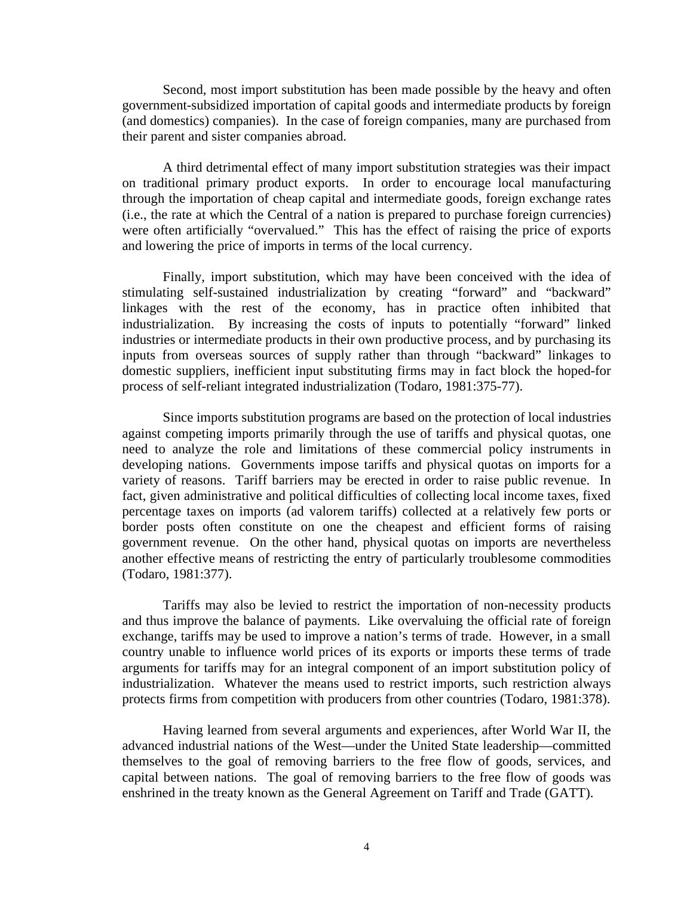Second, most import substitution has been made possible by the heavy and often government-subsidized importation of capital goods and intermediate products by foreign (and domestics) companies). In the case of foreign companies, many are purchased from their parent and sister companies abroad.

A third detrimental effect of many import substitution strategies was their impact on traditional primary product exports. In order to encourage local manufacturing through the importation of cheap capital and intermediate goods, foreign exchange rates (i.e., the rate at which the Central of a nation is prepared to purchase foreign currencies) were often artificially "overvalued." This has the effect of raising the price of exports and lowering the price of imports in terms of the local currency.

Finally, import substitution, which may have been conceived with the idea of stimulating self-sustained industrialization by creating "forward" and "backward" linkages with the rest of the economy, has in practice often inhibited that industrialization. By increasing the costs of inputs to potentially "forward" linked industries or intermediate products in their own productive process, and by purchasing its inputs from overseas sources of supply rather than through "backward" linkages to domestic suppliers, inefficient input substituting firms may in fact block the hoped-for process of self-reliant integrated industrialization (Todaro, 1981:375-77).

Since imports substitution programs are based on the protection of local industries against competing imports primarily through the use of tariffs and physical quotas, one need to analyze the role and limitations of these commercial policy instruments in developing nations. Governments impose tariffs and physical quotas on imports for a variety of reasons. Tariff barriers may be erected in order to raise public revenue. In fact, given administrative and political difficulties of collecting local income taxes, fixed percentage taxes on imports (ad valorem tariffs) collected at a relatively few ports or border posts often constitute on one the cheapest and efficient forms of raising government revenue. On the other hand, physical quotas on imports are nevertheless another effective means of restricting the entry of particularly troublesome commodities (Todaro, 1981:377).

Tariffs may also be levied to restrict the importation of non-necessity products and thus improve the balance of payments. Like overvaluing the official rate of foreign exchange, tariffs may be used to improve a nation's terms of trade. However, in a small country unable to influence world prices of its exports or imports these terms of trade arguments for tariffs may for an integral component of an import substitution policy of industrialization. Whatever the means used to restrict imports, such restriction always protects firms from competition with producers from other countries (Todaro, 1981:378).

Having learned from several arguments and experiences, after World War II, the advanced industrial nations of the West—under the United State leadership—committed themselves to the goal of removing barriers to the free flow of goods, services, and capital between nations. The goal of removing barriers to the free flow of goods was enshrined in the treaty known as the General Agreement on Tariff and Trade (GATT).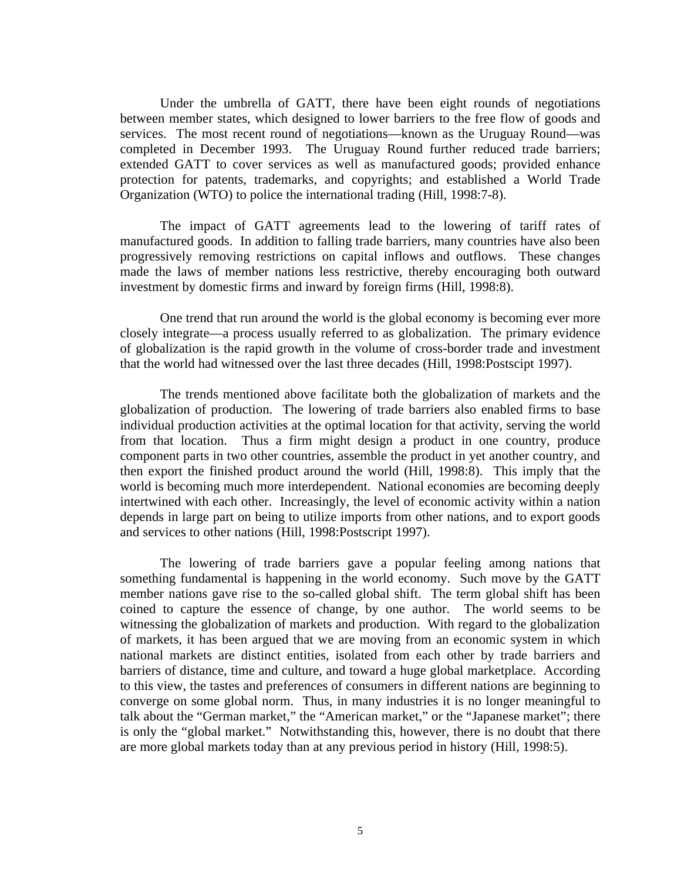Under the umbrella of GATT, there have been eight rounds of negotiations between member states, which designed to lower barriers to the free flow of goods and services. The most recent round of negotiations—known as the Uruguay Round—was completed in December 1993. The Uruguay Round further reduced trade barriers; extended GATT to cover services as well as manufactured goods; provided enhance protection for patents, trademarks, and copyrights; and established a World Trade Organization (WTO) to police the international trading (Hill, 1998:7-8).

The impact of GATT agreements lead to the lowering of tariff rates of manufactured goods. In addition to falling trade barriers, many countries have also been progressively removing restrictions on capital inflows and outflows. These changes made the laws of member nations less restrictive, thereby encouraging both outward investment by domestic firms and inward by foreign firms (Hill, 1998:8).

One trend that run around the world is the global economy is becoming ever more closely integrate—a process usually referred to as globalization. The primary evidence of globalization is the rapid growth in the volume of cross-border trade and investment that the world had witnessed over the last three decades (Hill, 1998:Postscipt 1997).

The trends mentioned above facilitate both the globalization of markets and the globalization of production. The lowering of trade barriers also enabled firms to base individual production activities at the optimal location for that activity, serving the world from that location. Thus a firm might design a product in one country, produce component parts in two other countries, assemble the product in yet another country, and then export the finished product around the world (Hill, 1998:8). This imply that the world is becoming much more interdependent. National economies are becoming deeply intertwined with each other. Increasingly, the level of economic activity within a nation depends in large part on being to utilize imports from other nations, and to export goods and services to other nations (Hill, 1998:Postscript 1997).

The lowering of trade barriers gave a popular feeling among nations that something fundamental is happening in the world economy. Such move by the GATT member nations gave rise to the so-called global shift. The term global shift has been coined to capture the essence of change, by one author. The world seems to be witnessing the globalization of markets and production. With regard to the globalization of markets, it has been argued that we are moving from an economic system in which national markets are distinct entities, isolated from each other by trade barriers and barriers of distance, time and culture, and toward a huge global marketplace. According to this view, the tastes and preferences of consumers in different nations are beginning to converge on some global norm. Thus, in many industries it is no longer meaningful to talk about the "German market," the "American market," or the "Japanese market"; there is only the "global market." Notwithstanding this, however, there is no doubt that there are more global markets today than at any previous period in history (Hill, 1998:5).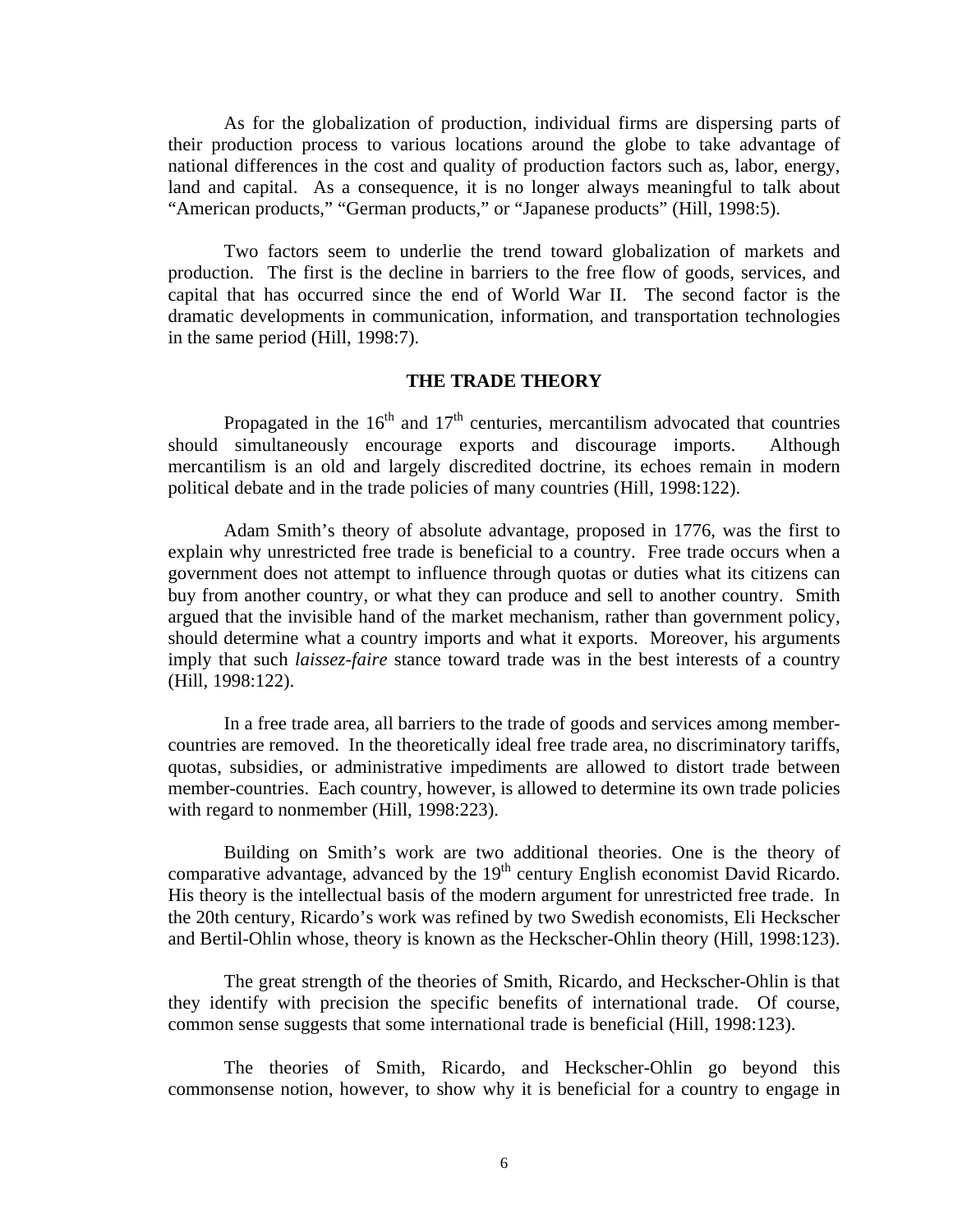As for the globalization of production, individual firms are dispersing parts of their production process to various locations around the globe to take advantage of national differences in the cost and quality of production factors such as, labor, energy, land and capital. As a consequence, it is no longer always meaningful to talk about "American products," "German products," or "Japanese products" (Hill, 1998:5).

Two factors seem to underlie the trend toward globalization of markets and production. The first is the decline in barriers to the free flow of goods, services, and capital that has occurred since the end of World War II. The second factor is the dramatic developments in communication, information, and transportation technologies in the same period (Hill, 1998:7).

## THE TRADE THEORY

Propagated in the 16th and 17th centuries, mercantilism advocated that countries should simultaneously encourage exports and discourage imports. Although mercantilism is an old and largely discredited doctrine, its echoes remain in modern political debate and in the trade policies of many countries (Hill, 1998:122).

Adam Smith's theory of absolute advantage, proposed in 1776, was the first to explain why unrestricted free trade is beneficial to a country. Free trade occurs when a government does not attempt to influence through quotas or duties what its citizens can buy from another country, or what they can produce and sell to another country. Smith argued that the invisible hand of the market mechanism, rather than government policy, should determine what a country imports and what it exports. Moreover, his arguments imply that such *laissez-faire* stance toward trade was in the best interests of a country (Hill, 1998:122).

In a free trade area, all barriers to the trade of goods and services among member-countries are removed. In the theoretically ideal free trade area, no discriminatory tariffs, quotas, subsidies, or administrative impediments are allowed to distort trade between member-countries. Each country, however, is allowed to determine its own trade policies with regard to nonmember (Hill, 1998:223).

Building on Smith's work are two additional theories. One is the theory of comparative advantage, advanced by the 19th century English economist David Ricardo. His theory is the intellectual basis of the modern argument for unrestricted free trade. In the 20th century, Ricardo's work was refined by two Swedish economists, Eli Heckscher and Bertil-Ohlin whose, theory is known as the Heckscher-Ohlin theory (Hill, 1998:123).

The great strength of the theories of Smith, Ricardo, and Heckscher-Ohlin is that they identify with precision the specific benefits of international trade. Of course, common sense suggests that some international trade is beneficial (Hill, 1998:123).

The theories of Smith, Ricardo, and Heckscher-Ohlin go beyond this commonsense notion, however, to show why it is beneficial for a country to engage in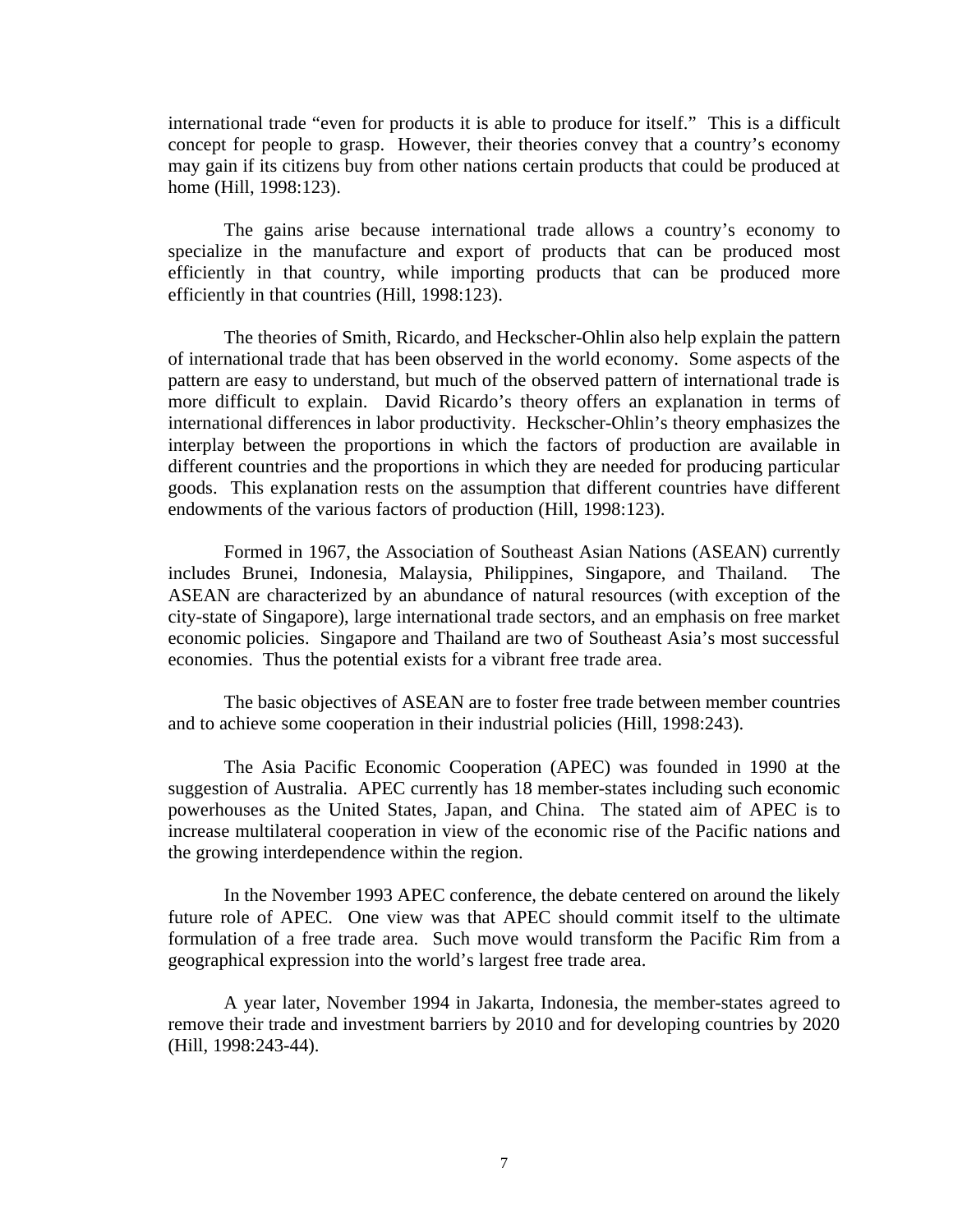international trade "even for products it is able to produce for itself." This is a difficult concept for people to grasp. However, their theories convey that a country's economy may gain if its citizens buy from other nations certain products that could be produced at home (Hill, 1998:123).

The gains arise because international trade allows a country's economy to specialize in the manufacture and export of products that can be produced most efficiently in that country, while importing products that can be produced more efficiently in that countries (Hill, 1998:123).

The theories of Smith, Ricardo, and Heckscher-Ohlin also help explain the pattern of international trade that has been observed in the world economy. Some aspects of the pattern are easy to understand, but much of the observed pattern of international trade is more difficult to explain. David Ricardo's theory offers an explanation in terms of international differences in labor productivity. Heckscher-Ohlin's theory emphasizes the interplay between the proportions in which the factors of production are available in different countries and the proportions in which they are needed for producing particular goods. This explanation rests on the assumption that different countries have different endowments of the various factors of production (Hill, 1998:123).

Formed in 1967, the Association of Southeast Asian Nations (ASEAN) currently includes Brunei, Indonesia, Malaysia, Philippines, Singapore, and Thailand. The ASEAN are characterized by an abundance of natural resources (with exception of the city-state of Singapore), large international trade sectors, and an emphasis on free market economic policies. Singapore and Thailand are two of Southeast Asia's most successful economies. Thus the potential exists for a vibrant free trade area.

The basic objectives of ASEAN are to foster free trade between member countries and to achieve some cooperation in their industrial policies (Hill, 1998:243).

The Asia Pacific Economic Cooperation (APEC) was founded in 1990 at the suggestion of Australia. APEC currently has 18 member-states including such economic powerhouses as the United States, Japan, and China. The stated aim of APEC is to increase multilateral cooperation in view of the economic rise of the Pacific nations and the growing interdependence within the region.

In the November 1993 APEC conference, the debate centered on around the likely future role of APEC. One view was that APEC should commit itself to the ultimate formulation of a free trade area. Such move would transform the Pacific Rim from a geographical expression into the world's largest free trade area.

A year later, November 1994 in Jakarta, Indonesia, the member-states agreed to remove their trade and investment barriers by 2010 and for developing countries by 2020 (Hill, 1998:243-44).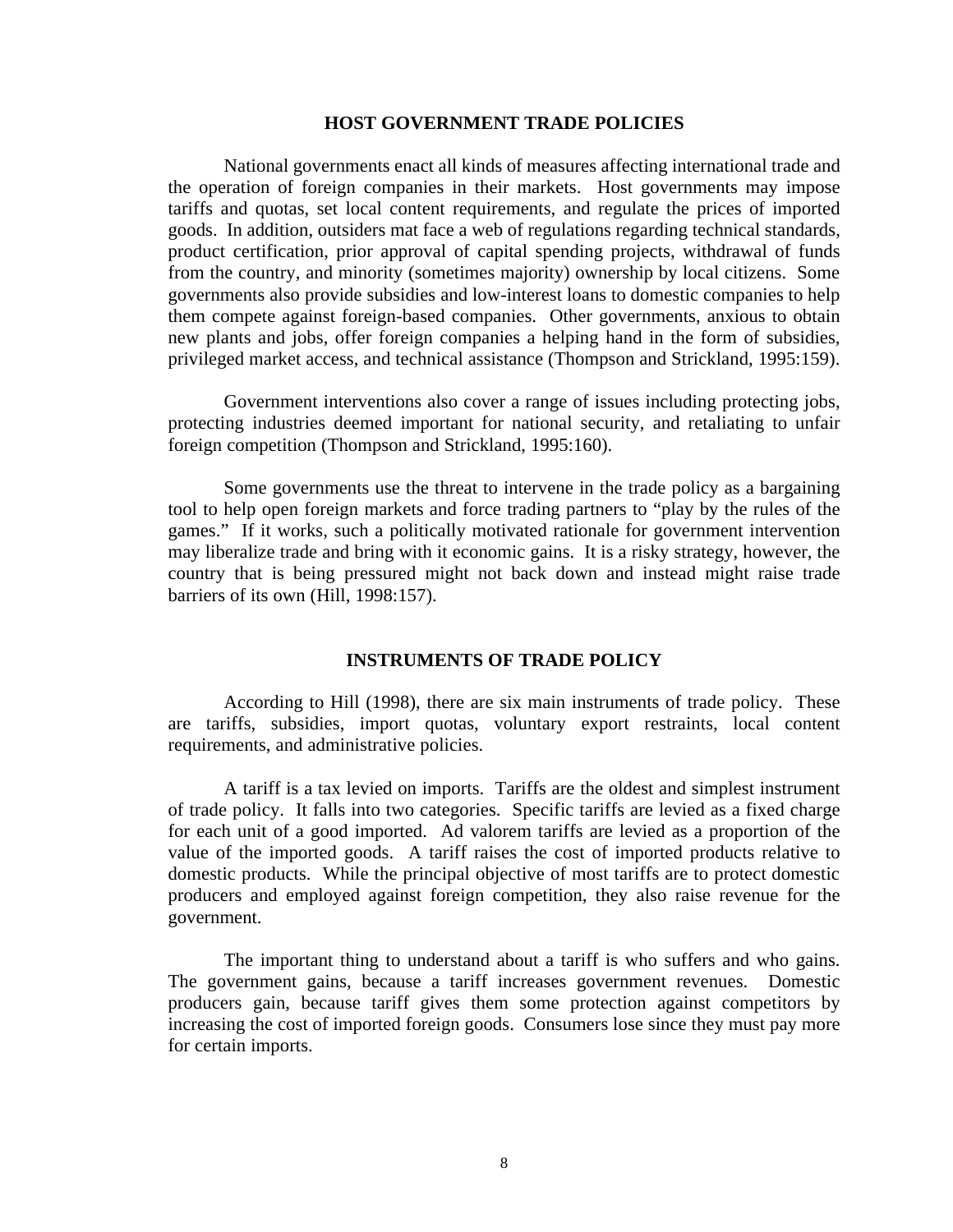## HOST GOVERNMENT TRADE POLICIES

National governments enact all kinds of measures affecting international trade and the operation of foreign companies in their markets. Host governments may impose tariffs and quotas, set local content requirements, and regulate the prices of imported goods. In addition, outsiders mat face a web of regulations regarding technical standards, product certification, prior approval of capital spending projects, withdrawal of funds from the country, and minority (sometimes majority) ownership by local citizens. Some governments also provide subsidies and low-interest loans to domestic companies to help them compete against foreign-based companies. Other governments, anxious to obtain new plants and jobs, offer foreign companies a helping hand in the form of subsidies, privileged market access, and technical assistance (Thompson and Strickland, 1995:159).

Government interventions also cover a range of issues including protecting jobs, protecting industries deemed important for national security, and retaliating to unfair foreign competition (Thompson and Strickland, 1995:160).

Some governments use the threat to intervene in the trade policy as a bargaining tool to help open foreign markets and force trading partners to "play by the rules of the games." If it works, such a politically motivated rationale for government intervention may liberalize trade and bring with it economic gains. It is a risky strategy, however, the country that is being pressured might not back down and instead might raise trade barriers of its own (Hill, 1998:157).

## INSTRUMENTS OF TRADE POLICY

According to Hill (1998), there are six main instruments of trade policy. These are tariffs, subsidies, import quotas, voluntary export restraints, local content requirements, and administrative policies.

A tariff is a tax levied on imports. Tariffs are the oldest and simplest instrument of trade policy. It falls into two categories. Specific tariffs are levied as a fixed charge for each unit of a good imported. Ad valorem tariffs are levied as a proportion of the value of the imported goods. A tariff raises the cost of imported products relative to domestic products. While the principal objective of most tariffs are to protect domestic producers and employed against foreign competition, they also raise revenue for the government.

The important thing to understand about a tariff is who suffers and who gains. The government gains, because a tariff increases government revenues. Domestic producers gain, because tariff gives them some protection against competitors by increasing the cost of imported foreign goods. Consumers lose since they must pay more for certain imports.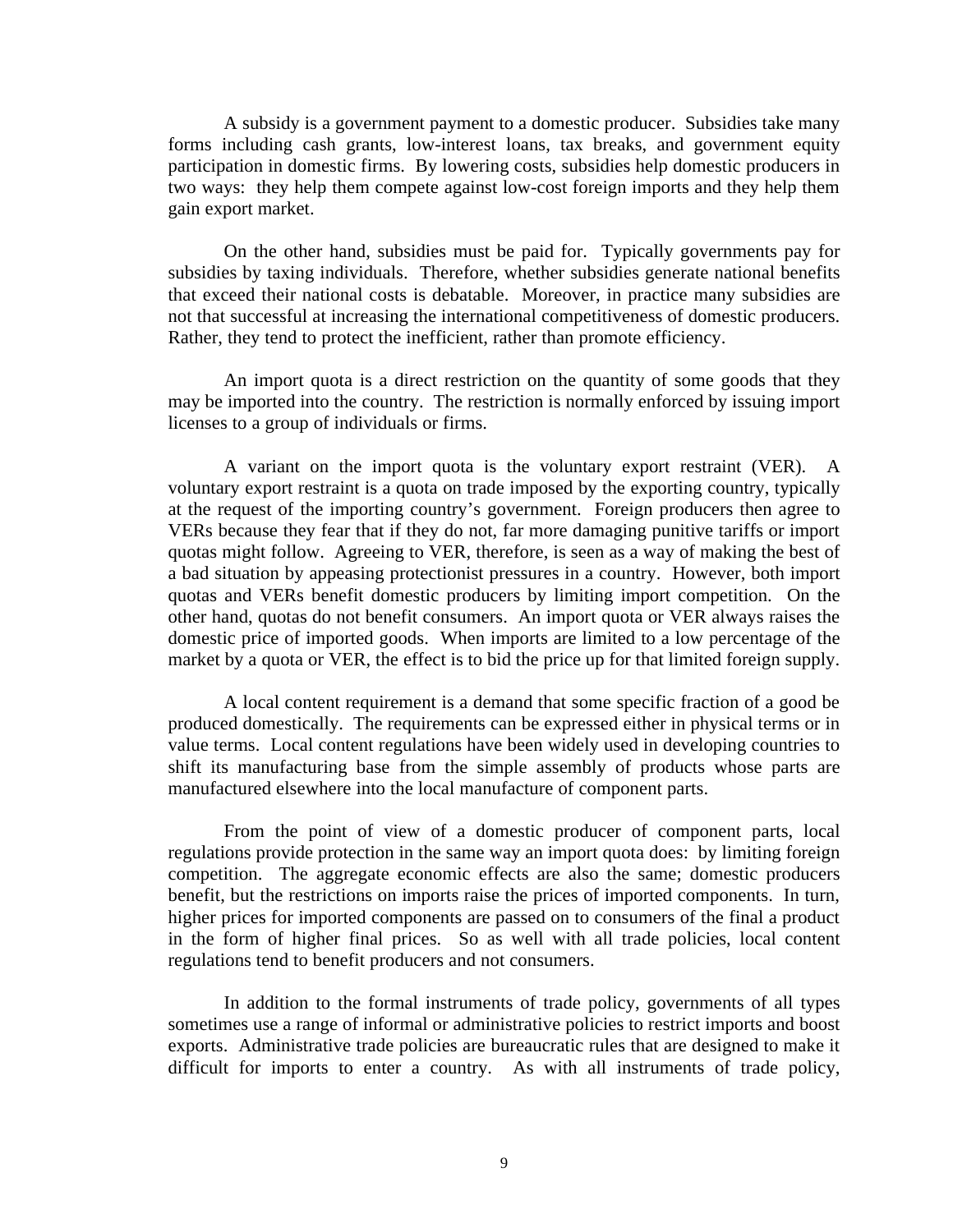A subsidy is a government payment to a domestic producer. Subsidies take many forms including cash grants, low-interest loans, tax breaks, and government equity participation in domestic firms. By lowering costs, subsidies help domestic producers in two ways: they help them compete against low-cost foreign imports and they help them gain export market.

On the other hand, subsidies must be paid for. Typically governments pay for subsidies by taxing individuals. Therefore, whether subsidies generate national benefits that exceed their national costs is debatable. Moreover, in practice many subsidies are not that successful at increasing the international competitiveness of domestic producers. Rather, they tend to protect the inefficient, rather than promote efficiency.

An import quota is a direct restriction on the quantity of some goods that they may be imported into the country. The restriction is normally enforced by issuing import licenses to a group of individuals or firms.

A variant on the import quota is the voluntary export restraint (VER). A voluntary export restraint is a quota on trade imposed by the exporting country, typically at the request of the importing country's government. Foreign producers then agree to VERs because they fear that if they do not, far more damaging punitive tariffs or import quotas might follow. Agreeing to VER, therefore, is seen as a way of making the best of a bad situation by appeasing protectionist pressures in a country. However, both import quotas and VERs benefit domestic producers by limiting import competition. On the other hand, quotas do not benefit consumers. An import quota or VER always raises the domestic price of imported goods. When imports are limited to a low percentage of the market by a quota or VER, the effect is to bid the price up for that limited foreign supply.

A local content requirement is a demand that some specific fraction of a good be produced domestically. The requirements can be expressed either in physical terms or in value terms. Local content regulations have been widely used in developing countries to shift its manufacturing base from the simple assembly of products whose parts are manufactured elsewhere into the local manufacture of component parts.

From the point of view of a domestic producer of component parts, local regulations provide protection in the same way an import quota does: by limiting foreign competition. The aggregate economic effects are also the same; domestic producers benefit, but the restrictions on imports raise the prices of imported components. In turn, higher prices for imported components are passed on to consumers of the final a product in the form of higher final prices. So as well with all trade policies, local content regulations tend to benefit producers and not consumers.

In addition to the formal instruments of trade policy, governments of all types sometimes use a range of informal or administrative policies to restrict imports and boost exports. Administrative trade policies are bureaucratic rules that are designed to make it difficult for imports to enter a country. As with all instruments of trade policy,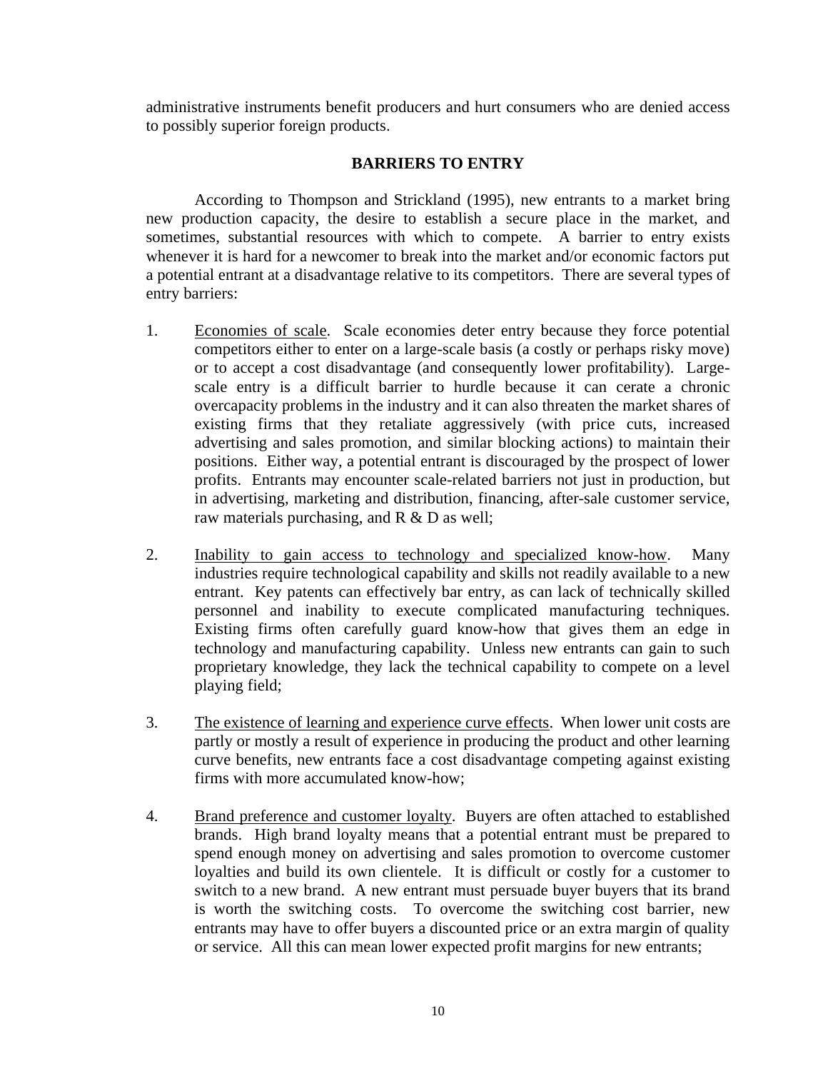administrative instruments benefit producers and hurt consumers who are denied access to possibly superior foreign products.

## BARRIERS TO ENTRY

According to Thompson and Strickland (1995), new entrants to a market bring new production capacity, the desire to establish a secure place in the market, and sometimes, substantial resources with which to compete. A barrier to entry exists whenever it is hard for a newcomer to break into the market and/or economic factors put a potential entrant at a disadvantage relative to its competitors. There are several types of entry barriers:

1. Economies of scale. Scale economies deter entry because they force potential competitors either to enter on a large-scale basis (a costly or perhaps risky move) or to accept a cost disadvantage (and consequently lower profitability). Large-scale entry is a difficult barrier to hurdle because it can cerate a chronic overcapacity problems in the industry and it can also threaten the market shares of existing firms that they retaliate aggressively (with price cuts, increased advertising and sales promotion, and similar blocking actions) to maintain their positions. Either way, a potential entrant is discouraged by the prospect of lower profits. Entrants may encounter scale-related barriers not just in production, but in advertising, marketing and distribution, financing, after-sale customer service, raw materials purchasing, and R & D as well;

2. Inability to gain access to technology and specialized know-how. Many industries require technological capability and skills not readily available to a new entrant. Key patents can effectively bar entry, as can lack of technically skilled personnel and inability to execute complicated manufacturing techniques. Existing firms often carefully guard know-how that gives them an edge in technology and manufacturing capability. Unless new entrants can gain to such proprietary knowledge, they lack the technical capability to compete on a level playing field;

3. The existence of learning and experience curve effects. When lower unit costs are partly or mostly a result of experience in producing the product and other learning curve benefits, new entrants face a cost disadvantage competing against existing firms with more accumulated know-how;

4. Brand preference and customer loyalty. Buyers are often attached to established brands. High brand loyalty means that a potential entrant must be prepared to spend enough money on advertising and sales promotion to overcome customer loyalties and build its own clientele. It is difficult or costly for a customer to switch to a new brand. A new entrant must persuade buyer buyers that its brand is worth the switching costs. To overcome the switching cost barrier, new entrants may have to offer buyers a discounted price or an extra margin of quality or service. All this can mean lower expected profit margins for new entrants;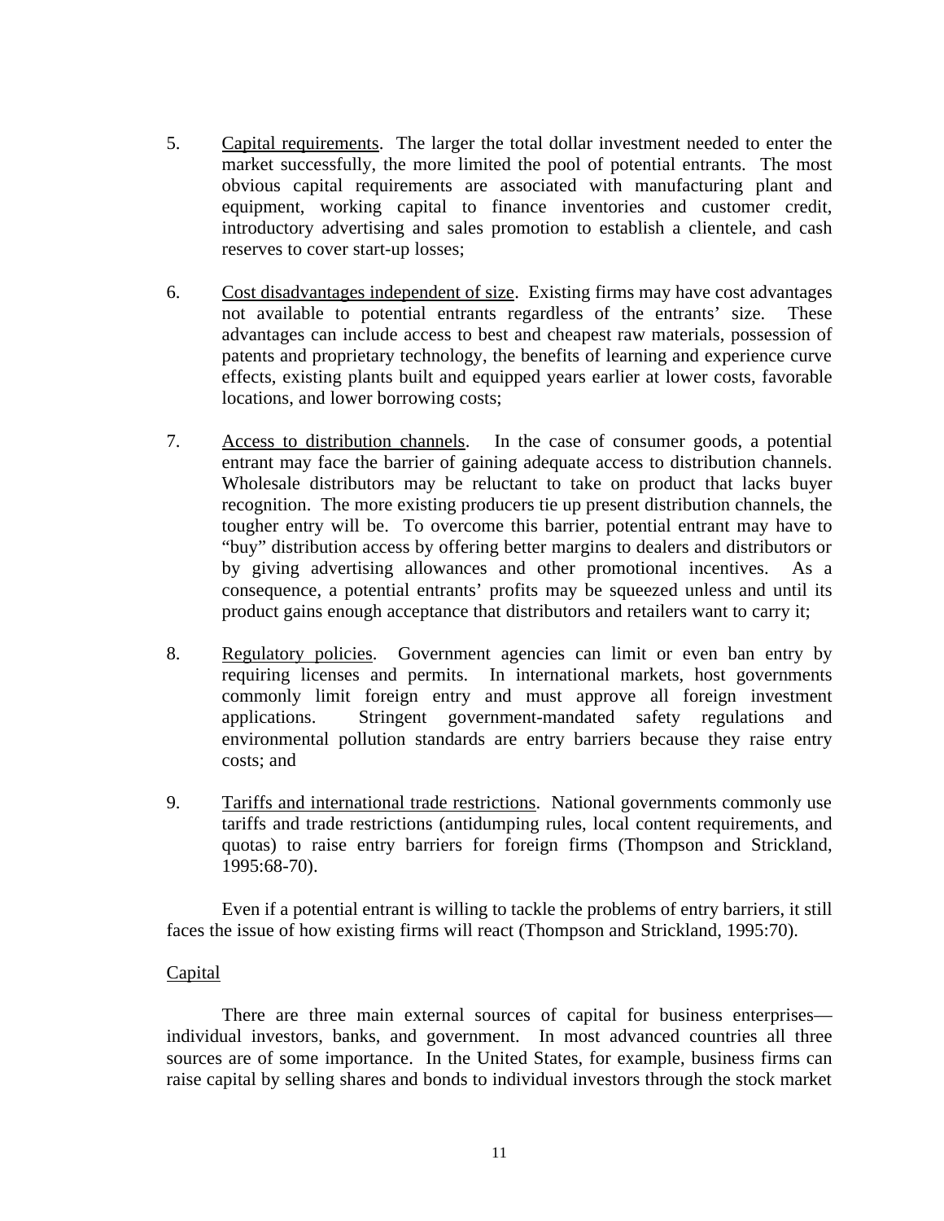5. Capital requirements. The larger the total dollar investment needed to enter the market successfully, the more limited the pool of potential entrants. The most obvious capital requirements are associated with manufacturing plant and equipment, working capital to finance inventories and customer credit, introductory advertising and sales promotion to establish a clientele, and cash reserves to cover start-up losses;

6. Cost disadvantages independent of size. Existing firms may have cost advantages not available to potential entrants regardless of the entrants' size. These advantages can include access to best and cheapest raw materials, possession of patents and proprietary technology, the benefits of learning and experience curve effects, existing plants built and equipped years earlier at lower costs, favorable locations, and lower borrowing costs;

7. Access to distribution channels. In the case of consumer goods, a potential entrant may face the barrier of gaining adequate access to distribution channels. Wholesale distributors may be reluctant to take on product that lacks buyer recognition. The more existing producers tie up present distribution channels, the tougher entry will be. To overcome this barrier, potential entrant may have to "buy" distribution access by offering better margins to dealers and distributors or by giving advertising allowances and other promotional incentives. As a consequence, a potential entrants' profits may be squeezed unless and until its product gains enough acceptance that distributors and retailers want to carry it;

8. Regulatory policies. Government agencies can limit or even ban entry by requiring licenses and permits. In international markets, host governments commonly limit foreign entry and must approve all foreign investment applications. Stringent government-mandated safety regulations and environmental pollution standards are entry barriers because they raise entry costs; and

9. Tariffs and international trade restrictions. National governments commonly use tariffs and trade restrictions (antidumping rules, local content requirements, and quotas) to raise entry barriers for foreign firms (Thompson and Strickland, 1995:68-70).

Even if a potential entrant is willing to tackle the problems of entry barriers, it still faces the issue of how existing firms will react (Thompson and Strickland, 1995:70).

## Capital

There are three main external sources of capital for business enterprises—individual investors, banks, and government. In most advanced countries all three sources are of some importance. In the United States, for example, business firms can raise capital by selling shares and bonds to individual investors through the stock market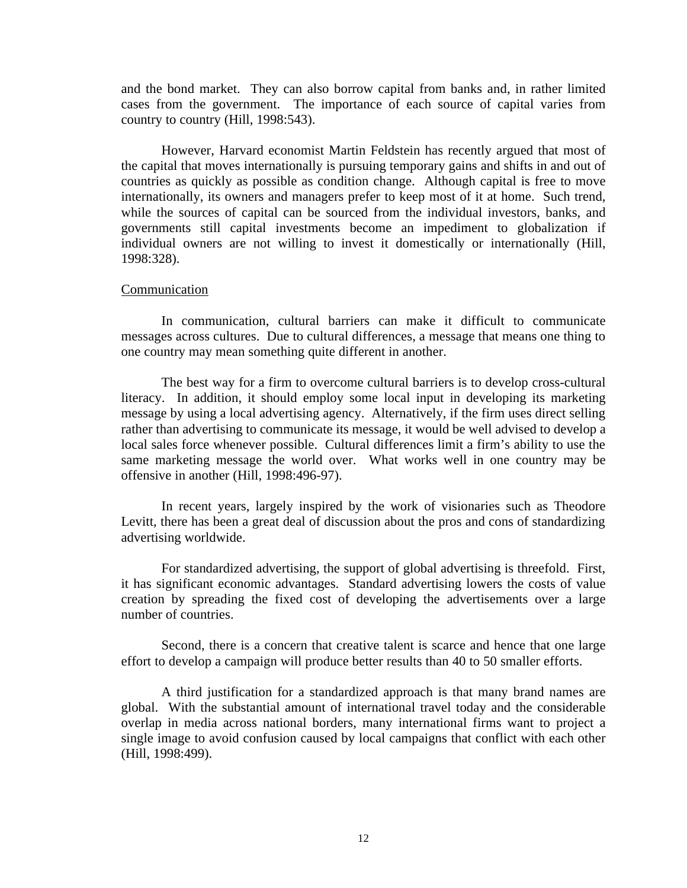and the bond market. They can also borrow capital from banks and, in rather limited cases from the government. The importance of each source of capital varies from country to country (Hill, 1998:543).

However, Harvard economist Martin Feldstein has recently argued that most of the capital that moves internationally is pursuing temporary gains and shifts in and out of countries as quickly as possible as condition change. Although capital is free to move internationally, its owners and managers prefer to keep most of it at home. Such trend, while the sources of capital can be sourced from the individual investors, banks, and governments still capital investments become an impediment to globalization if individual owners are not willing to invest it domestically or internationally (Hill, 1998:328).

Communication

In communication, cultural barriers can make it difficult to communicate messages across cultures. Due to cultural differences, a message that means one thing to one country may mean something quite different in another.

The best way for a firm to overcome cultural barriers is to develop cross-cultural literacy. In addition, it should employ some local input in developing its marketing message by using a local advertising agency. Alternatively, if the firm uses direct selling rather than advertising to communicate its message, it would be well advised to develop a local sales force whenever possible. Cultural differences limit a firm's ability to use the same marketing message the world over. What works well in one country may be offensive in another (Hill, 1998:496-97).

In recent years, largely inspired by the work of visionaries such as Theodore Levitt, there has been a great deal of discussion about the pros and cons of standardizing advertising worldwide.

For standardized advertising, the support of global advertising is threefold. First, it has significant economic advantages. Standard advertising lowers the costs of value creation by spreading the fixed cost of developing the advertisements over a large number of countries.

Second, there is a concern that creative talent is scarce and hence that one large effort to develop a campaign will produce better results than 40 to 50 smaller efforts.

A third justification for a standardized approach is that many brand names are global. With the substantial amount of international travel today and the considerable overlap in media across national borders, many international firms want to project a single image to avoid confusion caused by local campaigns that conflict with each other (Hill, 1998:499).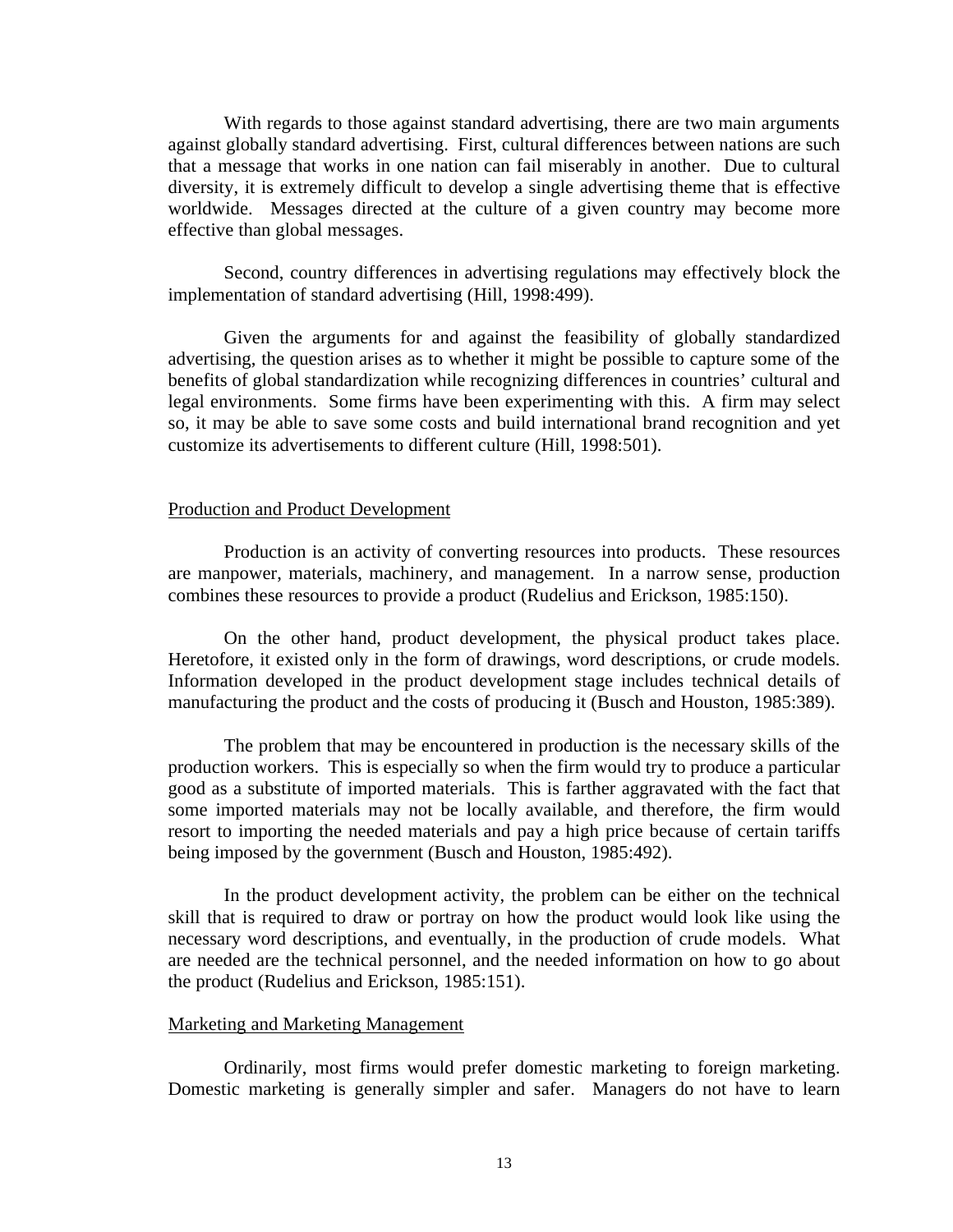With regards to those against standard advertising, there are two main arguments against globally standard advertising. First, cultural differences between nations are such that a message that works in one nation can fail miserably in another. Due to cultural diversity, it is extremely difficult to develop a single advertising theme that is effective worldwide. Messages directed at the culture of a given country may become more effective than global messages.

Second, country differences in advertising regulations may effectively block the implementation of standard advertising (Hill, 1998:499).

Given the arguments for and against the feasibility of globally standardized advertising, the question arises as to whether it might be possible to capture some of the benefits of global standardization while recognizing differences in countries' cultural and legal environments. Some firms have been experimenting with this. A firm may select so, it may be able to save some costs and build international brand recognition and yet customize its advertisements to different culture (Hill, 1998:501).

<u>Production and Product Development</u>

Production is an activity of converting resources into products. These resources are manpower, materials, machinery, and management. In a narrow sense, production combines these resources to provide a product (Rudelius and Erickson, 1985:150).

On the other hand, product development, the physical product takes place. Heretofore, it existed only in the form of drawings, word descriptions, or crude models. Information developed in the product development stage includes technical details of manufacturing the product and the costs of producing it (Busch and Houston, 1985:389).

The problem that may be encountered in production is the necessary skills of the production workers. This is especially so when the firm would try to produce a particular good as a substitute of imported materials. This is farther aggravated with the fact that some imported materials may not be locally available, and therefore, the firm would resort to importing the needed materials and pay a high price because of certain tariffs being imposed by the government (Busch and Houston, 1985:492).

In the product development activity, the problem can be either on the technical skill that is required to draw or portray on how the product would look like using the necessary word descriptions, and eventually, in the production of crude models. What are needed are the technical personnel, and the needed information on how to go about the product (Rudelius and Erickson, 1985:151).

<u>Marketing and Marketing Management</u>

Ordinarily, most firms would prefer domestic marketing to foreign marketing. Domestic marketing is generally simpler and safer. Managers do not have to learn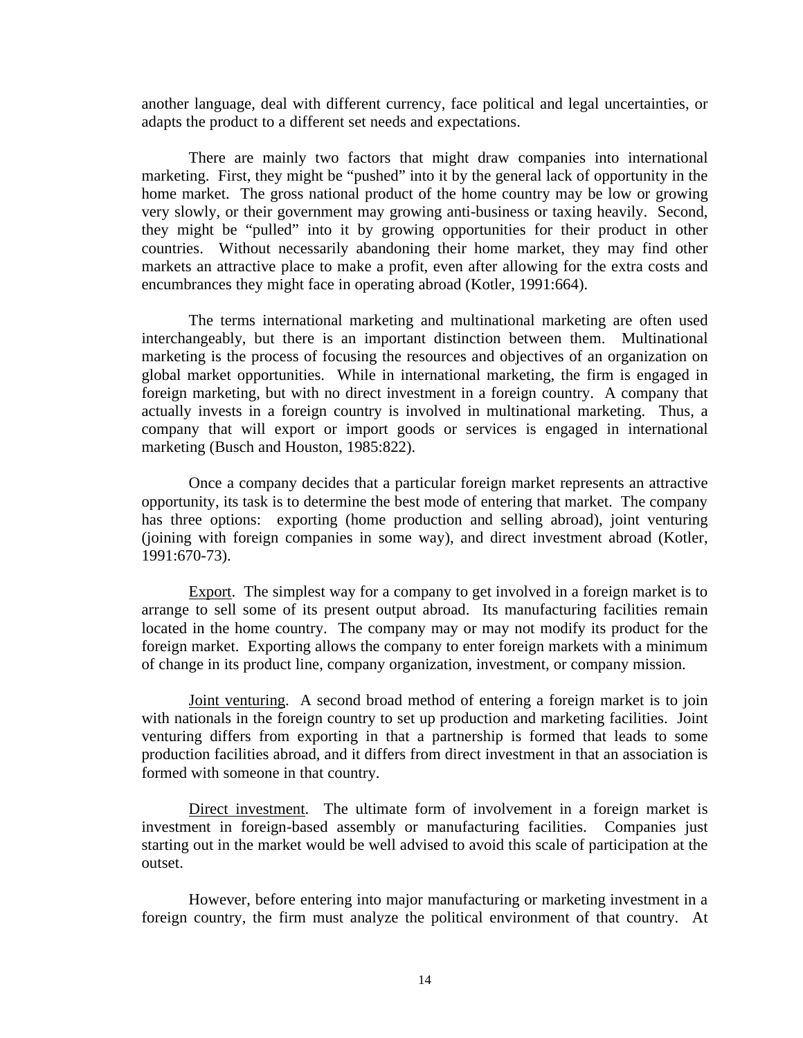another language, deal with different currency, face political and legal uncertainties, or adapts the product to a different set needs and expectations.

There are mainly two factors that might draw companies into international marketing. First, they might be "pushed" into it by the general lack of opportunity in the home market. The gross national product of the home country may be low or growing very slowly, or their government may growing anti-business or taxing heavily. Second, they might be "pulled" into it by growing opportunities for their product in other countries. Without necessarily abandoning their home market, they may find other markets an attractive place to make a profit, even after allowing for the extra costs and encumbrances they might face in operating abroad (Kotler, 1991:664).

The terms international marketing and multinational marketing are often used interchangeably, but there is an important distinction between them. Multinational marketing is the process of focusing the resources and objectives of an organization on global market opportunities. While in international marketing, the firm is engaged in foreign marketing, but with no direct investment in a foreign country. A company that actually invests in a foreign country is involved in multinational marketing. Thus, a company that will export or import goods or services is engaged in international marketing (Busch and Houston, 1985:822).

Once a company decides that a particular foreign market represents an attractive opportunity, its task is to determine the best mode of entering that market. The company has three options: exporting (home production and selling abroad), joint venturing (joining with foreign companies in some way), and direct investment abroad (Kotler, 1991:670-73).

<u>Export</u>. The simplest way for a company to get involved in a foreign market is to arrange to sell some of its present output abroad. Its manufacturing facilities remain located in the home country. The company may or may not modify its product for the foreign market. Exporting allows the company to enter foreign markets with a minimum of change in its product line, company organization, investment, or company mission.

<u>Joint venturing</u>. A second broad method of entering a foreign market is to join with nationals in the foreign country to set up production and marketing facilities. Joint venturing differs from exporting in that a partnership is formed that leads to some production facilities abroad, and it differs from direct investment in that an association is formed with someone in that country.

<u>Direct investment</u>. The ultimate form of involvement in a foreign market is investment in foreign-based assembly or manufacturing facilities. Companies just starting out in the market would be well advised to avoid this scale of participation at the outset.

However, before entering into major manufacturing or marketing investment in a foreign country, the firm must analyze the political environment of that country. At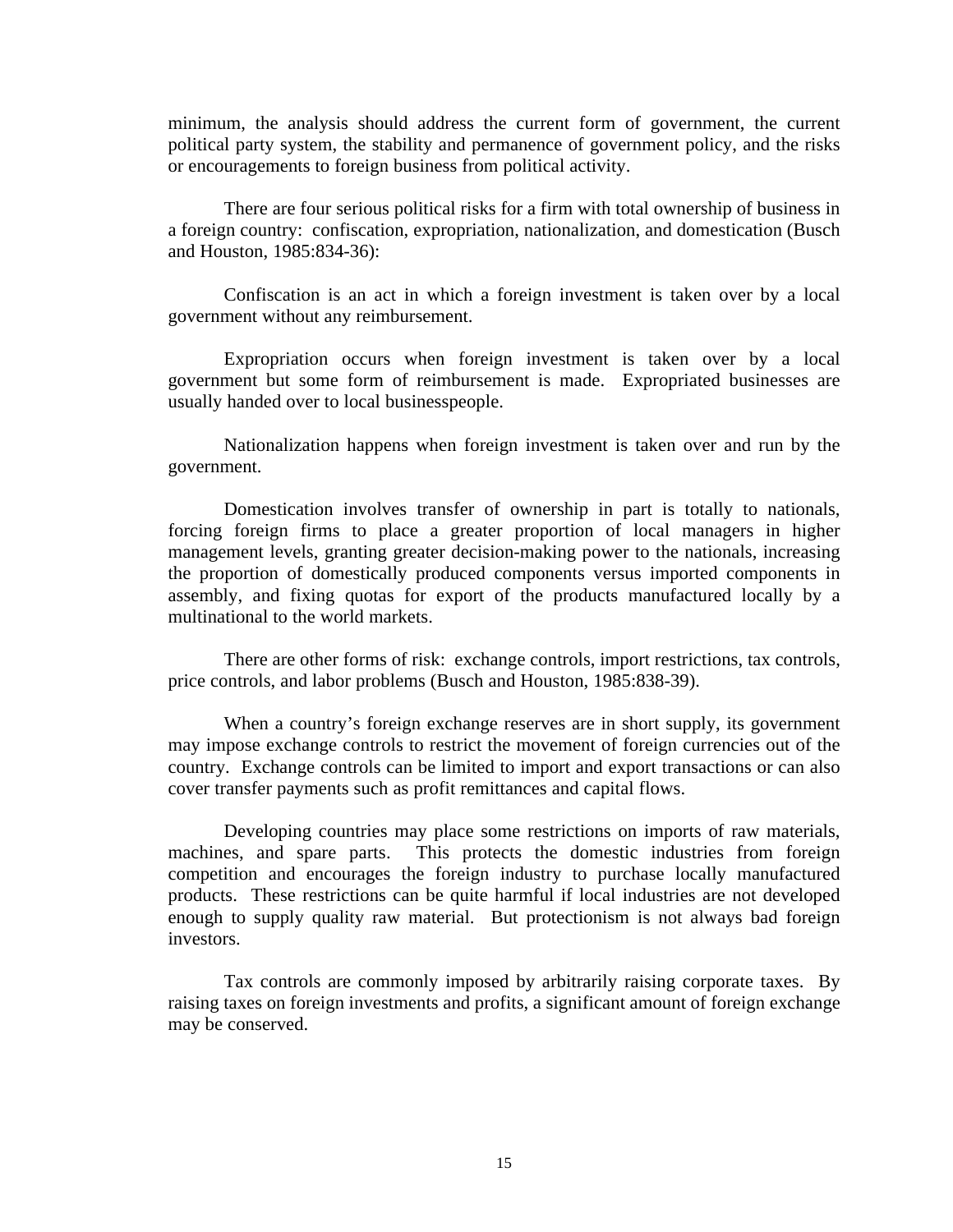minimum, the analysis should address the current form of government, the current political party system, the stability and permanence of government policy, and the risks or encouragements to foreign business from political activity.

There are four serious political risks for a firm with total ownership of business in a foreign country: confiscation, expropriation, nationalization, and domestication (Busch and Houston, 1985:834-36):

Confiscation is an act in which a foreign investment is taken over by a local government without any reimbursement.

Expropriation occurs when foreign investment is taken over by a local government but some form of reimbursement is made. Expropriated businesses are usually handed over to local businesspeople.

Nationalization happens when foreign investment is taken over and run by the government.

Domestication involves transfer of ownership in part is totally to nationals, forcing foreign firms to place a greater proportion of local managers in higher management levels, granting greater decision-making power to the nationals, increasing the proportion of domestically produced components versus imported components in assembly, and fixing quotas for export of the products manufactured locally by a multinational to the world markets.

There are other forms of risk: exchange controls, import restrictions, tax controls, price controls, and labor problems (Busch and Houston, 1985:838-39).

When a country's foreign exchange reserves are in short supply, its government may impose exchange controls to restrict the movement of foreign currencies out of the country. Exchange controls can be limited to import and export transactions or can also cover transfer payments such as profit remittances and capital flows.

Developing countries may place some restrictions on imports of raw materials, machines, and spare parts. This protects the domestic industries from foreign competition and encourages the foreign industry to purchase locally manufactured products. These restrictions can be quite harmful if local industries are not developed enough to supply quality raw material. But protectionism is not always bad foreign investors.

Tax controls are commonly imposed by arbitrarily raising corporate taxes. By raising taxes on foreign investments and profits, a significant amount of foreign exchange may be conserved.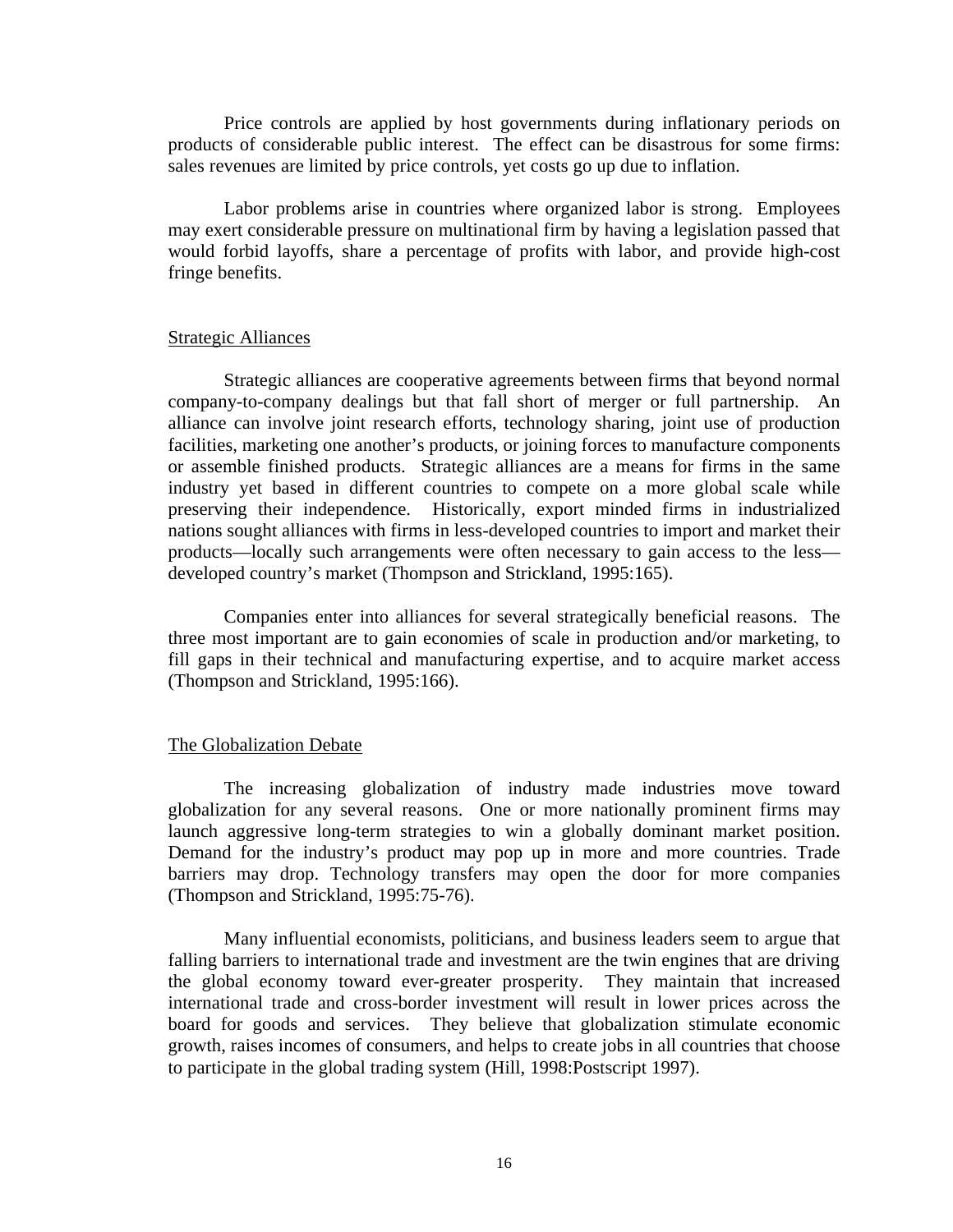Price controls are applied by host governments during inflationary periods on products of considerable public interest. The effect can be disastrous for some firms: sales revenues are limited by price controls, yet costs go up due to inflation.

Labor problems arise in countries where organized labor is strong. Employees may exert considerable pressure on multinational firm by having a legislation passed that would forbid layoffs, share a percentage of profits with labor, and provide high-cost fringe benefits.

## Strategic Alliances

Strategic alliances are cooperative agreements between firms that beyond normal company-to-company dealings but that fall short of merger or full partnership. An alliance can involve joint research efforts, technology sharing, joint use of production facilities, marketing one another's products, or joining forces to manufacture components or assemble finished products. Strategic alliances are a means for firms in the same industry yet based in different countries to compete on a more global scale while preserving their independence. Historically, export minded firms in industrialized nations sought alliances with firms in less-developed countries to import and market their products—locally such arrangements were often necessary to gain access to the less—developed country's market (Thompson and Strickland, 1995:165).

Companies enter into alliances for several strategically beneficial reasons. The three most important are to gain economies of scale in production and/or marketing, to fill gaps in their technical and manufacturing expertise, and to acquire market access (Thompson and Strickland, 1995:166).

## The Globalization Debate

The increasing globalization of industry made industries move toward globalization for any several reasons. One or more nationally prominent firms may launch aggressive long-term strategies to win a globally dominant market position. Demand for the industry's product may pop up in more and more countries. Trade barriers may drop. Technology transfers may open the door for more companies (Thompson and Strickland, 1995:75-76).

Many influential economists, politicians, and business leaders seem to argue that falling barriers to international trade and investment are the twin engines that are driving the global economy toward ever-greater prosperity. They maintain that increased international trade and cross-border investment will result in lower prices across the board for goods and services. They believe that globalization stimulate economic growth, raises incomes of consumers, and helps to create jobs in all countries that choose to participate in the global trading system (Hill, 1998:Postscript 1997).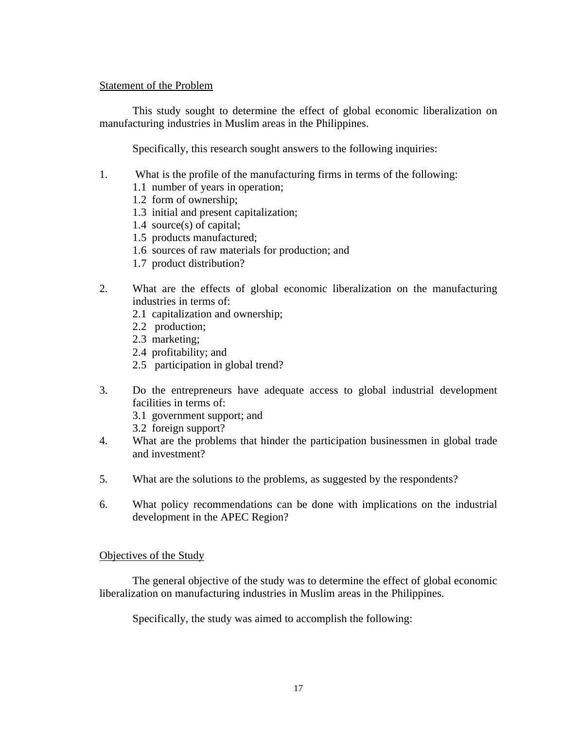## Statement of the Problem

This study sought to determine the effect of global economic liberalization on manufacturing industries in Muslim areas in the Philippines.

Specifically, this research sought answers to the following inquiries:

1. What is the profile of the manufacturing firms in terms of the following:
   - 1.1 number of years in operation;
   - 1.2 form of ownership;
   - 1.3 initial and present capitalization;
   - 1.4 source(s) of capital;
   - 1.5 products manufactured;
   - 1.6 sources of raw materials for production; and
   - 1.7 product distribution?

2. What are the effects of global economic liberalization on the manufacturing industries in terms of:
   - 2.1 capitalization and ownership;
   - 2.2 production;
   - 2.3 marketing;
   - 2.4 profitability; and
   - 2.5 participation in global trend?

3. Do the entrepreneurs have adequate access to global industrial development facilities in terms of:
   - 3.1 government support; and
   - 3.2 foreign support?

4. What are the problems that hinder the participation businessmen in global trade and investment?

5. What are the solutions to the problems, as suggested by the respondents?

6. What policy recommendations can be done with implications on the industrial development in the APEC Region?

## Objectives of the Study

The general objective of the study was to determine the effect of global economic liberalization on manufacturing industries in Muslim areas in the Philippines.

Specifically, the study was aimed to accomplish the following: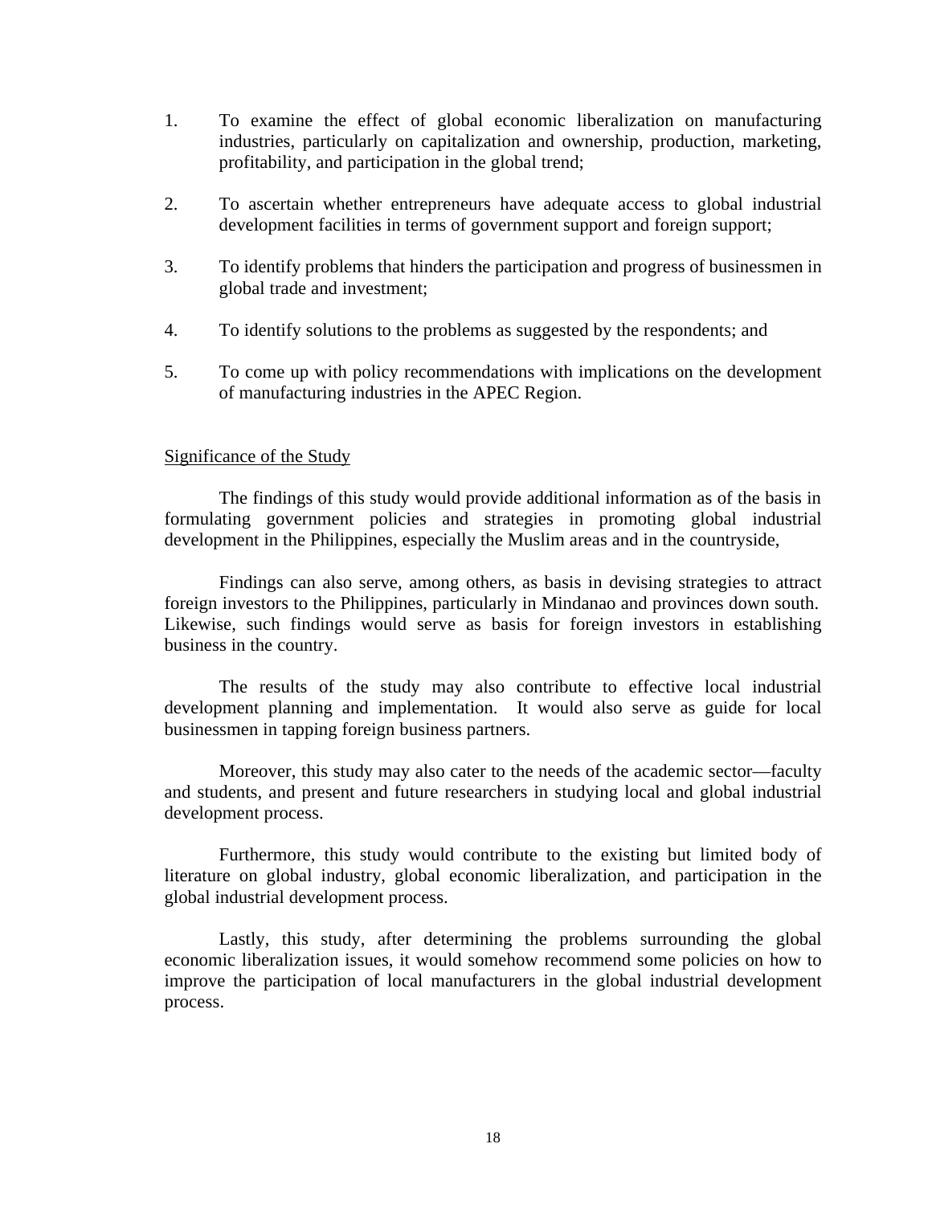1. To examine the effect of global economic liberalization on manufacturing industries, particularly on capitalization and ownership, production, marketing, profitability, and participation in the global trend;

2. To ascertain whether entrepreneurs have adequate access to global industrial development facilities in terms of government support and foreign support;

3. To identify problems that hinders the participation and progress of businessmen in global trade and investment;

4. To identify solutions to the problems as suggested by the respondents; and

5. To come up with policy recommendations with implications on the development of manufacturing industries in the APEC Region.

Significance of the Study

The findings of this study would provide additional information as of the basis in formulating government policies and strategies in promoting global industrial development in the Philippines, especially the Muslim areas and in the countryside,

Findings can also serve, among others, as basis in devising strategies to attract foreign investors to the Philippines, particularly in Mindanao and provinces down south. Likewise, such findings would serve as basis for foreign investors in establishing business in the country.

The results of the study may also contribute to effective local industrial development planning and implementation. It would also serve as guide for local businessmen in tapping foreign business partners.

Moreover, this study may also cater to the needs of the academic sector—faculty and students, and present and future researchers in studying local and global industrial development process.

Furthermore, this study would contribute to the existing but limited body of literature on global industry, global economic liberalization, and participation in the global industrial development process.

Lastly, this study, after determining the problems surrounding the global economic liberalization issues, it would somehow recommend some policies on how to improve the participation of local manufacturers in the global industrial development process.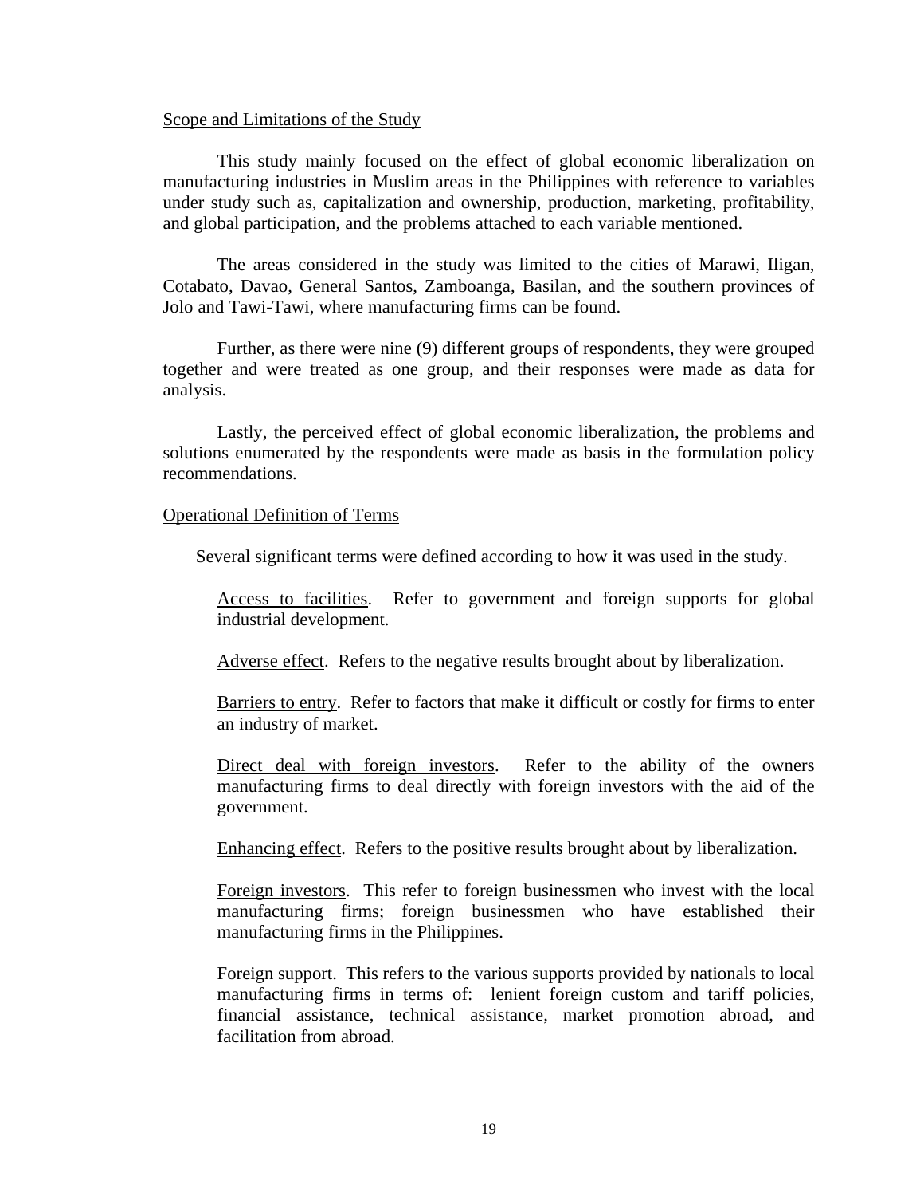Scope and Limitations of the Study

This study mainly focused on the effect of global economic liberalization on manufacturing industries in Muslim areas in the Philippines with reference to variables under study such as, capitalization and ownership, production, marketing, profitability, and global participation, and the problems attached to each variable mentioned.

The areas considered in the study was limited to the cities of Marawi, Iligan, Cotabato, Davao, General Santos, Zamboanga, Basilan, and the southern provinces of Jolo and Tawi-Tawi, where manufacturing firms can be found.

Further, as there were nine (9) different groups of respondents, they were grouped together and were treated as one group, and their responses were made as data for analysis.

Lastly, the perceived effect of global economic liberalization, the problems and solutions enumerated by the respondents were made as basis in the formulation policy recommendations.

Operational Definition of Terms

Several significant terms were defined according to how it was used in the study.

Access to facilities. Refer to government and foreign supports for global industrial development.

Adverse effect. Refers to the negative results brought about by liberalization.

Barriers to entry. Refer to factors that make it difficult or costly for firms to enter an industry of market.

Direct deal with foreign investors. Refer to the ability of the owners manufacturing firms to deal directly with foreign investors with the aid of the government.

Enhancing effect. Refers to the positive results brought about by liberalization.

Foreign investors. This refer to foreign businessmen who invest with the local manufacturing firms; foreign businessmen who have established their manufacturing firms in the Philippines.

Foreign support. This refers to the various supports provided by nationals to local manufacturing firms in terms of: lenient foreign custom and tariff policies, financial assistance, technical assistance, market promotion abroad, and facilitation from abroad.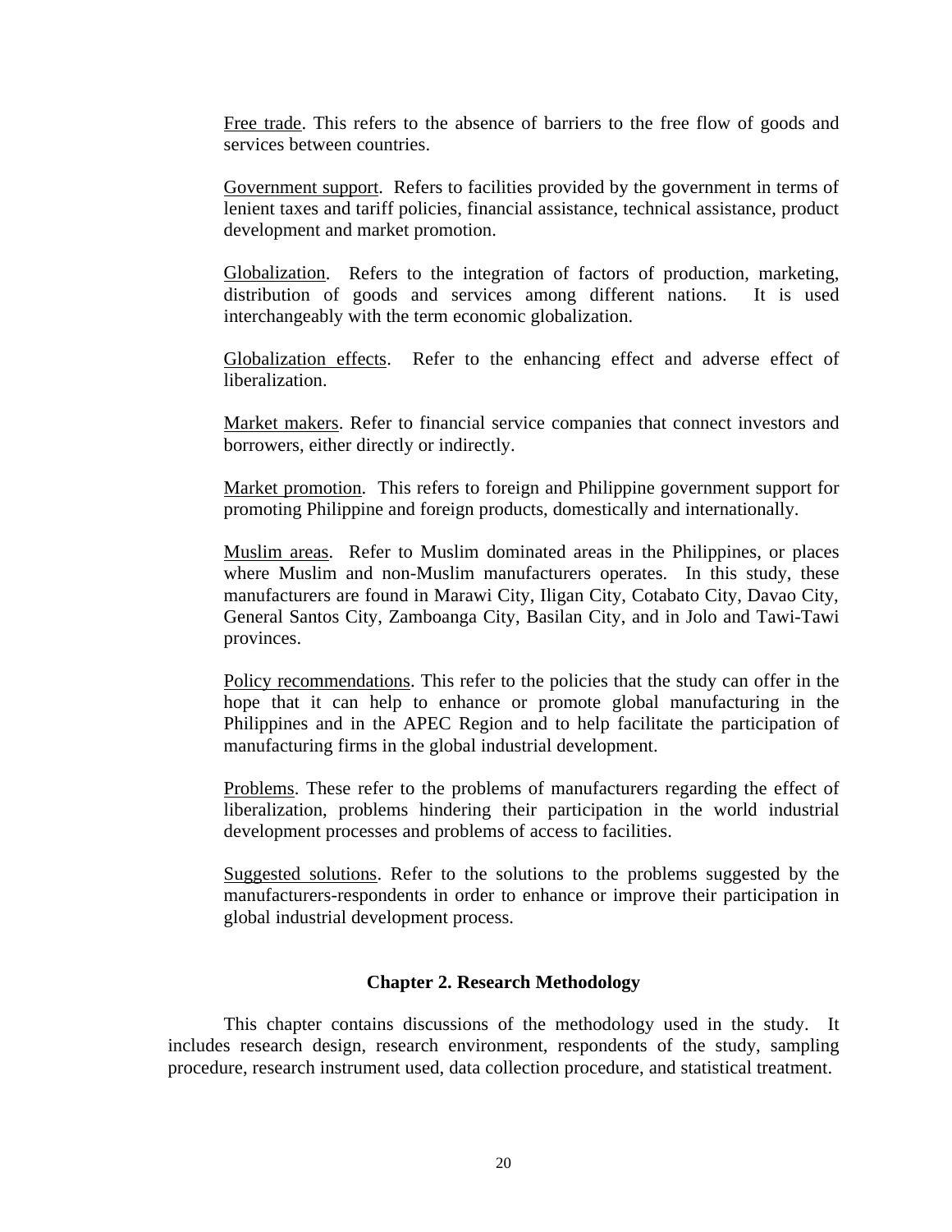Free trade. This refers to the absence of barriers to the free flow of goods and services between countries.

Government support. Refers to facilities provided by the government in terms of lenient taxes and tariff policies, financial assistance, technical assistance, product development and market promotion.

Globalization. Refers to the integration of factors of production, marketing, distribution of goods and services among different nations. It is used interchangeably with the term economic globalization.

Globalization effects. Refer to the enhancing effect and adverse effect of liberalization.

Market makers. Refer to financial service companies that connect investors and borrowers, either directly or indirectly.

Market promotion. This refers to foreign and Philippine government support for promoting Philippine and foreign products, domestically and internationally.

Muslim areas. Refer to Muslim dominated areas in the Philippines, or places where Muslim and non-Muslim manufacturers operates. In this study, these manufacturers are found in Marawi City, Iligan City, Cotabato City, Davao City, General Santos City, Zamboanga City, Basilan City, and in Jolo and Tawi-Tawi provinces.

Policy recommendations. This refer to the policies that the study can offer in the hope that it can help to enhance or promote global manufacturing in the Philippines and in the APEC Region and to help facilitate the participation of manufacturing firms in the global industrial development.

Problems. These refer to the problems of manufacturers regarding the effect of liberalization, problems hindering their participation in the world industrial development processes and problems of access to facilities.

Suggested solutions. Refer to the solutions to the problems suggested by the manufacturers-respondents in order to enhance or improve their participation in global industrial development process.

## Chapter 2. Research Methodology

This chapter contains discussions of the methodology used in the study. It includes research design, research environment, respondents of the study, sampling procedure, research instrument used, data collection procedure, and statistical treatment.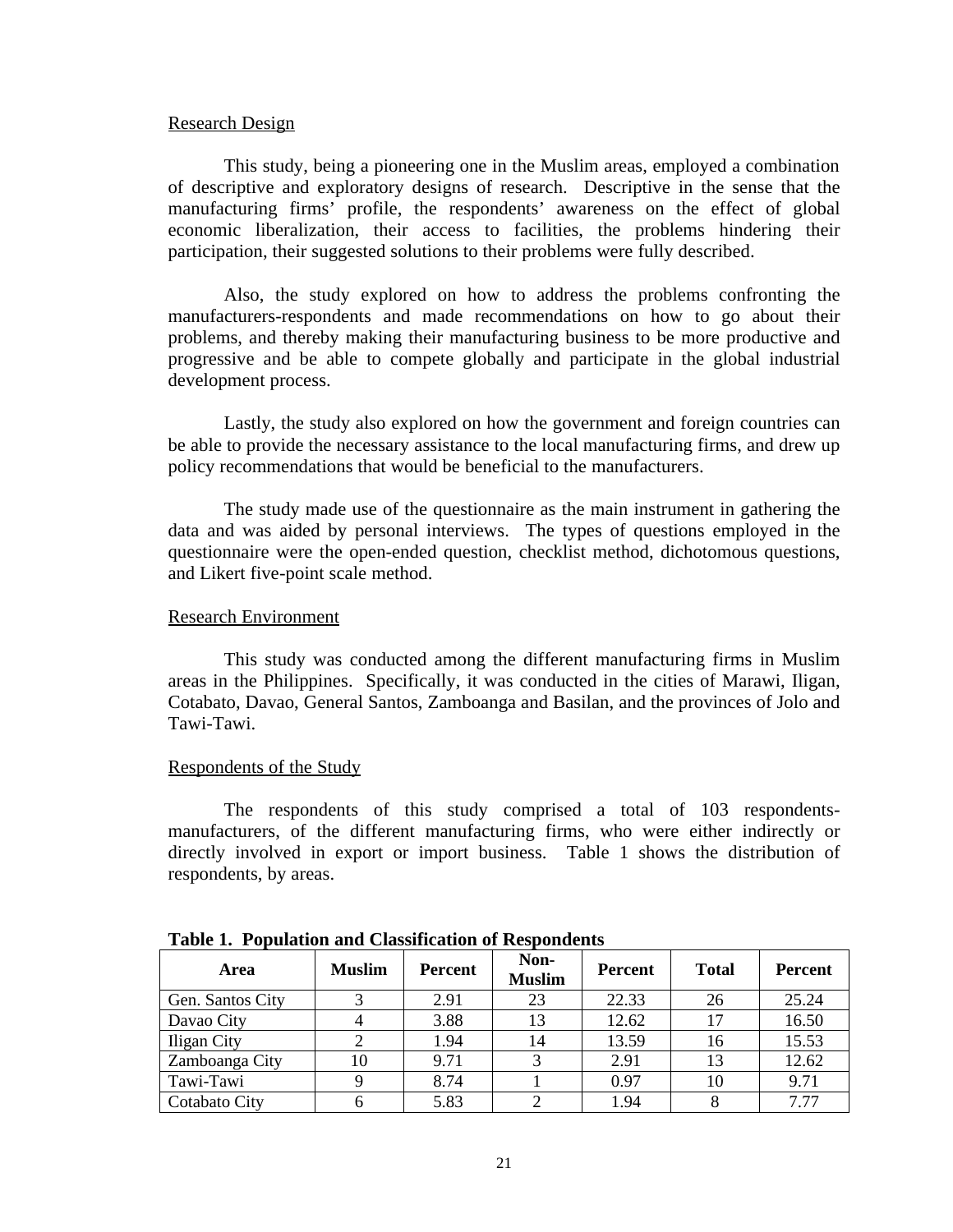## Research Design

This study, being a pioneering one in the Muslim areas, employed a combination of descriptive and exploratory designs of research. Descriptive in the sense that the manufacturing firms' profile, the respondents' awareness on the effect of global economic liberalization, their access to facilities, the problems hindering their participation, their suggested solutions to their problems were fully described.

Also, the study explored on how to address the problems confronting the manufacturers-respondents and made recommendations on how to go about their problems, and thereby making their manufacturing business to be more productive and progressive and be able to compete globally and participate in the global industrial development process.

Lastly, the study also explored on how the government and foreign countries can be able to provide the necessary assistance to the local manufacturing firms, and drew up policy recommendations that would be beneficial to the manufacturers.

The study made use of the questionnaire as the main instrument in gathering the data and was aided by personal interviews. The types of questions employed in the questionnaire were the open-ended question, checklist method, dichotomous questions, and Likert five-point scale method.

## Research Environment

This study was conducted among the different manufacturing firms in Muslim areas in the Philippines. Specifically, it was conducted in the cities of Marawi, Iligan, Cotabato, Davao, General Santos, Zamboanga and Basilan, and the provinces of Jolo and Tawi-Tawi.

## Respondents of the Study

The respondents of this study comprised a total of 103 respondents-manufacturers, of the different manufacturing firms, who were either indirectly or directly involved in export or import business. Table 1 shows the distribution of respondents, by areas.

**Table 1. Population and Classification of Respondents**

| Area | Muslim | Percent | Non-Muslim | Percent | Total | Percent |
|---|---|---|---|---|---|---|
| Gen. Santos City | 3 | 2.91 | 23 | 22.33 | 26 | 25.24 |
| Davao City | 4 | 3.88 | 13 | 12.62 | 17 | 16.50 |
| Iligan City | 2 | 1.94 | 14 | 13.59 | 16 | 15.53 |
| Zamboanga City | 10 | 9.71 | 3 | 2.91 | 13 | 12.62 |
| Tawi-Tawi | 9 | 8.74 | 1 | 0.97 | 10 | 9.71 |
| Cotabato City | 6 | 5.83 | 2 | 1.94 | 8 | 7.77 |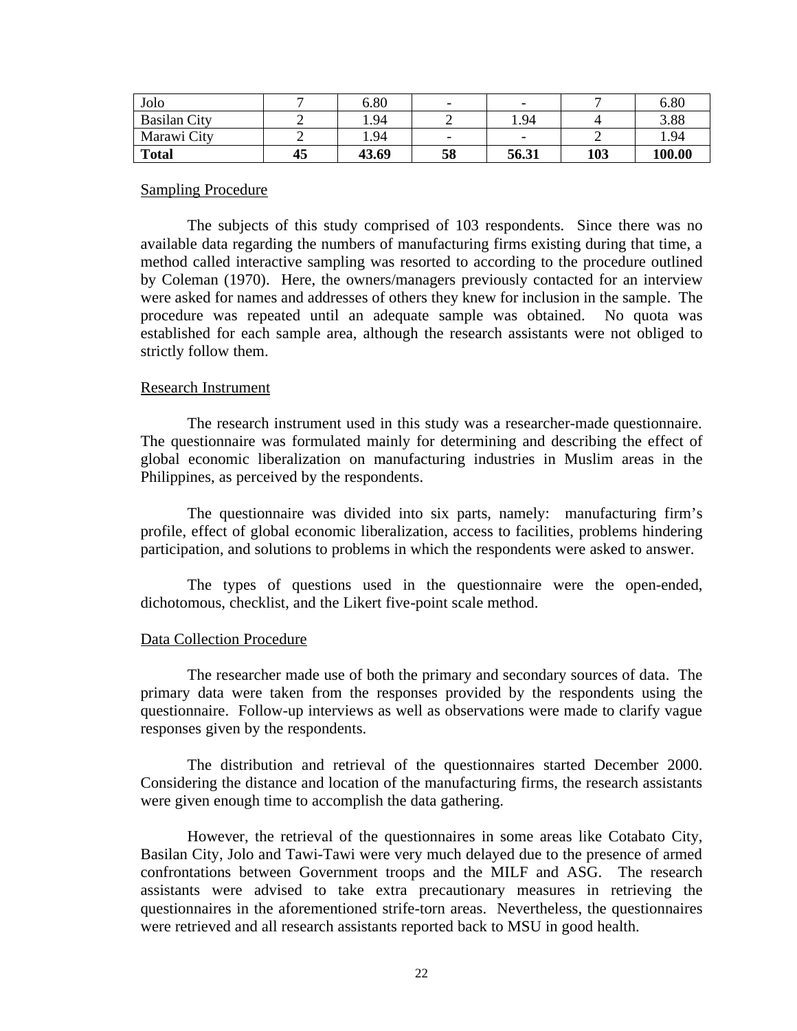| Jolo | 7 | 6.80 | - | - | 7 | 6.80 |
|---|---|---|---|---|---|---|
| Basilan City | 2 | 1.94 | 2 | 1.94 | 4 | 3.88 |
| Marawi City | 2 | 1.94 | - | - | 2 | 1.94 |
| **Total** | **45** | **43.69** | **58** | **56.31** | **103** | **100.00** |

Sampling Procedure

The subjects of this study comprised of 103 respondents. Since there was no available data regarding the numbers of manufacturing firms existing during that time, a method called interactive sampling was resorted to according to the procedure outlined by Coleman (1970). Here, the owners/managers previously contacted for an interview were asked for names and addresses of others they knew for inclusion in the sample. The procedure was repeated until an adequate sample was obtained. No quota was established for each sample area, although the research assistants were not obliged to strictly follow them.

Research Instrument

The research instrument used in this study was a researcher-made questionnaire. The questionnaire was formulated mainly for determining and describing the effect of global economic liberalization on manufacturing industries in Muslim areas in the Philippines, as perceived by the respondents.

The questionnaire was divided into six parts, namely: manufacturing firm's profile, effect of global economic liberalization, access to facilities, problems hindering participation, and solutions to problems in which the respondents were asked to answer.

The types of questions used in the questionnaire were the open-ended, dichotomous, checklist, and the Likert five-point scale method.

Data Collection Procedure

The researcher made use of both the primary and secondary sources of data. The primary data were taken from the responses provided by the respondents using the questionnaire. Follow-up interviews as well as observations were made to clarify vague responses given by the respondents.

The distribution and retrieval of the questionnaires started December 2000. Considering the distance and location of the manufacturing firms, the research assistants were given enough time to accomplish the data gathering.

However, the retrieval of the questionnaires in some areas like Cotabato City, Basilan City, Jolo and Tawi-Tawi were very much delayed due to the presence of armed confrontations between Government troops and the MILF and ASG. The research assistants were advised to take extra precautionary measures in retrieving the questionnaires in the aforementioned strife-torn areas. Nevertheless, the questionnaires were retrieved and all research assistants reported back to MSU in good health.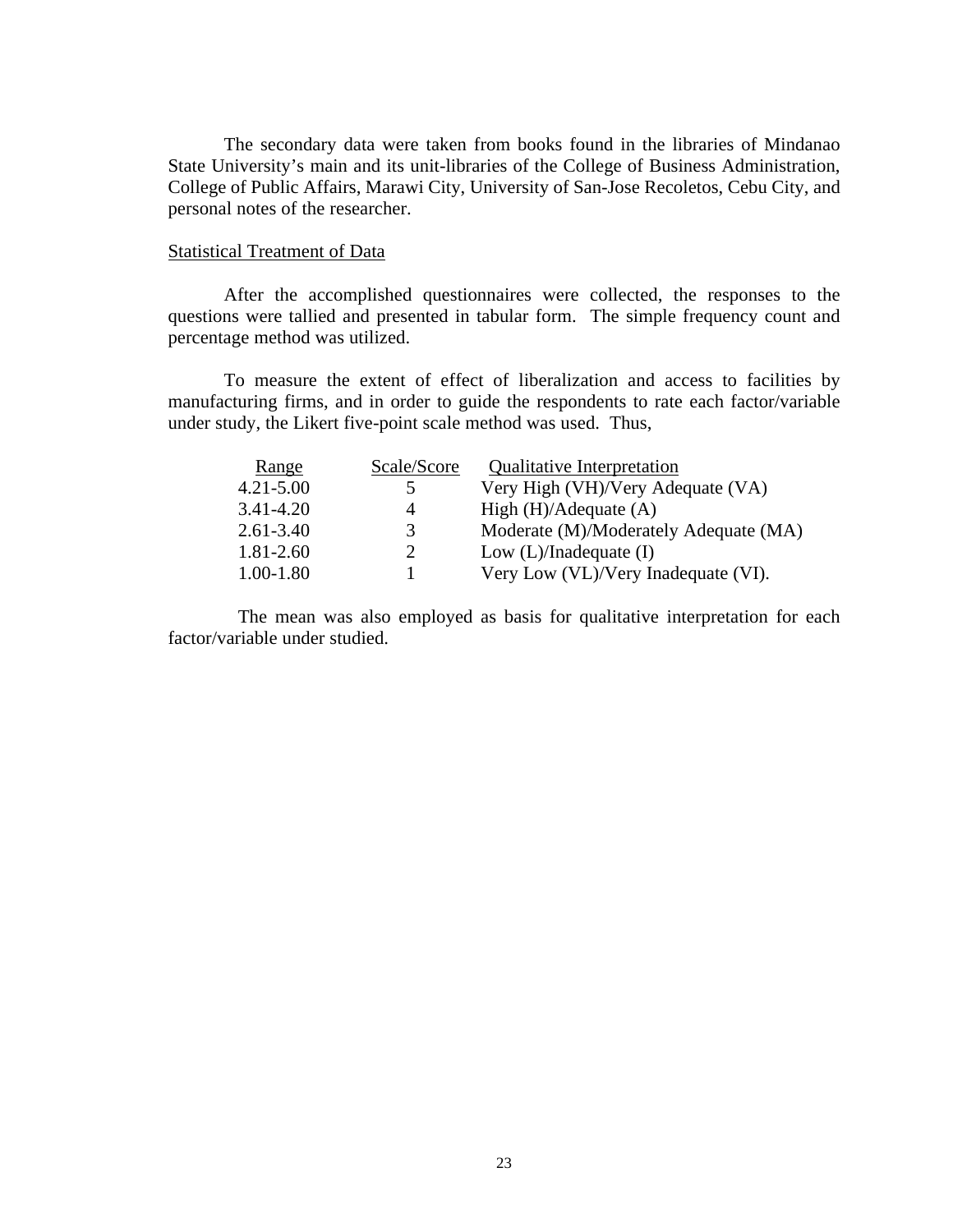The secondary data were taken from books found in the libraries of Mindanao State University's main and its unit-libraries of the College of Business Administration, College of Public Affairs, Marawi City, University of San-Jose Recoletos, Cebu City, and personal notes of the researcher.

## Statistical Treatment of Data

After the accomplished questionnaires were collected, the responses to the questions were tallied and presented in tabular form. The simple frequency count and percentage method was utilized.

To measure the extent of effect of liberalization and access to facilities by manufacturing firms, and in order to guide the respondents to rate each factor/variable under study, the Likert five-point scale method was used. Thus,

| Range | Scale/Score | Qualitative Interpretation |
|---|---|---|
| 4.21-5.00 | 5 | Very High (VH)/Very Adequate (VA) |
| 3.41-4.20 | 4 | High (H)/Adequate (A) |
| 2.61-3.40 | 3 | Moderate (M)/Moderately Adequate (MA) |
| 1.81-2.60 | 2 | Low (L)/Inadequate (I) |
| 1.00-1.80 | 1 | Very Low (VL)/Very Inadequate (VI). |

The mean was also employed as basis for qualitative interpretation for each factor/variable under studied.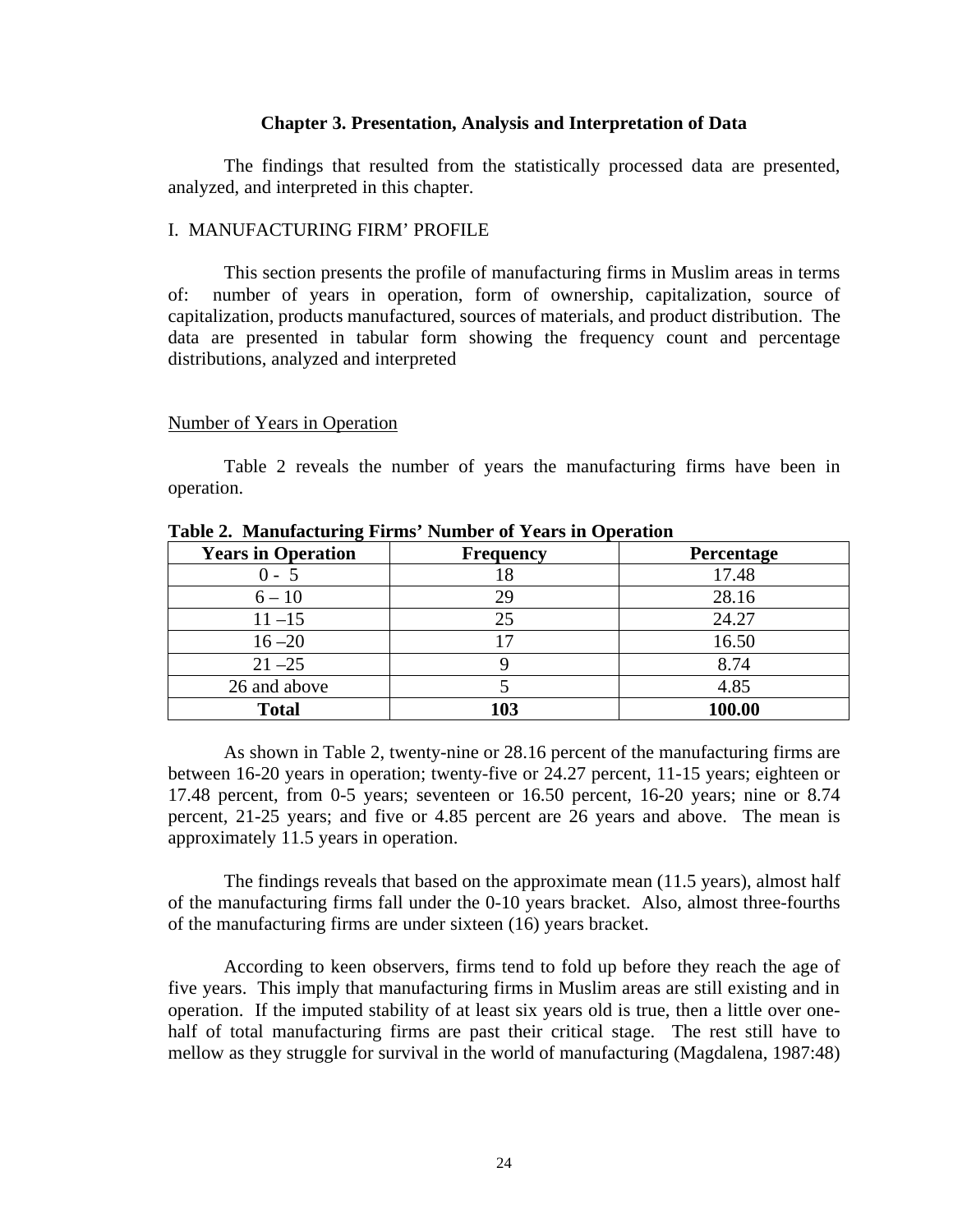## Chapter 3. Presentation, Analysis and Interpretation of Data

The findings that resulted from the statistically processed data are presented, analyzed, and interpreted in this chapter.

I. MANUFACTURING FIRM' PROFILE

This section presents the profile of manufacturing firms in Muslim areas in terms of: number of years in operation, form of ownership, capitalization, source of capitalization, products manufactured, sources of materials, and product distribution. The data are presented in tabular form showing the frequency count and percentage distributions, analyzed and interpreted

Number of Years in Operation

Table 2 reveals the number of years the manufacturing firms have been in operation.

**Table 2. Manufacturing Firms' Number of Years in Operation**

| Years in Operation | Frequency | Percentage |
|---|---|---|
| 0 - 5 | 18 | 17.48 |
| 6 – 10 | 29 | 28.16 |
| 11 –15 | 25 | 24.27 |
| 16 –20 | 17 | 16.50 |
| 21 –25 | 9 | 8.74 |
| 26 and above | 5 | 4.85 |
| **Total** | **103** | **100.00** |

As shown in Table 2, twenty-nine or 28.16 percent of the manufacturing firms are between 16-20 years in operation; twenty-five or 24.27 percent, 11-15 years; eighteen or 17.48 percent, from 0-5 years; seventeen or 16.50 percent, 16-20 years; nine or 8.74 percent, 21-25 years; and five or 4.85 percent are 26 years and above. The mean is approximately 11.5 years in operation.

The findings reveals that based on the approximate mean (11.5 years), almost half of the manufacturing firms fall under the 0-10 years bracket. Also, almost three-fourths of the manufacturing firms are under sixteen (16) years bracket.

According to keen observers, firms tend to fold up before they reach the age of five years. This imply that manufacturing firms in Muslim areas are still existing and in operation. If the imputed stability of at least six years old is true, then a little over one-half of total manufacturing firms are past their critical stage. The rest still have to mellow as they struggle for survival in the world of manufacturing (Magdalena, 1987:48)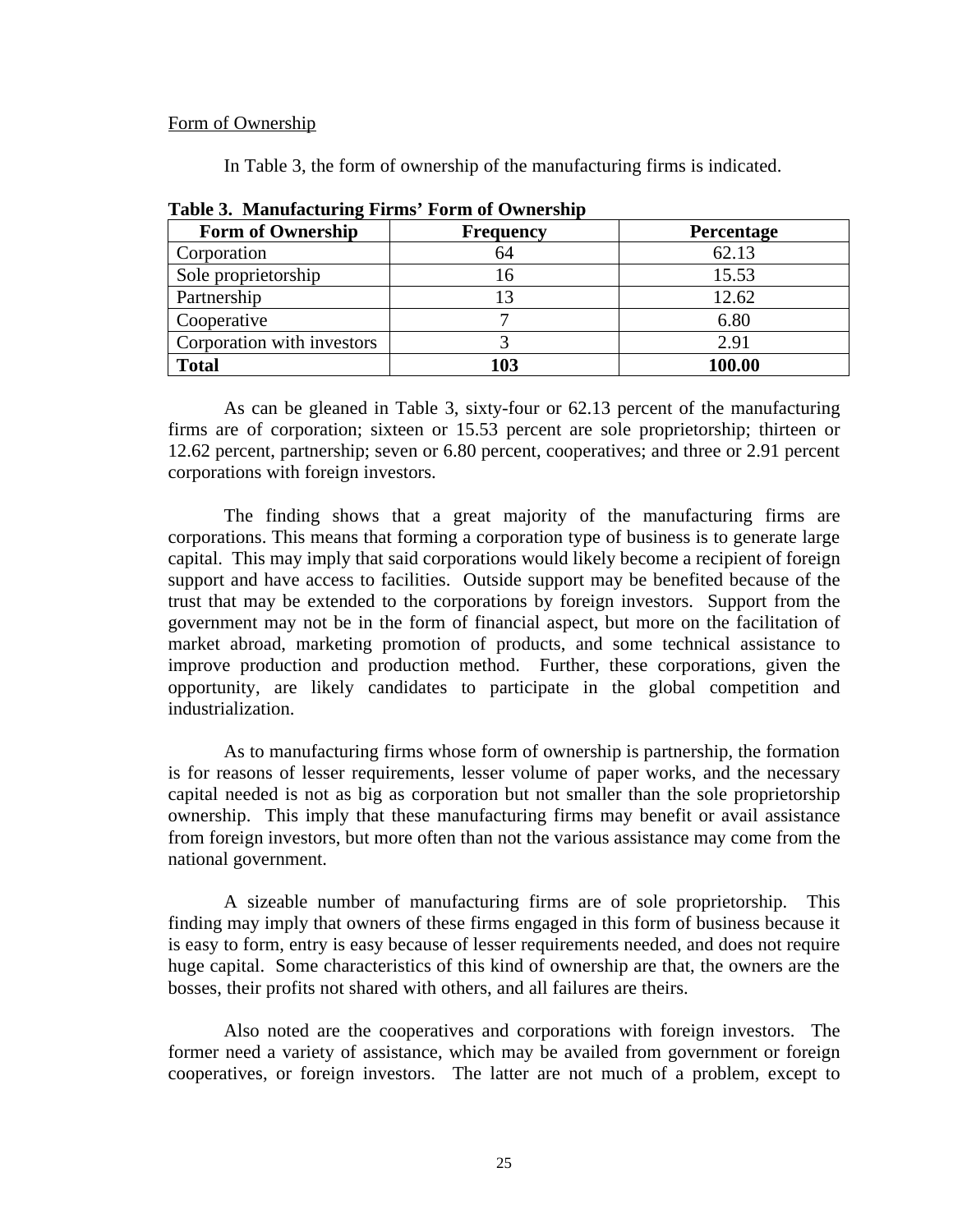Form of Ownership

In Table 3, the form of ownership of the manufacturing firms is indicated.

**Table 3. Manufacturing Firms' Form of Ownership**

| Form of Ownership | Frequency | Percentage |
|---|---|---|
| Corporation | 64 | 62.13 |
| Sole proprietorship | 16 | 15.53 |
| Partnership | 13 | 12.62 |
| Cooperative | 7 | 6.80 |
| Corporation with investors | 3 | 2.91 |
| **Total** | **103** | **100.00** |

As can be gleaned in Table 3, sixty-four or 62.13 percent of the manufacturing firms are of corporation; sixteen or 15.53 percent are sole proprietorship; thirteen or 12.62 percent, partnership; seven or 6.80 percent, cooperatives; and three or 2.91 percent corporations with foreign investors.

The finding shows that a great majority of the manufacturing firms are corporations. This means that forming a corporation type of business is to generate large capital. This may imply that said corporations would likely become a recipient of foreign support and have access to facilities. Outside support may be benefited because of the trust that may be extended to the corporations by foreign investors. Support from the government may not be in the form of financial aspect, but more on the facilitation of market abroad, marketing promotion of products, and some technical assistance to improve production and production method. Further, these corporations, given the opportunity, are likely candidates to participate in the global competition and industrialization.

As to manufacturing firms whose form of ownership is partnership, the formation is for reasons of lesser requirements, lesser volume of paper works, and the necessary capital needed is not as big as corporation but not smaller than the sole proprietorship ownership. This imply that these manufacturing firms may benefit or avail assistance from foreign investors, but more often than not the various assistance may come from the national government.

A sizeable number of manufacturing firms are of sole proprietorship. This finding may imply that owners of these firms engaged in this form of business because it is easy to form, entry is easy because of lesser requirements needed, and does not require huge capital. Some characteristics of this kind of ownership are that, the owners are the bosses, their profits not shared with others, and all failures are theirs.

Also noted are the cooperatives and corporations with foreign investors. The former need a variety of assistance, which may be availed from government or foreign cooperatives, or foreign investors. The latter are not much of a problem, except to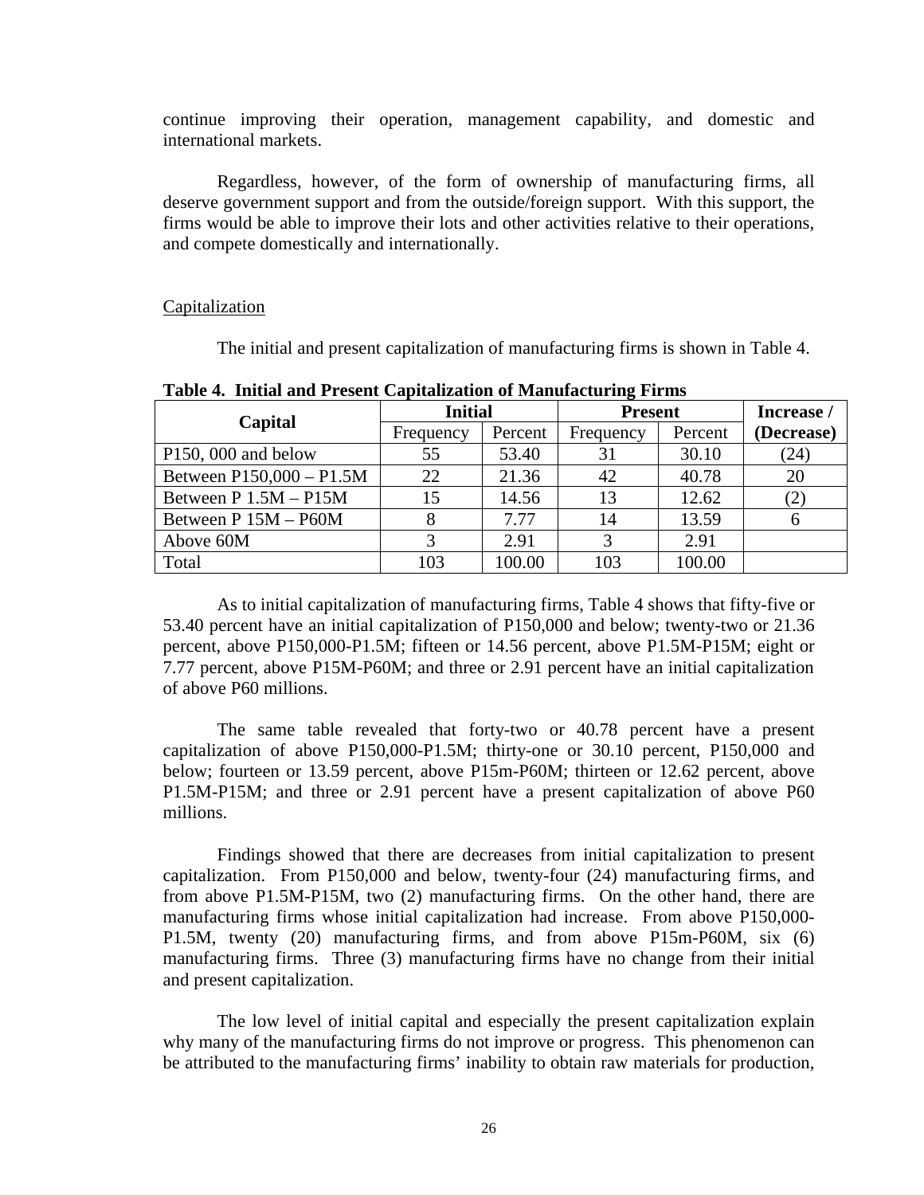continue improving their operation, management capability, and domestic and international markets.

Regardless, however, of the form of ownership of manufacturing firms, all deserve government support and from the outside/foreign support. With this support, the firms would be able to improve their lots and other activities relative to their operations, and compete domestically and internationally.

Capitalization

The initial and present capitalization of manufacturing firms is shown in Table 4.

**Table 4. Initial and Present Capitalization of Manufacturing Firms**

| Capital | Initial | | Present | | Increase / (Decrease) |
|---|---|---|---|---|---|
| | Frequency | Percent | Frequency | Percent | |
| P150, 000 and below | 55 | 53.40 | 31 | 30.10 | (24) |
| Between P150,000 – P1.5M | 22 | 21.36 | 42 | 40.78 | 20 |
| Between P 1.5M – P15M | 15 | 14.56 | 13 | 12.62 | (2) |
| Between P 15M – P60M | 8 | 7.77 | 14 | 13.59 | 6 |
| Above 60M | 3 | 2.91 | 3 | 2.91 | |
| Total | 103 | 100.00 | 103 | 100.00 | |

As to initial capitalization of manufacturing firms, Table 4 shows that fifty-five or 53.40 percent have an initial capitalization of P150,000 and below; twenty-two or 21.36 percent, above P150,000-P1.5M; fifteen or 14.56 percent, above P1.5M-P15M; eight or 7.77 percent, above P15M-P60M; and three or 2.91 percent have an initial capitalization of above P60 millions.

The same table revealed that forty-two or 40.78 percent have a present capitalization of above P150,000-P1.5M; thirty-one or 30.10 percent, P150,000 and below; fourteen or 13.59 percent, above P15m-P60M; thirteen or 12.62 percent, above P1.5M-P15M; and three or 2.91 percent have a present capitalization of above P60 millions.

Findings showed that there are decreases from initial capitalization to present capitalization. From P150,000 and below, twenty-four (24) manufacturing firms, and from above P1.5M-P15M, two (2) manufacturing firms. On the other hand, there are manufacturing firms whose initial capitalization had increase. From above P150,000-P1.5M, twenty (20) manufacturing firms, and from above P15m-P60M, six (6) manufacturing firms. Three (3) manufacturing firms have no change from their initial and present capitalization.

The low level of initial capital and especially the present capitalization explain why many of the manufacturing firms do not improve or progress. This phenomenon can be attributed to the manufacturing firms' inability to obtain raw materials for production,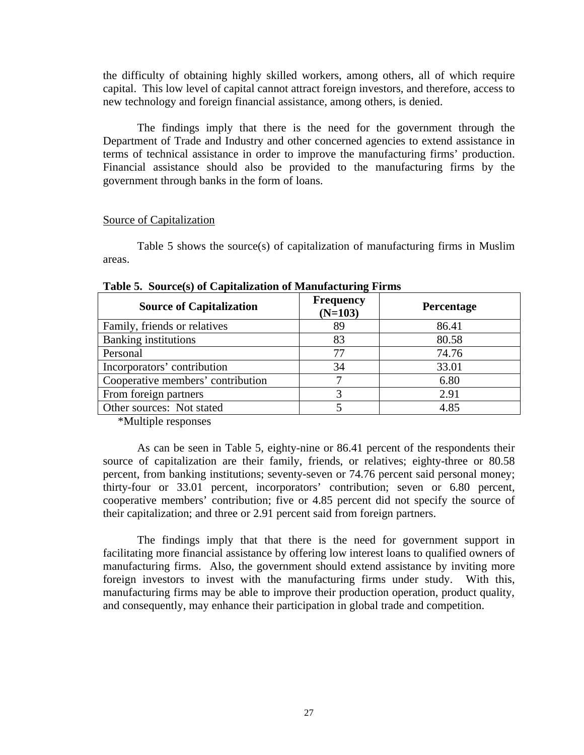the difficulty of obtaining highly skilled workers, among others, all of which require capital. This low level of capital cannot attract foreign investors, and therefore, access to new technology and foreign financial assistance, among others, is denied.

The findings imply that there is the need for the government through the Department of Trade and Industry and other concerned agencies to extend assistance in terms of technical assistance in order to improve the manufacturing firms' production. Financial assistance should also be provided to the manufacturing firms by the government through banks in the form of loans.

Source of Capitalization

Table 5 shows the source(s) of capitalization of manufacturing firms in Muslim areas.

**Table 5. Source(s) of Capitalization of Manufacturing Firms**

| Source of Capitalization | Frequency (N=103) | Percentage |
|---|---|---|
| Family, friends or relatives | 89 | 86.41 |
| Banking institutions | 83 | 80.58 |
| Personal | 77 | 74.76 |
| Incorporators' contribution | 34 | 33.01 |
| Cooperative members' contribution | 7 | 6.80 |
| From foreign partners | 3 | 2.91 |
| Other sources: Not stated | 5 | 4.85 |

*Multiple responses

As can be seen in Table 5, eighty-nine or 86.41 percent of the respondents their source of capitalization are their family, friends, or relatives; eighty-three or 80.58 percent, from banking institutions; seventy-seven or 74.76 percent said personal money; thirty-four or 33.01 percent, incorporators' contribution; seven or 6.80 percent, cooperative members' contribution; five or 4.85 percent did not specify the source of their capitalization; and three or 2.91 percent said from foreign partners.

The findings imply that that there is the need for government support in facilitating more financial assistance by offering low interest loans to qualified owners of manufacturing firms. Also, the government should extend assistance by inviting more foreign investors to invest with the manufacturing firms under study. With this, manufacturing firms may be able to improve their production operation, product quality, and consequently, may enhance their participation in global trade and competition.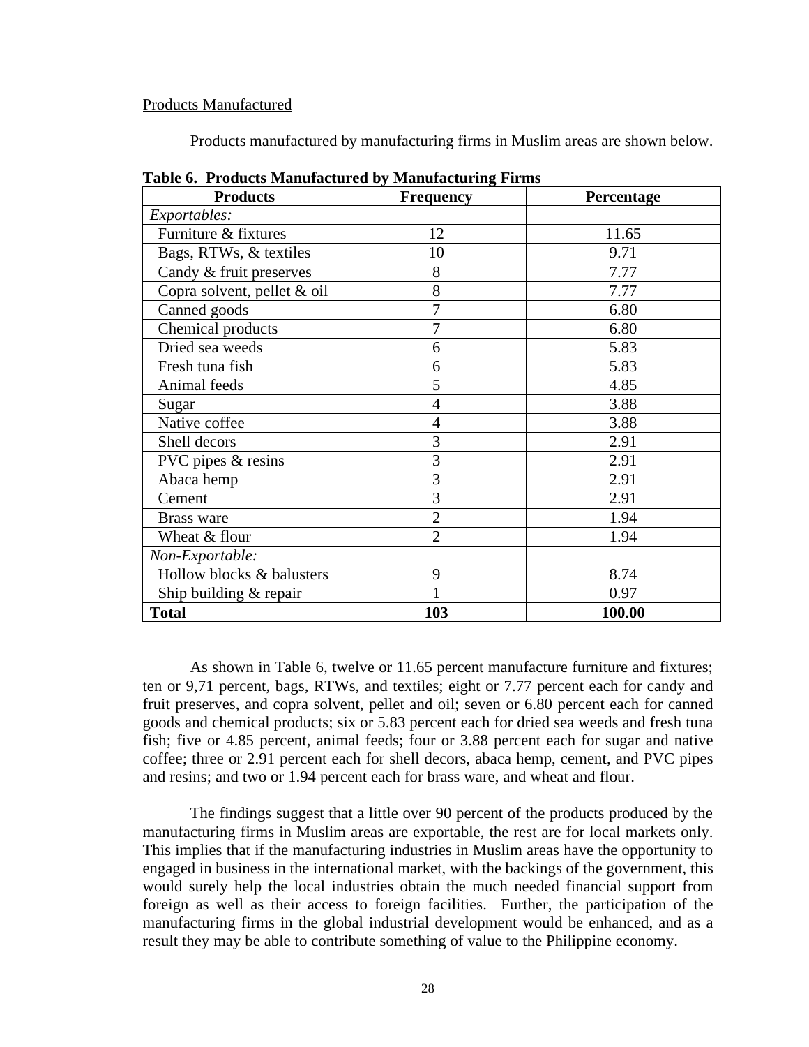Products Manufactured

Products manufactured by manufacturing firms in Muslim areas are shown below.

**Table 6. Products Manufactured by Manufacturing Firms**

| Products | Frequency | Percentage |
|---|---|---|
| *Exportables:* | | |
| Furniture & fixtures | 12 | 11.65 |
| Bags, RTWs, & textiles | 10 | 9.71 |
| Candy & fruit preserves | 8 | 7.77 |
| Copra solvent, pellet & oil | 8 | 7.77 |
| Canned goods | 7 | 6.80 |
| Chemical products | 7 | 6.80 |
| Dried sea weeds | 6 | 5.83 |
| Fresh tuna fish | 6 | 5.83 |
| Animal feeds | 5 | 4.85 |
| Sugar | 4 | 3.88 |
| Native coffee | 4 | 3.88 |
| Shell decors | 3 | 2.91 |
| PVC pipes & resins | 3 | 2.91 |
| Abaca hemp | 3 | 2.91 |
| Cement | 3 | 2.91 |
| Brass ware | 2 | 1.94 |
| Wheat & flour | 2 | 1.94 |
| *Non-Exportable:* | | |
| Hollow blocks & balusters | 9 | 8.74 |
| Ship building & repair | 1 | 0.97 |
| **Total** | **103** | **100.00** |

As shown in Table 6, twelve or 11.65 percent manufacture furniture and fixtures; ten or 9,71 percent, bags, RTWs, and textiles; eight or 7.77 percent each for candy and fruit preserves, and copra solvent, pellet and oil; seven or 6.80 percent each for canned goods and chemical products; six or 5.83 percent each for dried sea weeds and fresh tuna fish; five or 4.85 percent, animal feeds; four or 3.88 percent each for sugar and native coffee; three or 2.91 percent each for shell decors, abaca hemp, cement, and PVC pipes and resins; and two or 1.94 percent each for brass ware, and wheat and flour.

The findings suggest that a little over 90 percent of the products produced by the manufacturing firms in Muslim areas are exportable, the rest are for local markets only. This implies that if the manufacturing industries in Muslim areas have the opportunity to engaged in business in the international market, with the backings of the government, this would surely help the local industries obtain the much needed financial support from foreign as well as their access to foreign facilities. Further, the participation of the manufacturing firms in the global industrial development would be enhanced, and as a result they may be able to contribute something of value to the Philippine economy.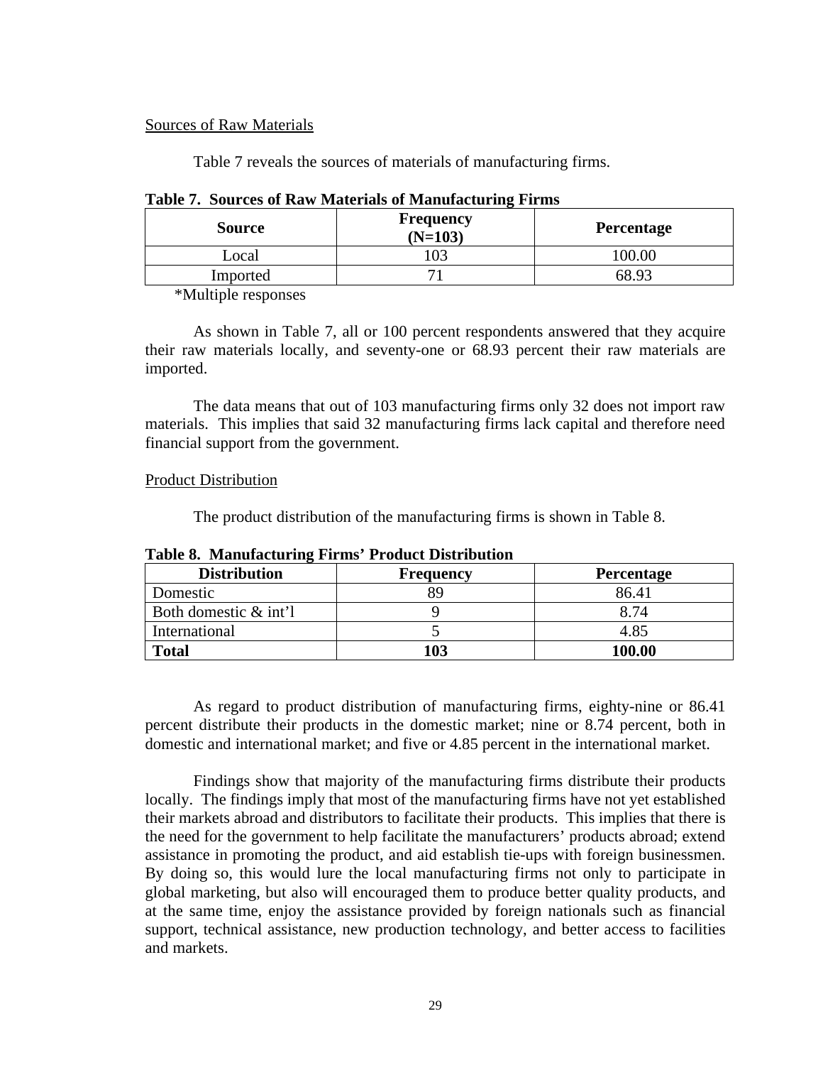Sources of Raw Materials

Table 7 reveals the sources of materials of manufacturing firms.

**Table 7. Sources of Raw Materials of Manufacturing Firms**

| Source | Frequency (N=103) | Percentage |
|---|---|---|
| Local | 103 | 100.00 |
| Imported | 71 | 68.93 |

*Multiple responses

As shown in Table 7, all or 100 percent respondents answered that they acquire their raw materials locally, and seventy-one or 68.93 percent their raw materials are imported.

The data means that out of 103 manufacturing firms only 32 does not import raw materials. This implies that said 32 manufacturing firms lack capital and therefore need financial support from the government.

Product Distribution

The product distribution of the manufacturing firms is shown in Table 8.

**Table 8. Manufacturing Firms' Product Distribution**

| Distribution | Frequency | Percentage |
|---|---|---|
| Domestic | 89 | 86.41 |
| Both domestic & int'l | 9 | 8.74 |
| International | 5 | 4.85 |
| **Total** | **103** | **100.00** |

As regard to product distribution of manufacturing firms, eighty-nine or 86.41 percent distribute their products in the domestic market; nine or 8.74 percent, both in domestic and international market; and five or 4.85 percent in the international market.

Findings show that majority of the manufacturing firms distribute their products locally. The findings imply that most of the manufacturing firms have not yet established their markets abroad and distributors to facilitate their products. This implies that there is the need for the government to help facilitate the manufacturers' products abroad; extend assistance in promoting the product, and aid establish tie-ups with foreign businessmen. By doing so, this would lure the local manufacturing firms not only to participate in global marketing, but also will encouraged them to produce better quality products, and at the same time, enjoy the assistance provided by foreign nationals such as financial support, technical assistance, new production technology, and better access to facilities and markets.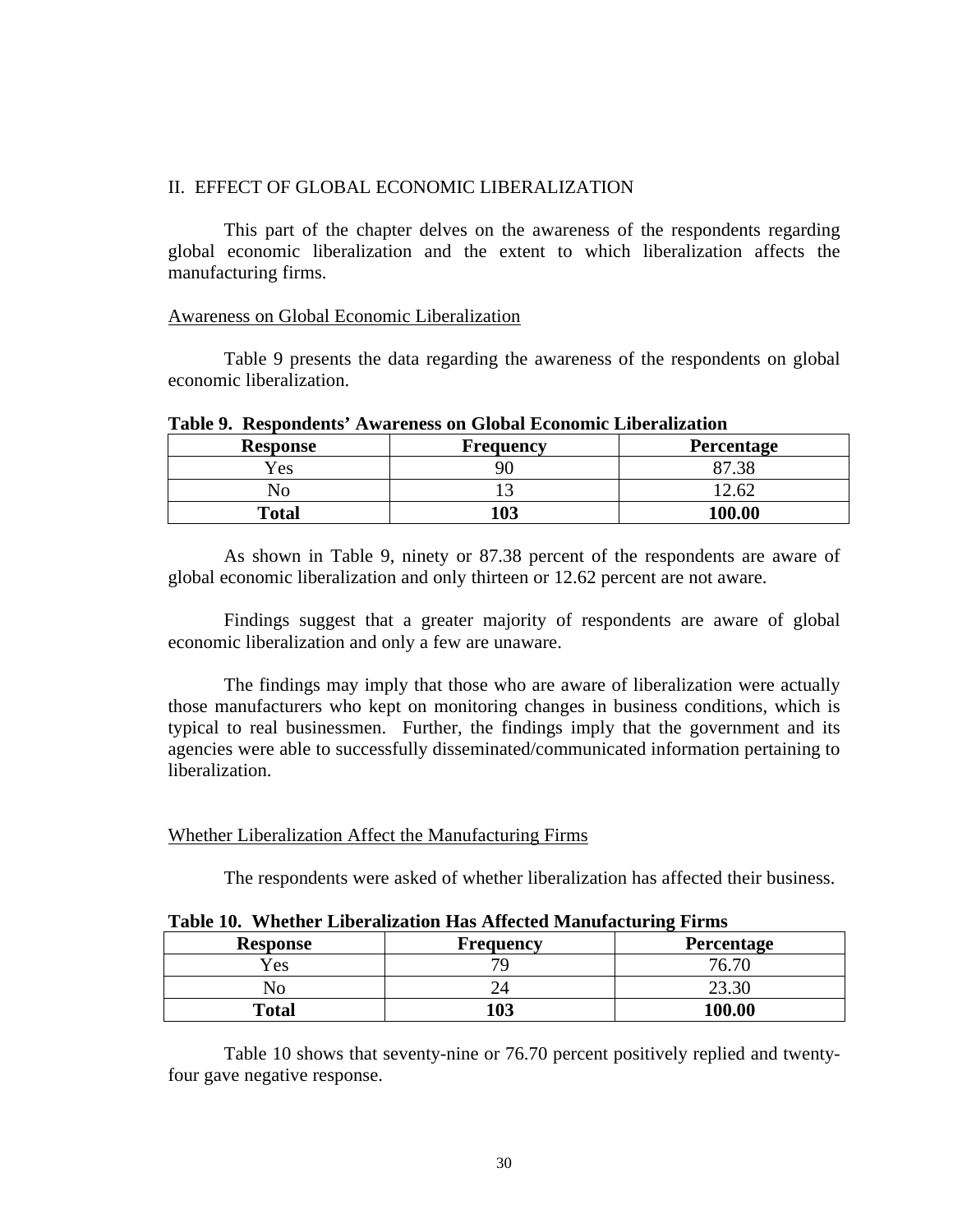## II. EFFECT OF GLOBAL ECONOMIC LIBERALIZATION

This part of the chapter delves on the awareness of the respondents regarding global economic liberalization and the extent to which liberalization affects the manufacturing firms.

### Awareness on Global Economic Liberalization

Table 9 presents the data regarding the awareness of the respondents on global economic liberalization.

**Table 9. Respondents' Awareness on Global Economic Liberalization**

| Response | Frequency | Percentage |
|---|---|---|
| Yes | 90 | 87.38 |
| No | 13 | 12.62 |
| **Total** | **103** | **100.00** |

As shown in Table 9, ninety or 87.38 percent of the respondents are aware of global economic liberalization and only thirteen or 12.62 percent are not aware.

Findings suggest that a greater majority of respondents are aware of global economic liberalization and only a few are unaware.

The findings may imply that those who are aware of liberalization were actually those manufacturers who kept on monitoring changes in business conditions, which is typical to real businessmen. Further, the findings imply that the government and its agencies were able to successfully disseminated/communicated information pertaining to liberalization.

### Whether Liberalization Affect the Manufacturing Firms

The respondents were asked of whether liberalization has affected their business.

**Table 10. Whether Liberalization Has Affected Manufacturing Firms**

| Response | Frequency | Percentage |
|---|---|---|
| Yes | 79 | 76.70 |
| No | 24 | 23.30 |
| **Total** | **103** | **100.00** |

Table 10 shows that seventy-nine or 76.70 percent positively replied and twenty-four gave negative response.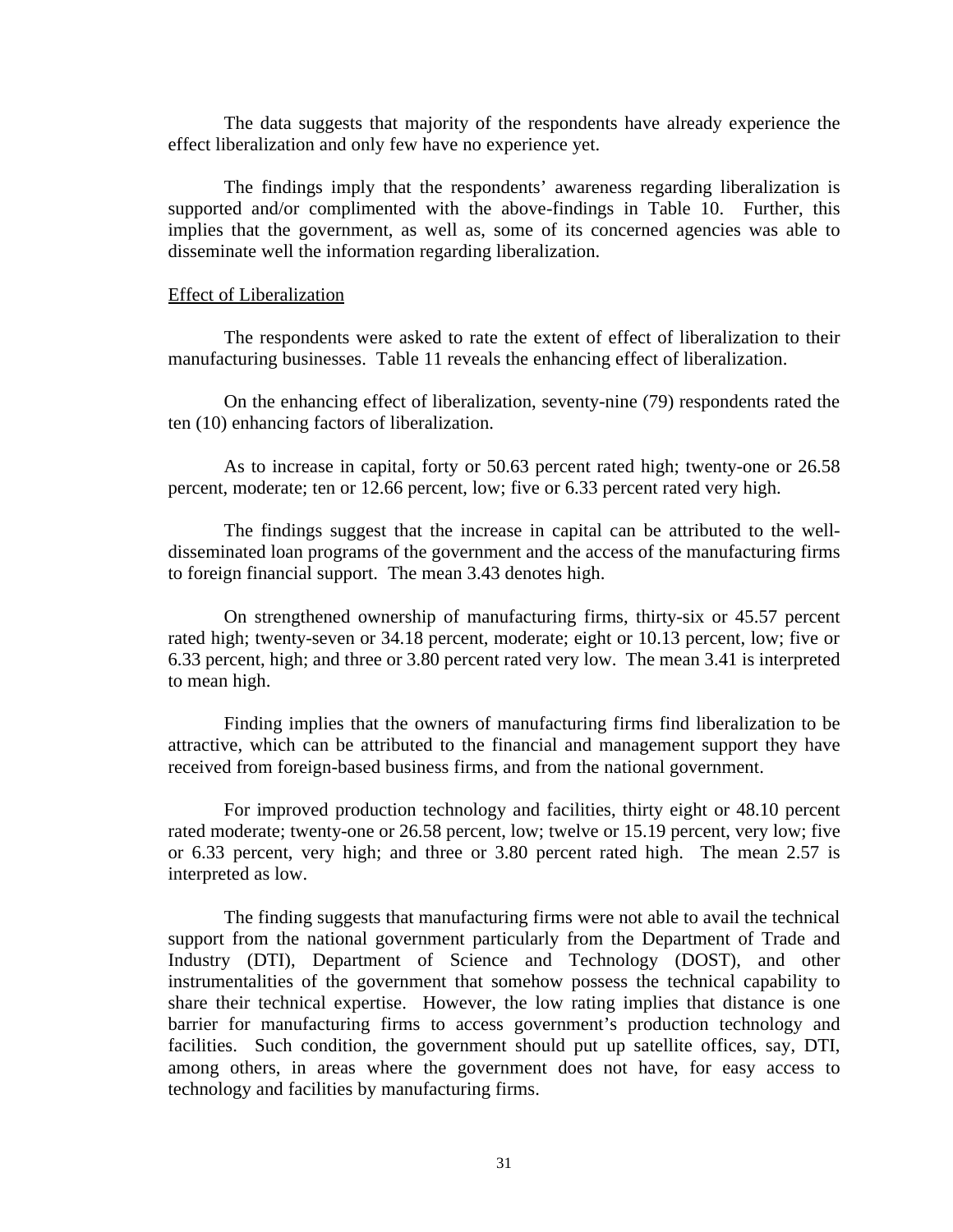The data suggests that majority of the respondents have already experience the effect liberalization and only few have no experience yet.

The findings imply that the respondents' awareness regarding liberalization is supported and/or complimented with the above-findings in Table 10. Further, this implies that the government, as well as, some of its concerned agencies was able to disseminate well the information regarding liberalization.

Effect of Liberalization

The respondents were asked to rate the extent of effect of liberalization to their manufacturing businesses. Table 11 reveals the enhancing effect of liberalization.

On the enhancing effect of liberalization, seventy-nine (79) respondents rated the ten (10) enhancing factors of liberalization.

As to increase in capital, forty or 50.63 percent rated high; twenty-one or 26.58 percent, moderate; ten or 12.66 percent, low; five or 6.33 percent rated very high.

The findings suggest that the increase in capital can be attributed to the well-disseminated loan programs of the government and the access of the manufacturing firms to foreign financial support. The mean 3.43 denotes high.

On strengthened ownership of manufacturing firms, thirty-six or 45.57 percent rated high; twenty-seven or 34.18 percent, moderate; eight or 10.13 percent, low; five or 6.33 percent, high; and three or 3.80 percent rated very low. The mean 3.41 is interpreted to mean high.

Finding implies that the owners of manufacturing firms find liberalization to be attractive, which can be attributed to the financial and management support they have received from foreign-based business firms, and from the national government.

For improved production technology and facilities, thirty eight or 48.10 percent rated moderate; twenty-one or 26.58 percent, low; twelve or 15.19 percent, very low; five or 6.33 percent, very high; and three or 3.80 percent rated high. The mean 2.57 is interpreted as low.

The finding suggests that manufacturing firms were not able to avail the technical support from the national government particularly from the Department of Trade and Industry (DTI), Department of Science and Technology (DOST), and other instrumentalities of the government that somehow possess the technical capability to share their technical expertise. However, the low rating implies that distance is one barrier for manufacturing firms to access government's production technology and facilities. Such condition, the government should put up satellite offices, say, DTI, among others, in areas where the government does not have, for easy access to technology and facilities by manufacturing firms.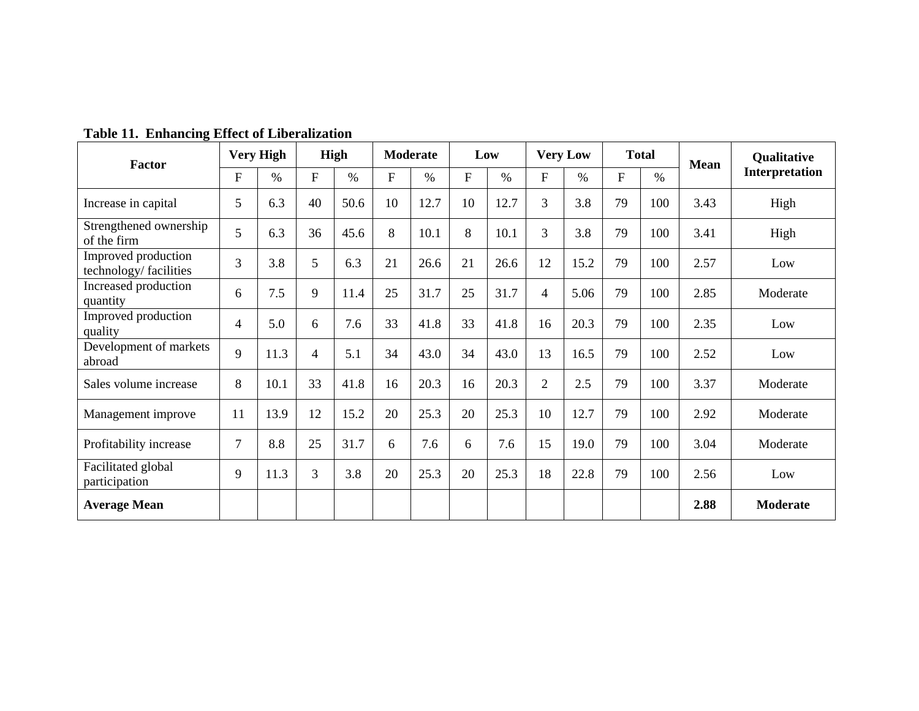**Table 11. Enhancing Effect of Liberalization**

| Factor | Very High | | High | | Moderate | | Low | | Very Low | | Total | | Mean | Qualitative Interpretation |
|---|---|---|---|---|---|---|---|---|---|---|---|---|---|---|
| | F | % | F | % | F | % | F | % | F | % | F | % | | |
| Increase in capital | 5 | 6.3 | 40 | 50.6 | 10 | 12.7 | 10 | 12.7 | 3 | 3.8 | 79 | 100 | 3.43 | High |
| Strengthened ownership of the firm | 5 | 6.3 | 36 | 45.6 | 8 | 10.1 | 8 | 10.1 | 3 | 3.8 | 79 | 100 | 3.41 | High |
| Improved production technology/ facilities | 3 | 3.8 | 5 | 6.3 | 21 | 26.6 | 21 | 26.6 | 12 | 15.2 | 79 | 100 | 2.57 | Low |
| Increased production quantity | 6 | 7.5 | 9 | 11.4 | 25 | 31.7 | 25 | 31.7 | 4 | 5.06 | 79 | 100 | 2.85 | Moderate |
| Improved production quality | 4 | 5.0 | 6 | 7.6 | 33 | 41.8 | 33 | 41.8 | 16 | 20.3 | 79 | 100 | 2.35 | Low |
| Development of markets abroad | 9 | 11.3 | 4 | 5.1 | 34 | 43.0 | 34 | 43.0 | 13 | 16.5 | 79 | 100 | 2.52 | Low |
| Sales volume increase | 8 | 10.1 | 33 | 41.8 | 16 | 20.3 | 16 | 20.3 | 2 | 2.5 | 79 | 100 | 3.37 | Moderate |
| Management improve | 11 | 13.9 | 12 | 15.2 | 20 | 25.3 | 20 | 25.3 | 10 | 12.7 | 79 | 100 | 2.92 | Moderate |
| Profitability increase | 7 | 8.8 | 25 | 31.7 | 6 | 7.6 | 6 | 7.6 | 15 | 19.0 | 79 | 100 | 3.04 | Moderate |
| Facilitated global participation | 9 | 11.3 | 3 | 3.8 | 20 | 25.3 | 20 | 25.3 | 18 | 22.8 | 79 | 100 | 2.56 | Low |
| **Average Mean** | | | | | | | | | | | | | **2.88** | **Moderate** |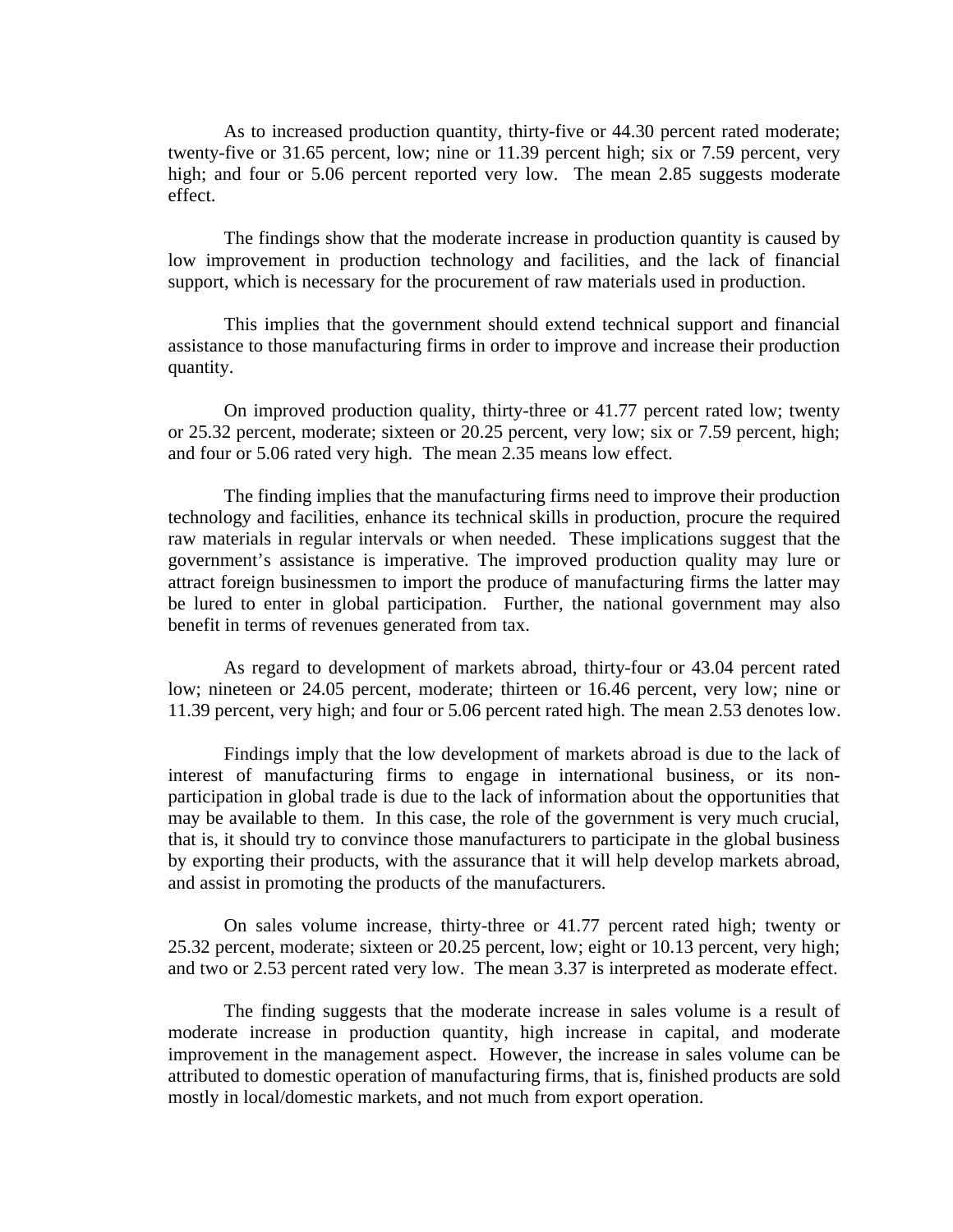As to increased production quantity, thirty-five or 44.30 percent rated moderate; twenty-five or 31.65 percent, low; nine or 11.39 percent high; six or 7.59 percent, very high; and four or 5.06 percent reported very low. The mean 2.85 suggests moderate effect.

The findings show that the moderate increase in production quantity is caused by low improvement in production technology and facilities, and the lack of financial support, which is necessary for the procurement of raw materials used in production.

This implies that the government should extend technical support and financial assistance to those manufacturing firms in order to improve and increase their production quantity.

On improved production quality, thirty-three or 41.77 percent rated low; twenty or 25.32 percent, moderate; sixteen or 20.25 percent, very low; six or 7.59 percent, high; and four or 5.06 rated very high. The mean 2.35 means low effect.

The finding implies that the manufacturing firms need to improve their production technology and facilities, enhance its technical skills in production, procure the required raw materials in regular intervals or when needed. These implications suggest that the government's assistance is imperative. The improved production quality may lure or attract foreign businessmen to import the produce of manufacturing firms the latter may be lured to enter in global participation. Further, the national government may also benefit in terms of revenues generated from tax.

As regard to development of markets abroad, thirty-four or 43.04 percent rated low; nineteen or 24.05 percent, moderate; thirteen or 16.46 percent, very low; nine or 11.39 percent, very high; and four or 5.06 percent rated high. The mean 2.53 denotes low.

Findings imply that the low development of markets abroad is due to the lack of interest of manufacturing firms to engage in international business, or its non-participation in global trade is due to the lack of information about the opportunities that may be available to them. In this case, the role of the government is very much crucial, that is, it should try to convince those manufacturers to participate in the global business by exporting their products, with the assurance that it will help develop markets abroad, and assist in promoting the products of the manufacturers.

On sales volume increase, thirty-three or 41.77 percent rated high; twenty or 25.32 percent, moderate; sixteen or 20.25 percent, low; eight or 10.13 percent, very high; and two or 2.53 percent rated very low. The mean 3.37 is interpreted as moderate effect.

The finding suggests that the moderate increase in sales volume is a result of moderate increase in production quantity, high increase in capital, and moderate improvement in the management aspect. However, the increase in sales volume can be attributed to domestic operation of manufacturing firms, that is, finished products are sold mostly in local/domestic markets, and not much from export operation.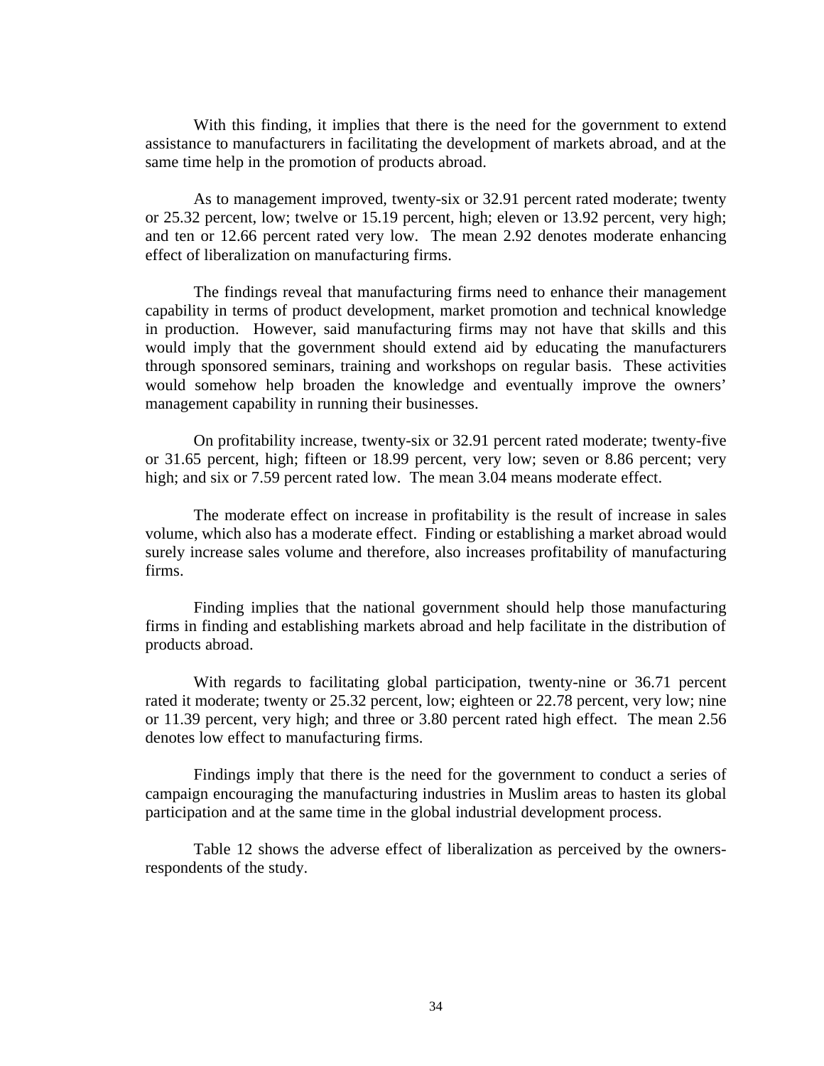With this finding, it implies that there is the need for the government to extend assistance to manufacturers in facilitating the development of markets abroad, and at the same time help in the promotion of products abroad.

As to management improved, twenty-six or 32.91 percent rated moderate; twenty or 25.32 percent, low; twelve or 15.19 percent, high; eleven or 13.92 percent, very high; and ten or 12.66 percent rated very low. The mean 2.92 denotes moderate enhancing effect of liberalization on manufacturing firms.

The findings reveal that manufacturing firms need to enhance their management capability in terms of product development, market promotion and technical knowledge in production. However, said manufacturing firms may not have that skills and this would imply that the government should extend aid by educating the manufacturers through sponsored seminars, training and workshops on regular basis. These activities would somehow help broaden the knowledge and eventually improve the owners' management capability in running their businesses.

On profitability increase, twenty-six or 32.91 percent rated moderate; twenty-five or 31.65 percent, high; fifteen or 18.99 percent, very low; seven or 8.86 percent; very high; and six or 7.59 percent rated low. The mean 3.04 means moderate effect.

The moderate effect on increase in profitability is the result of increase in sales volume, which also has a moderate effect. Finding or establishing a market abroad would surely increase sales volume and therefore, also increases profitability of manufacturing firms.

Finding implies that the national government should help those manufacturing firms in finding and establishing markets abroad and help facilitate in the distribution of products abroad.

With regards to facilitating global participation, twenty-nine or 36.71 percent rated it moderate; twenty or 25.32 percent, low; eighteen or 22.78 percent, very low; nine or 11.39 percent, very high; and three or 3.80 percent rated high effect. The mean 2.56 denotes low effect to manufacturing firms.

Findings imply that there is the need for the government to conduct a series of campaign encouraging the manufacturing industries in Muslim areas to hasten its global participation and at the same time in the global industrial development process.

Table 12 shows the adverse effect of liberalization as perceived by the owners-respondents of the study.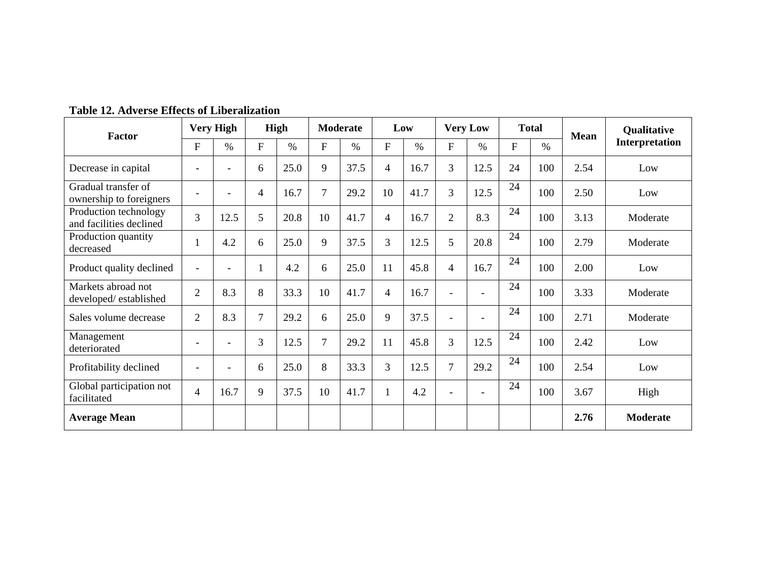**Table 12. Adverse Effects of Liberalization**

| Factor | Very High | | High | | Moderate | | Low | | Very Low | | Total | | Mean | Qualitative Interpretation |
|---|---|---|---|---|---|---|---|---|---|---|---|---|---|---|
| | F | % | F | % | F | % | F | % | F | % | F | % | | |
| Decrease in capital | - | - | 6 | 25.0 | 9 | 37.5 | 4 | 16.7 | 3 | 12.5 | 24 | 100 | 2.54 | Low |
| Gradual transfer of ownership to foreigners | - | - | 4 | 16.7 | 7 | 29.2 | 10 | 41.7 | 3 | 12.5 | 24 | 100 | 2.50 | Low |
| Production technology and facilities declined | 3 | 12.5 | 5 | 20.8 | 10 | 41.7 | 4 | 16.7 | 2 | 8.3 | 24 | 100 | 3.13 | Moderate |
| Production quantity decreased | 1 | 4.2 | 6 | 25.0 | 9 | 37.5 | 3 | 12.5 | 5 | 20.8 | 24 | 100 | 2.79 | Moderate |
| Product quality declined | - | - | 1 | 4.2 | 6 | 25.0 | 11 | 45.8 | 4 | 16.7 | 24 | 100 | 2.00 | Low |
| Markets abroad not developed/ established | 2 | 8.3 | 8 | 33.3 | 10 | 41.7 | 4 | 16.7 | - | - | 24 | 100 | 3.33 | Moderate |
| Sales volume decrease | 2 | 8.3 | 7 | 29.2 | 6 | 25.0 | 9 | 37.5 | - | - | 24 | 100 | 2.71 | Moderate |
| Management deteriorated | - | - | 3 | 12.5 | 7 | 29.2 | 11 | 45.8 | 3 | 12.5 | 24 | 100 | 2.42 | Low |
| Profitability declined | - | - | 6 | 25.0 | 8 | 33.3 | 3 | 12.5 | 7 | 29.2 | 24 | 100 | 2.54 | Low |
| Global participation not facilitated | 4 | 16.7 | 9 | 37.5 | 10 | 41.7 | 1 | 4.2 | - | - | 24 | 100 | 3.67 | High |
| **Average Mean** | | | | | | | | | | | | | **2.76** | **Moderate** |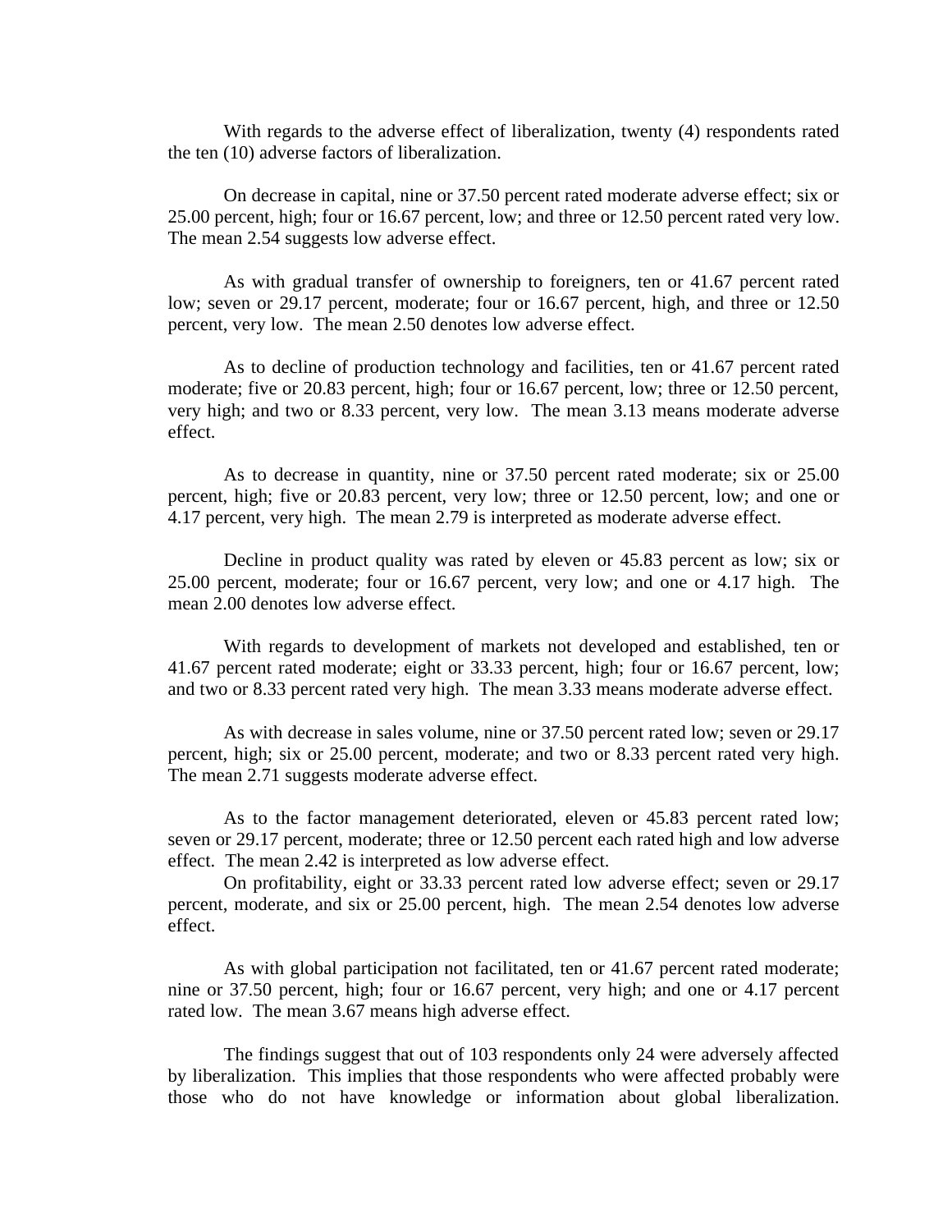With regards to the adverse effect of liberalization, twenty (4) respondents rated the ten (10) adverse factors of liberalization.

On decrease in capital, nine or 37.50 percent rated moderate adverse effect; six or 25.00 percent, high; four or 16.67 percent, low; and three or 12.50 percent rated very low. The mean 2.54 suggests low adverse effect.

As with gradual transfer of ownership to foreigners, ten or 41.67 percent rated low; seven or 29.17 percent, moderate; four or 16.67 percent, high, and three or 12.50 percent, very low. The mean 2.50 denotes low adverse effect.

As to decline of production technology and facilities, ten or 41.67 percent rated moderate; five or 20.83 percent, high; four or 16.67 percent, low; three or 12.50 percent, very high; and two or 8.33 percent, very low. The mean 3.13 means moderate adverse effect.

As to decrease in quantity, nine or 37.50 percent rated moderate; six or 25.00 percent, high; five or 20.83 percent, very low; three or 12.50 percent, low; and one or 4.17 percent, very high. The mean 2.79 is interpreted as moderate adverse effect.

Decline in product quality was rated by eleven or 45.83 percent as low; six or 25.00 percent, moderate; four or 16.67 percent, very low; and one or 4.17 high. The mean 2.00 denotes low adverse effect.

With regards to development of markets not developed and established, ten or 41.67 percent rated moderate; eight or 33.33 percent, high; four or 16.67 percent, low; and two or 8.33 percent rated very high. The mean 3.33 means moderate adverse effect.

As with decrease in sales volume, nine or 37.50 percent rated low; seven or 29.17 percent, high; six or 25.00 percent, moderate; and two or 8.33 percent rated very high. The mean 2.71 suggests moderate adverse effect.

As to the factor management deteriorated, eleven or 45.83 percent rated low; seven or 29.17 percent, moderate; three or 12.50 percent each rated high and low adverse effect. The mean 2.42 is interpreted as low adverse effect.

On profitability, eight or 33.33 percent rated low adverse effect; seven or 29.17 percent, moderate, and six or 25.00 percent, high. The mean 2.54 denotes low adverse effect.

As with global participation not facilitated, ten or 41.67 percent rated moderate; nine or 37.50 percent, high; four or 16.67 percent, very high; and one or 4.17 percent rated low. The mean 3.67 means high adverse effect.

The findings suggest that out of 103 respondents only 24 were adversely affected by liberalization. This implies that those respondents who were affected probably were those who do not have knowledge or information about global liberalization.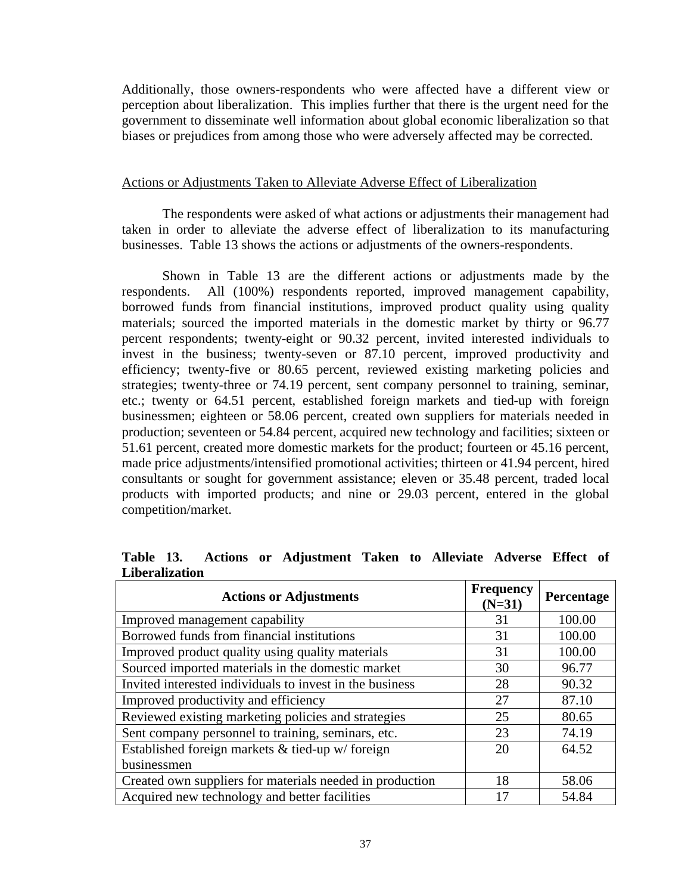Additionally, those owners-respondents who were affected have a different view or perception about liberalization. This implies further that there is the urgent need for the government to disseminate well information about global economic liberalization so that biases or prejudices from among those who were adversely affected may be corrected.

Actions or Adjustments Taken to Alleviate Adverse Effect of Liberalization

The respondents were asked of what actions or adjustments their management had taken in order to alleviate the adverse effect of liberalization to its manufacturing businesses. Table 13 shows the actions or adjustments of the owners-respondents.

Shown in Table 13 are the different actions or adjustments made by the respondents. All (100%) respondents reported, improved management capability, borrowed funds from financial institutions, improved product quality using quality materials; sourced the imported materials in the domestic market by thirty or 96.77 percent respondents; twenty-eight or 90.32 percent, invited interested individuals to invest in the business; twenty-seven or 87.10 percent, improved productivity and efficiency; twenty-five or 80.65 percent, reviewed existing marketing policies and strategies; twenty-three or 74.19 percent, sent company personnel to training, seminar, etc.; twenty or 64.51 percent, established foreign markets and tied-up with foreign businessmen; eighteen or 58.06 percent, created own suppliers for materials needed in production; seventeen or 54.84 percent, acquired new technology and facilities; sixteen or 51.61 percent, created more domestic markets for the product; fourteen or 45.16 percent, made price adjustments/intensified promotional activities; thirteen or 41.94 percent, hired consultants or sought for government assistance; eleven or 35.48 percent, traded local products with imported products; and nine or 29.03 percent, entered in the global competition/market.

**Table 13. Actions or Adjustment Taken to Alleviate Adverse Effect of Liberalization**

| Actions or Adjustments | Frequency (N=31) | Percentage |
|---|---|---|
| Improved management capability | 31 | 100.00 |
| Borrowed funds from financial institutions | 31 | 100.00 |
| Improved product quality using quality materials | 31 | 100.00 |
| Sourced imported materials in the domestic market | 30 | 96.77 |
| Invited interested individuals to invest in the business | 28 | 90.32 |
| Improved productivity and efficiency | 27 | 87.10 |
| Reviewed existing marketing policies and strategies | 25 | 80.65 |
| Sent company personnel to training, seminars, etc. | 23 | 74.19 |
| Established foreign markets & tied-up w/ foreign businessmen | 20 | 64.52 |
| Created own suppliers for materials needed in production | 18 | 58.06 |
| Acquired new technology and better facilities | 17 | 54.84 |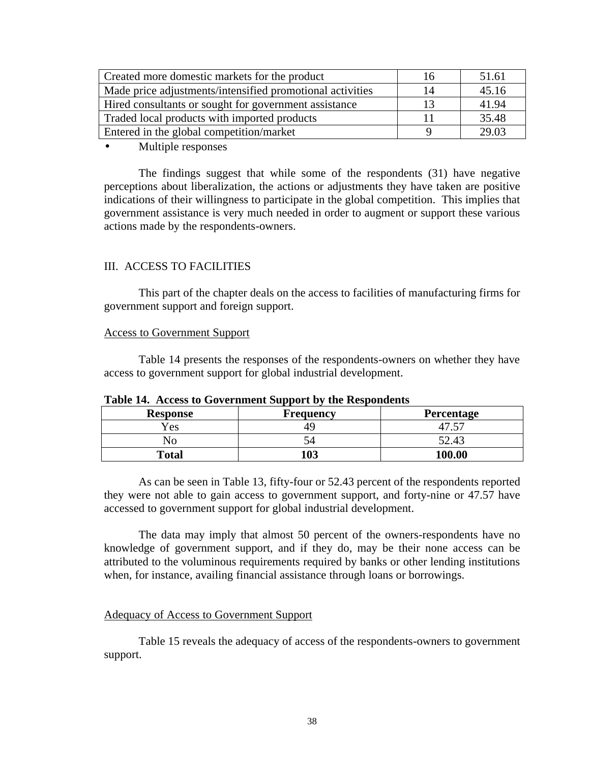| | | |
|---|---|---|
| Created more domestic markets for the product | 16 | 51.61 |
| Made price adjustments/intensified promotional activities | 14 | 45.16 |
| Hired consultants or sought for government assistance | 13 | 41.94 |
| Traded local products with imported products | 11 | 35.48 |
| Entered in the global competition/market | 9 | 29.03 |

- Multiple responses

The findings suggest that while some of the respondents (31) have negative perceptions about liberalization, the actions or adjustments they have taken are positive indications of their willingness to participate in the global competition. This implies that government assistance is very much needed in order to augment or support these various actions made by the respondents-owners.

## III. ACCESS TO FACILITIES

This part of the chapter deals on the access to facilities of manufacturing firms for government support and foreign support.

### Access to Government Support

Table 14 presents the responses of the respondents-owners on whether they have access to government support for global industrial development.

**Table 14. Access to Government Support by the Respondents**

| Response | Frequency | Percentage |
|---|---|---|
| Yes | 49 | 47.57 |
| No | 54 | 52.43 |
| **Total** | **103** | **100.00** |

As can be seen in Table 13, fifty-four or 52.43 percent of the respondents reported they were not able to gain access to government support, and forty-nine or 47.57 have accessed to government support for global industrial development.

The data may imply that almost 50 percent of the owners-respondents have no knowledge of government support, and if they do, may be their none access can be attributed to the voluminous requirements required by banks or other lending institutions when, for instance, availing financial assistance through loans or borrowings.

### Adequacy of Access to Government Support

Table 15 reveals the adequacy of access of the respondents-owners to government support.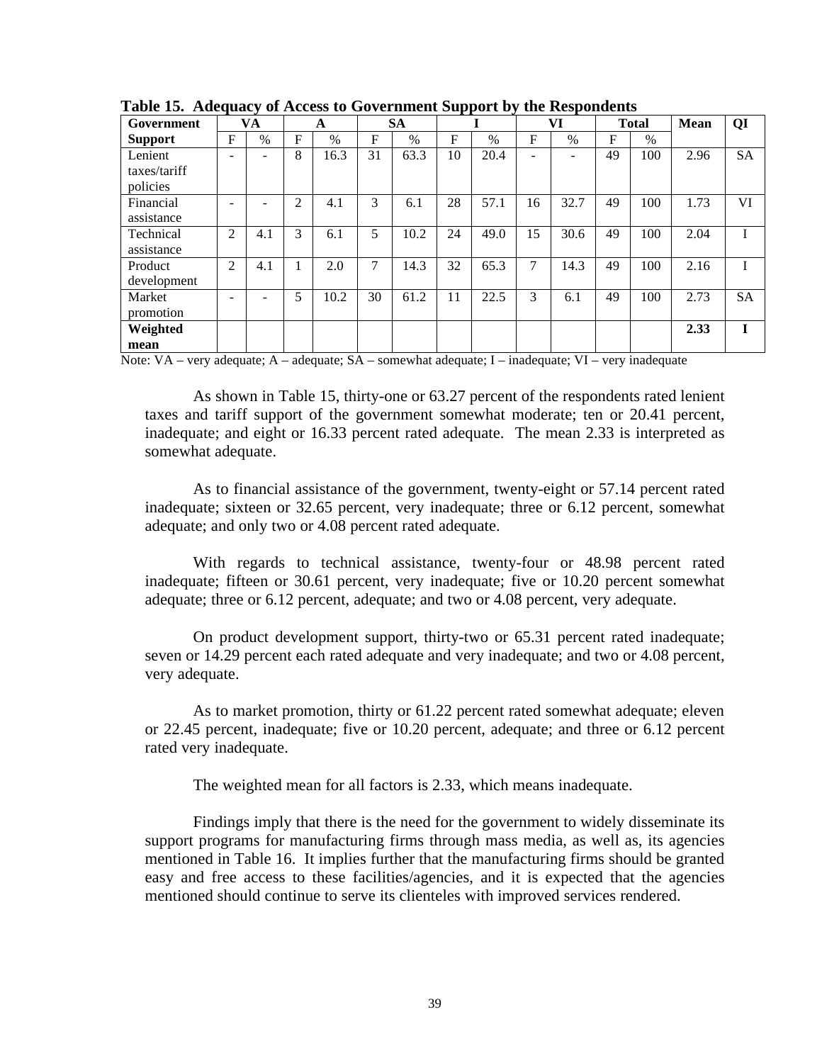**Table 15. Adequacy of Access to Government Support by the Respondents**

| Government | VA | | A | | SA | | I | | VI | | Total | | Mean | QI |
|---|---|---|---|---|---|---|---|---|---|---|---|---|---|---|
| **Support** | F | % | F | % | F | % | F | % | F | % | F | % | | |
| Lenient taxes/tariff policies | - | - | 8 | 16.3 | 31 | 63.3 | 10 | 20.4 | - | - | 49 | 100 | 2.96 | SA |
| Financial assistance | - | - | 2 | 4.1 | 3 | 6.1 | 28 | 57.1 | 16 | 32.7 | 49 | 100 | 1.73 | VI |
| Technical assistance | 2 | 4.1 | 3 | 6.1 | 5 | 10.2 | 24 | 49.0 | 15 | 30.6 | 49 | 100 | 2.04 | I |
| Product development | 2 | 4.1 | 1 | 2.0 | 7 | 14.3 | 32 | 65.3 | 7 | 14.3 | 49 | 100 | 2.16 | I |
| Market promotion | - | - | 5 | 10.2 | 30 | 61.2 | 11 | 22.5 | 3 | 6.1 | 49 | 100 | 2.73 | SA |
| **Weighted mean** | | | | | | | | | | | | | **2.33** | **I** |

Note: VA – very adequate; A – adequate; SA – somewhat adequate; I – inadequate; VI – very inadequate

As shown in Table 15, thirty-one or 63.27 percent of the respondents rated lenient taxes and tariff support of the government somewhat moderate; ten or 20.41 percent, inadequate; and eight or 16.33 percent rated adequate. The mean 2.33 is interpreted as somewhat adequate.

As to financial assistance of the government, twenty-eight or 57.14 percent rated inadequate; sixteen or 32.65 percent, very inadequate; three or 6.12 percent, somewhat adequate; and only two or 4.08 percent rated adequate.

With regards to technical assistance, twenty-four or 48.98 percent rated inadequate; fifteen or 30.61 percent, very inadequate; five or 10.20 percent somewhat adequate; three or 6.12 percent, adequate; and two or 4.08 percent, very adequate.

On product development support, thirty-two or 65.31 percent rated inadequate; seven or 14.29 percent each rated adequate and very inadequate; and two or 4.08 percent, very adequate.

As to market promotion, thirty or 61.22 percent rated somewhat adequate; eleven or 22.45 percent, inadequate; five or 10.20 percent, adequate; and three or 6.12 percent rated very inadequate.

The weighted mean for all factors is 2.33, which means inadequate.

Findings imply that there is the need for the government to widely disseminate its support programs for manufacturing firms through mass media, as well as, its agencies mentioned in Table 16. It implies further that the manufacturing firms should be granted easy and free access to these facilities/agencies, and it is expected that the agencies mentioned should continue to serve its clienteles with improved services rendered.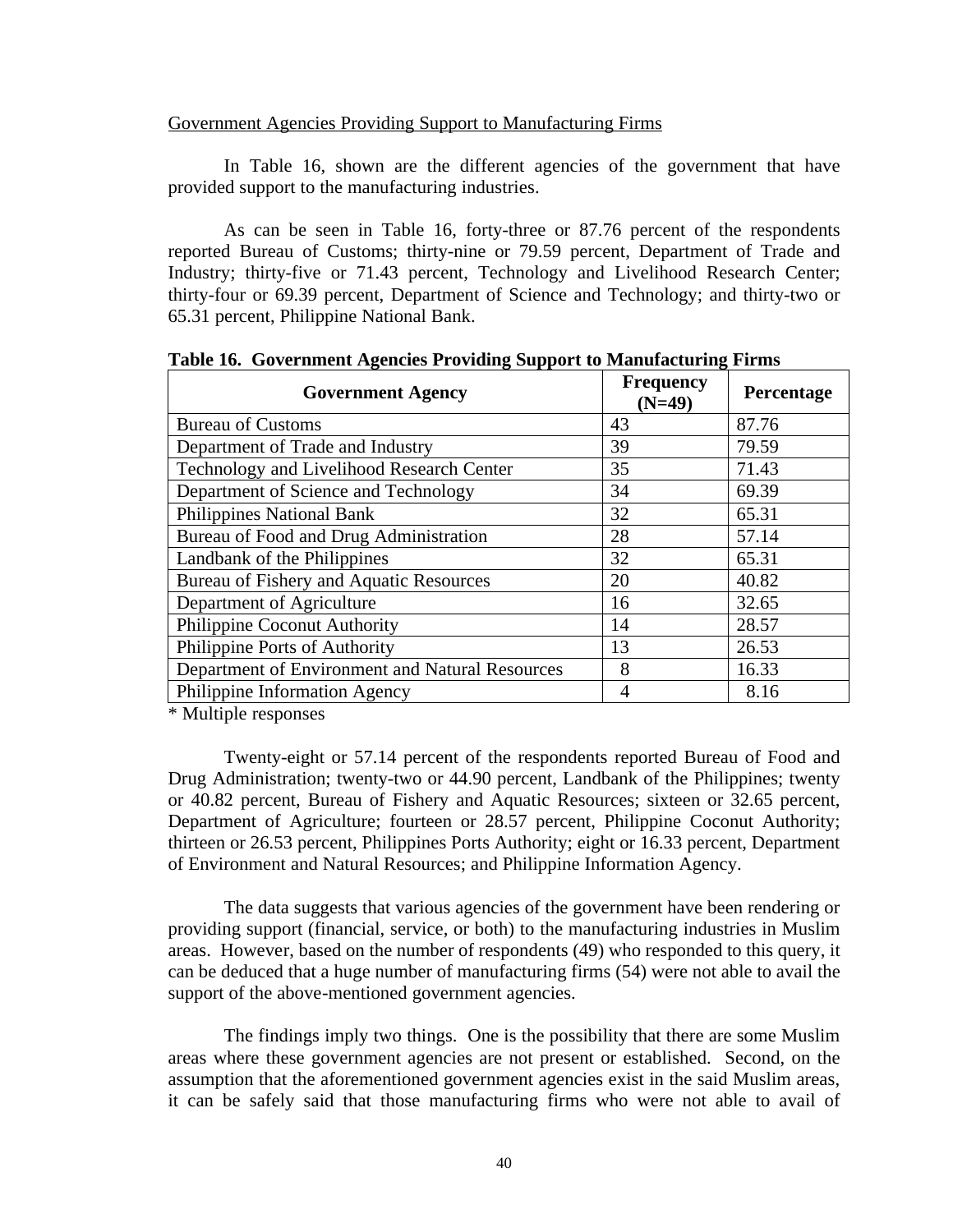Government Agencies Providing Support to Manufacturing Firms

In Table 16, shown are the different agencies of the government that have provided support to the manufacturing industries.

As can be seen in Table 16, forty-three or 87.76 percent of the respondents reported Bureau of Customs; thirty-nine or 79.59 percent, Department of Trade and Industry; thirty-five or 71.43 percent, Technology and Livelihood Research Center; thirty-four or 69.39 percent, Department of Science and Technology; and thirty-two or 65.31 percent, Philippine National Bank.

**Table 16. Government Agencies Providing Support to Manufacturing Firms**

| Government Agency | Frequency (N=49) | Percentage |
|---|---|---|
| Bureau of Customs | 43 | 87.76 |
| Department of Trade and Industry | 39 | 79.59 |
| Technology and Livelihood Research Center | 35 | 71.43 |
| Department of Science and Technology | 34 | 69.39 |
| Philippines National Bank | 32 | 65.31 |
| Bureau of Food and Drug Administration | 28 | 57.14 |
| Landbank of the Philippines | 32 | 65.31 |
| Bureau of Fishery and Aquatic Resources | 20 | 40.82 |
| Department of Agriculture | 16 | 32.65 |
| Philippine Coconut Authority | 14 | 28.57 |
| Philippine Ports of Authority | 13 | 26.53 |
| Department of Environment and Natural Resources | 8 | 16.33 |
| Philippine Information Agency | 4 | 8.16 |

* Multiple responses

Twenty-eight or 57.14 percent of the respondents reported Bureau of Food and Drug Administration; twenty-two or 44.90 percent, Landbank of the Philippines; twenty or 40.82 percent, Bureau of Fishery and Aquatic Resources; sixteen or 32.65 percent, Department of Agriculture; fourteen or 28.57 percent, Philippine Coconut Authority; thirteen or 26.53 percent, Philippines Ports Authority; eight or 16.33 percent, Department of Environment and Natural Resources; and Philippine Information Agency.

The data suggests that various agencies of the government have been rendering or providing support (financial, service, or both) to the manufacturing industries in Muslim areas. However, based on the number of respondents (49) who responded to this query, it can be deduced that a huge number of manufacturing firms (54) were not able to avail the support of the above-mentioned government agencies.

The findings imply two things. One is the possibility that there are some Muslim areas where these government agencies are not present or established. Second, on the assumption that the aforementioned government agencies exist in the said Muslim areas, it can be safely said that those manufacturing firms who were not able to avail of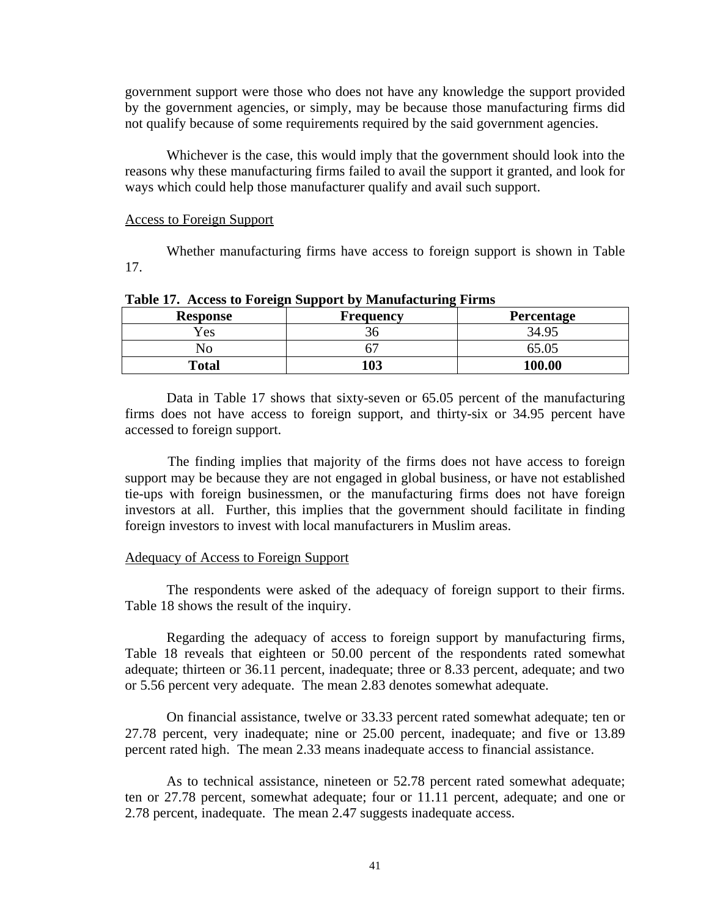government support were those who does not have any knowledge the support provided by the government agencies, or simply, may be because those manufacturing firms did not qualify because of some requirements required by the said government agencies.

Whichever is the case, this would imply that the government should look into the reasons why these manufacturing firms failed to avail the support it granted, and look for ways which could help those manufacturer qualify and avail such support.

Access to Foreign Support

Whether manufacturing firms have access to foreign support is shown in Table 17.

**Table 17. Access to Foreign Support by Manufacturing Firms**

| Response | Frequency | Percentage |
|---|---|---|
| Yes | 36 | 34.95 |
| No | 67 | 65.05 |
| **Total** | **103** | **100.00** |

Data in Table 17 shows that sixty-seven or 65.05 percent of the manufacturing firms does not have access to foreign support, and thirty-six or 34.95 percent have accessed to foreign support.

The finding implies that majority of the firms does not have access to foreign support may be because they are not engaged in global business, or have not established tie-ups with foreign businessmen, or the manufacturing firms does not have foreign investors at all. Further, this implies that the government should facilitate in finding foreign investors to invest with local manufacturers in Muslim areas.

Adequacy of Access to Foreign Support

The respondents were asked of the adequacy of foreign support to their firms. Table 18 shows the result of the inquiry.

Regarding the adequacy of access to foreign support by manufacturing firms, Table 18 reveals that eighteen or 50.00 percent of the respondents rated somewhat adequate; thirteen or 36.11 percent, inadequate; three or 8.33 percent, adequate; and two or 5.56 percent very adequate. The mean 2.83 denotes somewhat adequate.

On financial assistance, twelve or 33.33 percent rated somewhat adequate; ten or 27.78 percent, very inadequate; nine or 25.00 percent, inadequate; and five or 13.89 percent rated high. The mean 2.33 means inadequate access to financial assistance.

As to technical assistance, nineteen or 52.78 percent rated somewhat adequate; ten or 27.78 percent, somewhat adequate; four or 11.11 percent, adequate; and one or 2.78 percent, inadequate. The mean 2.47 suggests inadequate access.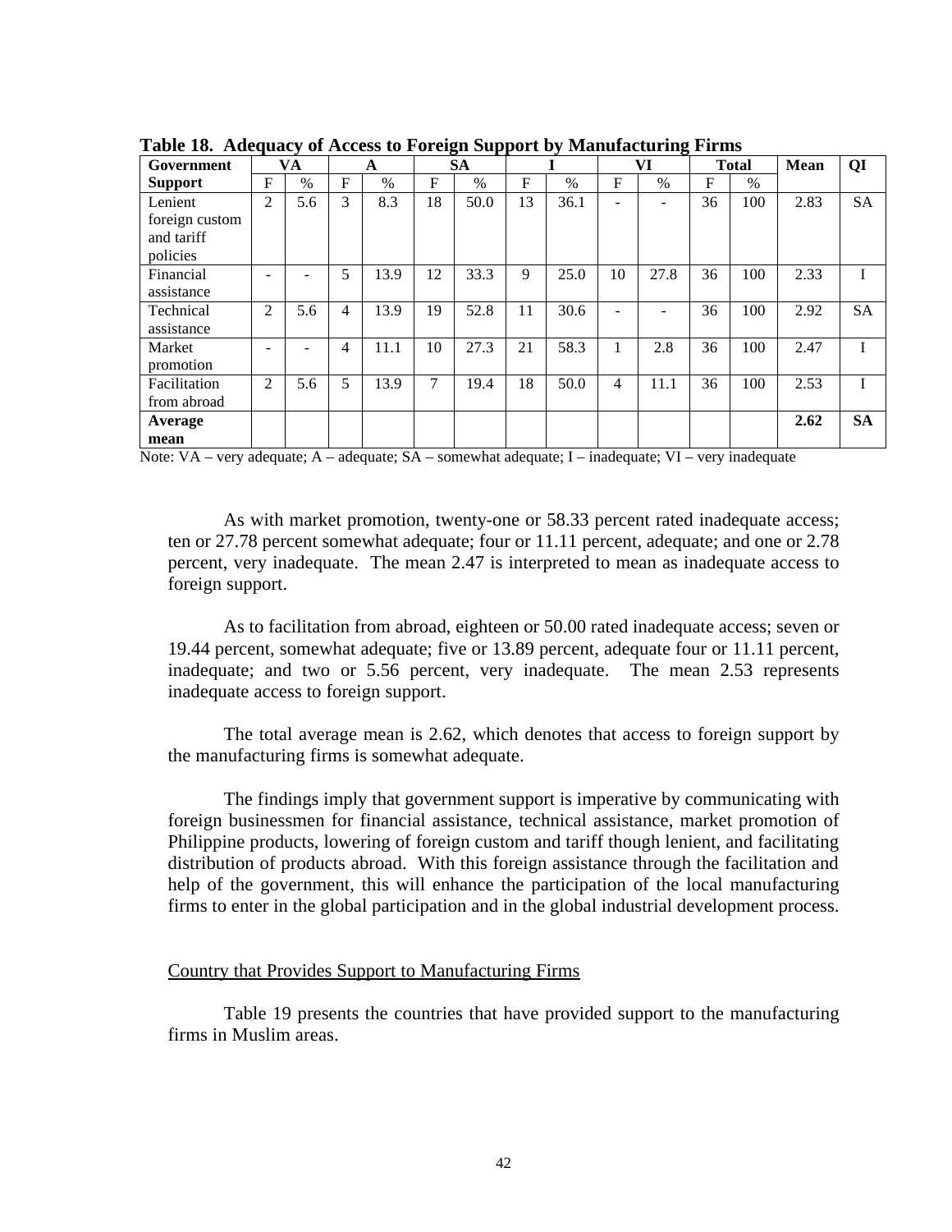**Table 18. Adequacy of Access to Foreign Support by Manufacturing Firms**

| Government Support | VA | | A | | SA | | I | | VI | | Total | | Mean | QI |
|---|---|---|---|---|---|---|---|---|---|---|---|---|---|---|
| | F | % | F | % | F | % | F | % | F | % | F | % | | |
| Lenient foreign custom and tariff policies | 2 | 5.6 | 3 | 8.3 | 18 | 50.0 | 13 | 36.1 | - | - | 36 | 100 | 2.83 | SA |
| Financial assistance | - | - | 5 | 13.9 | 12 | 33.3 | 9 | 25.0 | 10 | 27.8 | 36 | 100 | 2.33 | I |
| Technical assistance | 2 | 5.6 | 4 | 13.9 | 19 | 52.8 | 11 | 30.6 | - | - | 36 | 100 | 2.92 | SA |
| Market promotion | - | - | 4 | 11.1 | 10 | 27.3 | 21 | 58.3 | 1 | 2.8 | 36 | 100 | 2.47 | I |
| Facilitation from abroad | 2 | 5.6 | 5 | 13.9 | 7 | 19.4 | 18 | 50.0 | 4 | 11.1 | 36 | 100 | 2.53 | I |
| **Average mean** | | | | | | | | | | | | | **2.62** | **SA** |

Note: VA – very adequate; A – adequate; SA – somewhat adequate; I – inadequate; VI – very inadequate

As with market promotion, twenty-one or 58.33 percent rated inadequate access; ten or 27.78 percent somewhat adequate; four or 11.11 percent, adequate; and one or 2.78 percent, very inadequate. The mean 2.47 is interpreted to mean as inadequate access to foreign support.

As to facilitation from abroad, eighteen or 50.00 rated inadequate access; seven or 19.44 percent, somewhat adequate; five or 13.89 percent, adequate four or 11.11 percent, inadequate; and two or 5.56 percent, very inadequate. The mean 2.53 represents inadequate access to foreign support.

The total average mean is 2.62, which denotes that access to foreign support by the manufacturing firms is somewhat adequate.

The findings imply that government support is imperative by communicating with foreign businessmen for financial assistance, technical assistance, market promotion of Philippine products, lowering of foreign custom and tariff though lenient, and facilitating distribution of products abroad. With this foreign assistance through the facilitation and help of the government, this will enhance the participation of the local manufacturing firms to enter in the global participation and in the global industrial development process.

Country that Provides Support to Manufacturing Firms

Table 19 presents the countries that have provided support to the manufacturing firms in Muslim areas.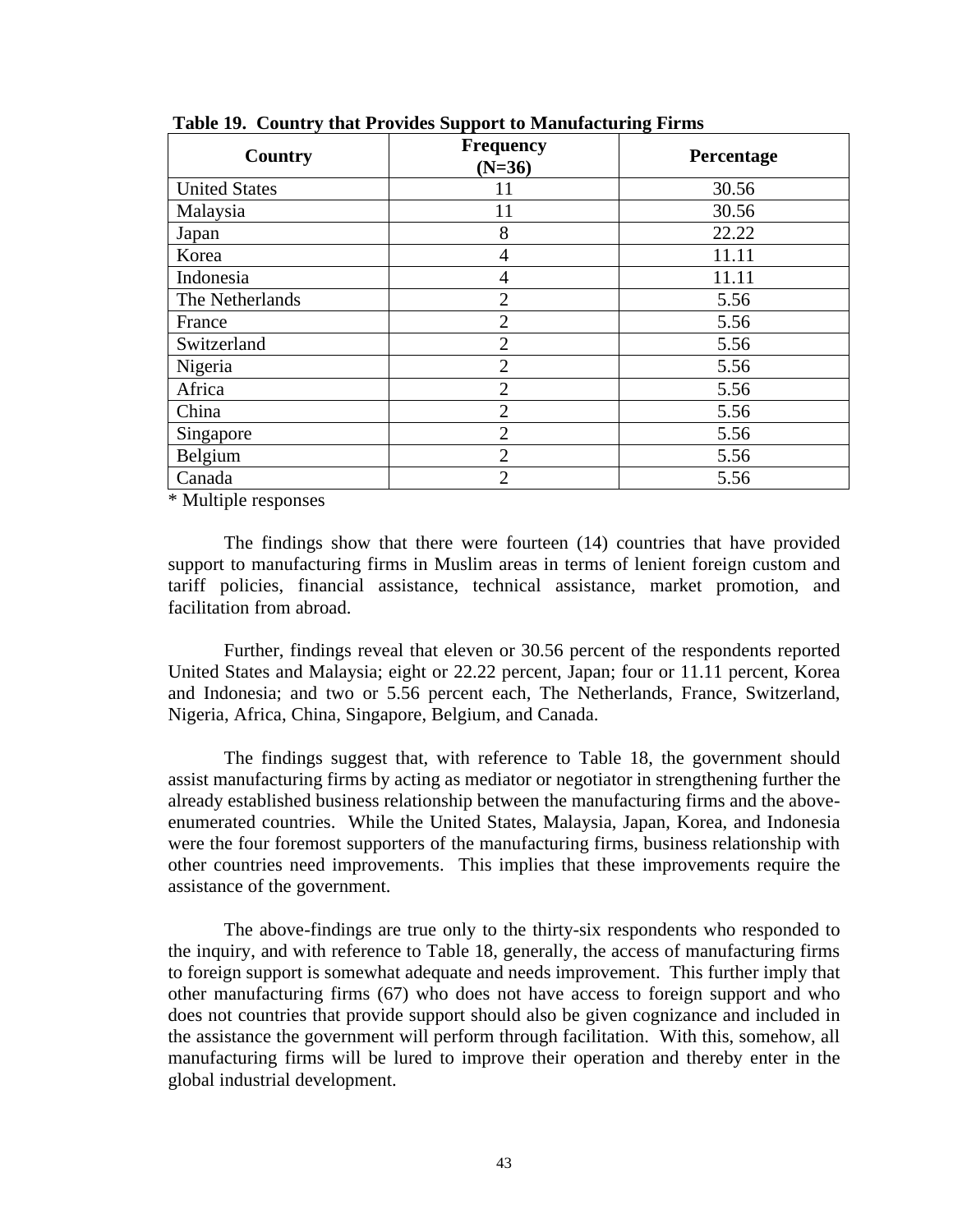**Table 19. Country that Provides Support to Manufacturing Firms**

| Country | Frequency (N=36) | Percentage |
|---|---|---|
| United States | 11 | 30.56 |
| Malaysia | 11 | 30.56 |
| Japan | 8 | 22.22 |
| Korea | 4 | 11.11 |
| Indonesia | 4 | 11.11 |
| The Netherlands | 2 | 5.56 |
| France | 2 | 5.56 |
| Switzerland | 2 | 5.56 |
| Nigeria | 2 | 5.56 |
| Africa | 2 | 5.56 |
| China | 2 | 5.56 |
| Singapore | 2 | 5.56 |
| Belgium | 2 | 5.56 |
| Canada | 2 | 5.56 |

* Multiple responses

The findings show that there were fourteen (14) countries that have provided support to manufacturing firms in Muslim areas in terms of lenient foreign custom and tariff policies, financial assistance, technical assistance, market promotion, and facilitation from abroad.

Further, findings reveal that eleven or 30.56 percent of the respondents reported United States and Malaysia; eight or 22.22 percent, Japan; four or 11.11 percent, Korea and Indonesia; and two or 5.56 percent each, The Netherlands, France, Switzerland, Nigeria, Africa, China, Singapore, Belgium, and Canada.

The findings suggest that, with reference to Table 18, the government should assist manufacturing firms by acting as mediator or negotiator in strengthening further the already established business relationship between the manufacturing firms and the above-enumerated countries. While the United States, Malaysia, Japan, Korea, and Indonesia were the four foremost supporters of the manufacturing firms, business relationship with other countries need improvements. This implies that these improvements require the assistance of the government.

The above-findings are true only to the thirty-six respondents who responded to the inquiry, and with reference to Table 18, generally, the access of manufacturing firms to foreign support is somewhat adequate and needs improvement. This further imply that other manufacturing firms (67) who does not have access to foreign support and who does not countries that provide support should also be given cognizance and included in the assistance the government will perform through facilitation. With this, somehow, all manufacturing firms will be lured to improve their operation and thereby enter in the global industrial development.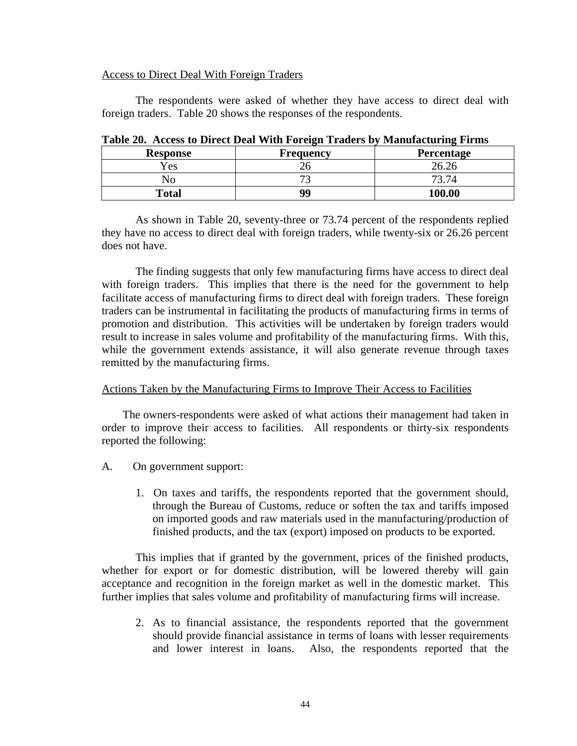Access to Direct Deal With Foreign Traders

The respondents were asked of whether they have access to direct deal with foreign traders. Table 20 shows the responses of the respondents.

**Table 20. Access to Direct Deal With Foreign Traders by Manufacturing Firms**

| Response | Frequency | Percentage |
|---|---|---|
| Yes | 26 | 26.26 |
| No | 73 | 73.74 |
| **Total** | **99** | **100.00** |

As shown in Table 20, seventy-three or 73.74 percent of the respondents replied they have no access to direct deal with foreign traders, while twenty-six or 26.26 percent does not have.

The finding suggests that only few manufacturing firms have access to direct deal with foreign traders. This implies that there is the need for the government to help facilitate access of manufacturing firms to direct deal with foreign traders. These foreign traders can be instrumental in facilitating the products of manufacturing firms in terms of promotion and distribution. This activities will be undertaken by foreign traders would result to increase in sales volume and profitability of the manufacturing firms. With this, while the government extends assistance, it will also generate revenue through taxes remitted by the manufacturing firms.

Actions Taken by the Manufacturing Firms to Improve Their Access to Facilities

The owners-respondents were asked of what actions their management had taken in order to improve their access to facilities. All respondents or thirty-six respondents reported the following:

A. On government support:

1. On taxes and tariffs, the respondents reported that the government should, through the Bureau of Customs, reduce or soften the tax and tariffs imposed on imported goods and raw materials used in the manufacturing/production of finished products, and the tax (export) imposed on products to be exported.

This implies that if granted by the government, prices of the finished products, whether for export or for domestic distribution, will be lowered thereby will gain acceptance and recognition in the foreign market as well in the domestic market. This further implies that sales volume and profitability of manufacturing firms will increase.

2. As to financial assistance, the respondents reported that the government should provide financial assistance in terms of loans with lesser requirements and lower interest in loans. Also, the respondents reported that the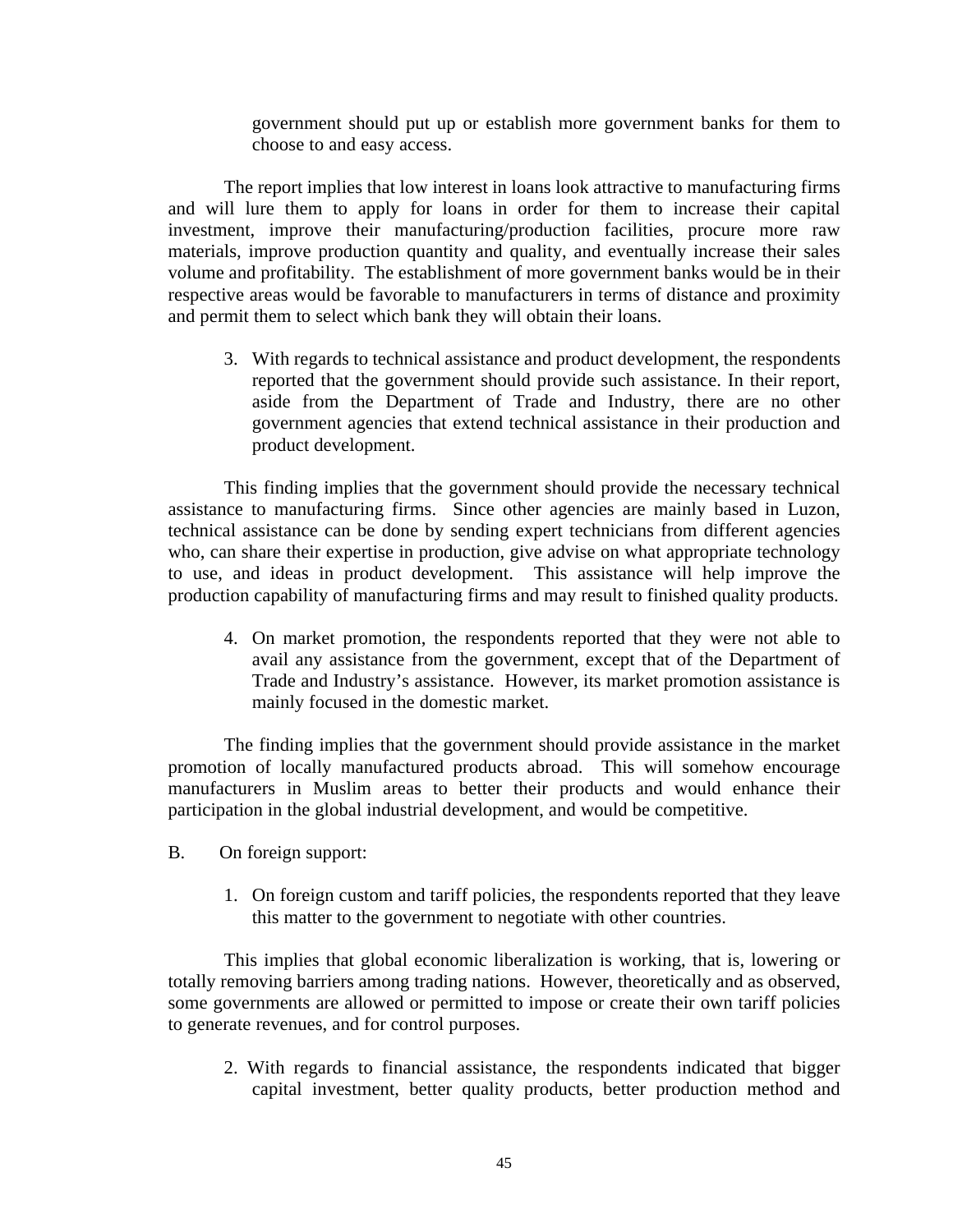government should put up or establish more government banks for them to choose to and easy access.

The report implies that low interest in loans look attractive to manufacturing firms and will lure them to apply for loans in order for them to increase their capital investment, improve their manufacturing/production facilities, procure more raw materials, improve production quantity and quality, and eventually increase their sales volume and profitability. The establishment of more government banks would be in their respective areas would be favorable to manufacturers in terms of distance and proximity and permit them to select which bank they will obtain their loans.

3. With regards to technical assistance and product development, the respondents reported that the government should provide such assistance. In their report, aside from the Department of Trade and Industry, there are no other government agencies that extend technical assistance in their production and product development.

This finding implies that the government should provide the necessary technical assistance to manufacturing firms. Since other agencies are mainly based in Luzon, technical assistance can be done by sending expert technicians from different agencies who, can share their expertise in production, give advise on what appropriate technology to use, and ideas in product development. This assistance will help improve the production capability of manufacturing firms and may result to finished quality products.

4. On market promotion, the respondents reported that they were not able to avail any assistance from the government, except that of the Department of Trade and Industry's assistance. However, its market promotion assistance is mainly focused in the domestic market.

The finding implies that the government should provide assistance in the market promotion of locally manufactured products abroad. This will somehow encourage manufacturers in Muslim areas to better their products and would enhance their participation in the global industrial development, and would be competitive.

B. On foreign support:

1. On foreign custom and tariff policies, the respondents reported that they leave this matter to the government to negotiate with other countries.

This implies that global economic liberalization is working, that is, lowering or totally removing barriers among trading nations. However, theoretically and as observed, some governments are allowed or permitted to impose or create their own tariff policies to generate revenues, and for control purposes.

2. With regards to financial assistance, the respondents indicated that bigger capital investment, better quality products, better production method and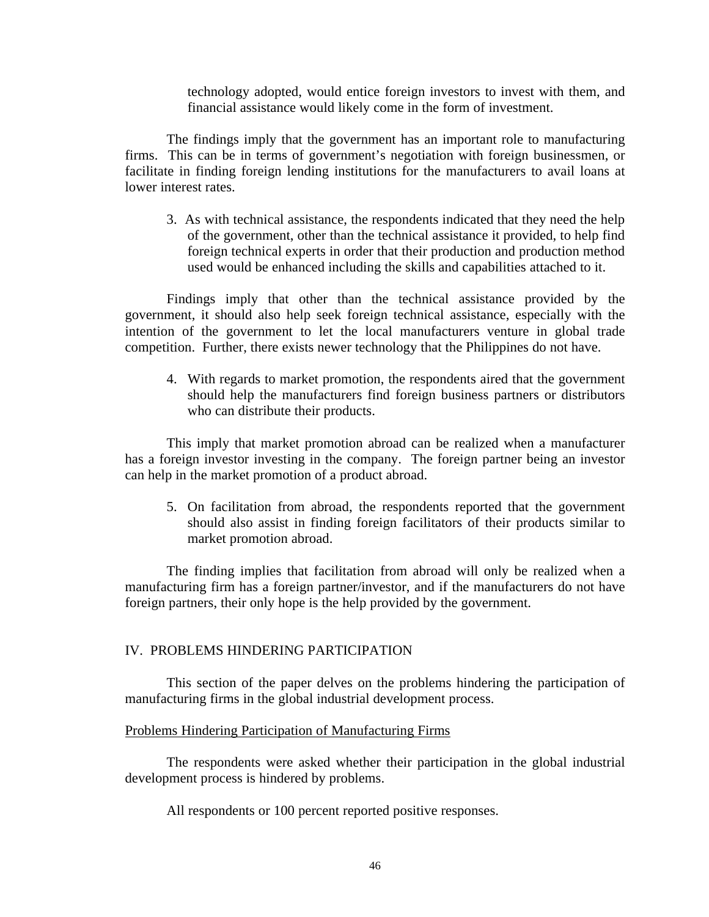technology adopted, would entice foreign investors to invest with them, and financial assistance would likely come in the form of investment.

The findings imply that the government has an important role to manufacturing firms. This can be in terms of government's negotiation with foreign businessmen, or facilitate in finding foreign lending institutions for the manufacturers to avail loans at lower interest rates.

3. As with technical assistance, the respondents indicated that they need the help of the government, other than the technical assistance it provided, to help find foreign technical experts in order that their production and production method used would be enhanced including the skills and capabilities attached to it.

Findings imply that other than the technical assistance provided by the government, it should also help seek foreign technical assistance, especially with the intention of the government to let the local manufacturers venture in global trade competition. Further, there exists newer technology that the Philippines do not have.

4. With regards to market promotion, the respondents aired that the government should help the manufacturers find foreign business partners or distributors who can distribute their products.

This imply that market promotion abroad can be realized when a manufacturer has a foreign investor investing in the company. The foreign partner being an investor can help in the market promotion of a product abroad.

5. On facilitation from abroad, the respondents reported that the government should also assist in finding foreign facilitators of their products similar to market promotion abroad.

The finding implies that facilitation from abroad will only be realized when a manufacturing firm has a foreign partner/investor, and if the manufacturers do not have foreign partners, their only hope is the help provided by the government.

## IV. PROBLEMS HINDERING PARTICIPATION

This section of the paper delves on the problems hindering the participation of manufacturing firms in the global industrial development process.

Problems Hindering Participation of Manufacturing Firms

The respondents were asked whether their participation in the global industrial development process is hindered by problems.

All respondents or 100 percent reported positive responses.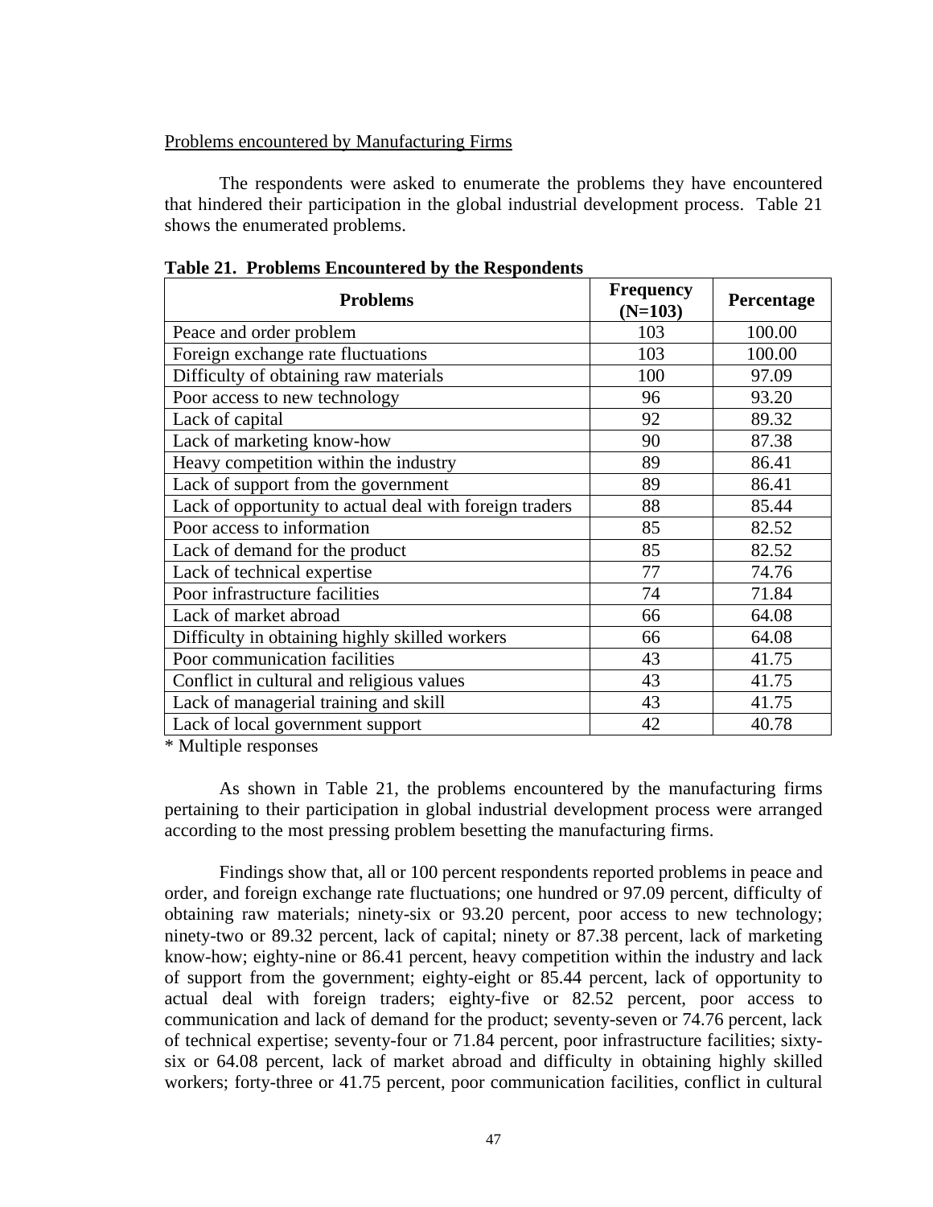Problems encountered by Manufacturing Firms

The respondents were asked to enumerate the problems they have encountered that hindered their participation in the global industrial development process. Table 21 shows the enumerated problems.

**Table 21. Problems Encountered by the Respondents**

| Problems | Frequency (N=103) | Percentage |
|---|---|---|
| Peace and order problem | 103 | 100.00 |
| Foreign exchange rate fluctuations | 103 | 100.00 |
| Difficulty of obtaining raw materials | 100 | 97.09 |
| Poor access to new technology | 96 | 93.20 |
| Lack of capital | 92 | 89.32 |
| Lack of marketing know-how | 90 | 87.38 |
| Heavy competition within the industry | 89 | 86.41 |
| Lack of support from the government | 89 | 86.41 |
| Lack of opportunity to actual deal with foreign traders | 88 | 85.44 |
| Poor access to information | 85 | 82.52 |
| Lack of demand for the product | 85 | 82.52 |
| Lack of technical expertise | 77 | 74.76 |
| Poor infrastructure facilities | 74 | 71.84 |
| Lack of market abroad | 66 | 64.08 |
| Difficulty in obtaining highly skilled workers | 66 | 64.08 |
| Poor communication facilities | 43 | 41.75 |
| Conflict in cultural and religious values | 43 | 41.75 |
| Lack of managerial training and skill | 43 | 41.75 |
| Lack of local government support | 42 | 40.78 |

\* Multiple responses

As shown in Table 21, the problems encountered by the manufacturing firms pertaining to their participation in global industrial development process were arranged according to the most pressing problem besetting the manufacturing firms.

Findings show that, all or 100 percent respondents reported problems in peace and order, and foreign exchange rate fluctuations; one hundred or 97.09 percent, difficulty of obtaining raw materials; ninety-six or 93.20 percent, poor access to new technology; ninety-two or 89.32 percent, lack of capital; ninety or 87.38 percent, lack of marketing know-how; eighty-nine or 86.41 percent, heavy competition within the industry and lack of support from the government; eighty-eight or 85.44 percent, lack of opportunity to actual deal with foreign traders; eighty-five or 82.52 percent, poor access to communication and lack of demand for the product; seventy-seven or 74.76 percent, lack of technical expertise; seventy-four or 71.84 percent, poor infrastructure facilities; sixty-six or 64.08 percent, lack of market abroad and difficulty in obtaining highly skilled workers; forty-three or 41.75 percent, poor communication facilities, conflict in cultural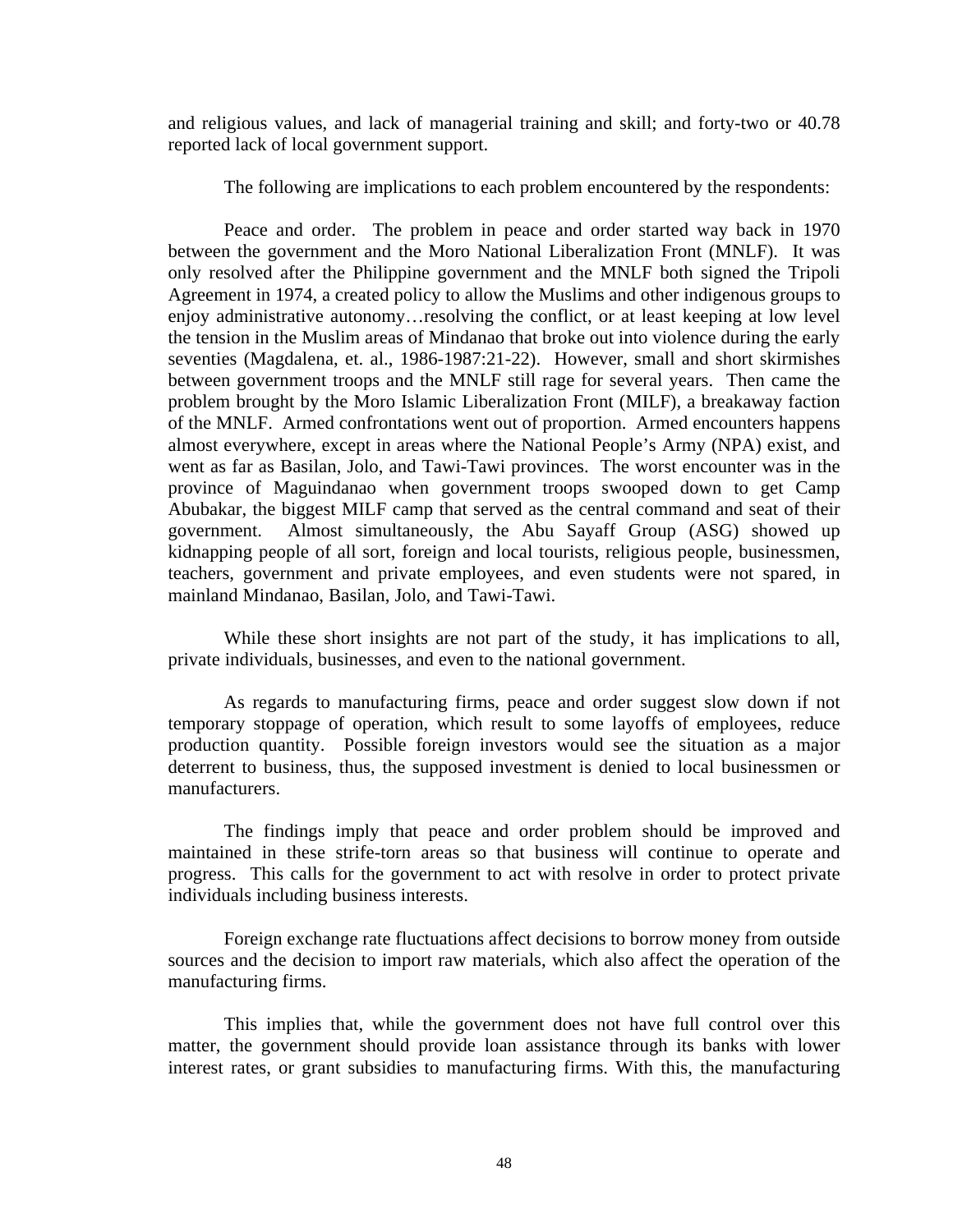and religious values, and lack of managerial training and skill; and forty-two or 40.78 reported lack of local government support.

The following are implications to each problem encountered by the respondents:

Peace and order. The problem in peace and order started way back in 1970 between the government and the Moro National Liberalization Front (MNLF). It was only resolved after the Philippine government and the MNLF both signed the Tripoli Agreement in 1974, a created policy to allow the Muslims and other indigenous groups to enjoy administrative autonomy…resolving the conflict, or at least keeping at low level the tension in the Muslim areas of Mindanao that broke out into violence during the early seventies (Magdalena, et. al., 1986-1987:21-22). However, small and short skirmishes between government troops and the MNLF still rage for several years. Then came the problem brought by the Moro Islamic Liberalization Front (MILF), a breakaway faction of the MNLF. Armed confrontations went out of proportion. Armed encounters happens almost everywhere, except in areas where the National People's Army (NPA) exist, and went as far as Basilan, Jolo, and Tawi-Tawi provinces. The worst encounter was in the province of Maguindanao when government troops swooped down to get Camp Abubakar, the biggest MILF camp that served as the central command and seat of their government. Almost simultaneously, the Abu Sayaff Group (ASG) showed up kidnapping people of all sort, foreign and local tourists, religious people, businessmen, teachers, government and private employees, and even students were not spared, in mainland Mindanao, Basilan, Jolo, and Tawi-Tawi.

While these short insights are not part of the study, it has implications to all, private individuals, businesses, and even to the national government.

As regards to manufacturing firms, peace and order suggest slow down if not temporary stoppage of operation, which result to some layoffs of employees, reduce production quantity. Possible foreign investors would see the situation as a major deterrent to business, thus, the supposed investment is denied to local businessmen or manufacturers.

The findings imply that peace and order problem should be improved and maintained in these strife-torn areas so that business will continue to operate and progress. This calls for the government to act with resolve in order to protect private individuals including business interests.

Foreign exchange rate fluctuations affect decisions to borrow money from outside sources and the decision to import raw materials, which also affect the operation of the manufacturing firms.

This implies that, while the government does not have full control over this matter, the government should provide loan assistance through its banks with lower interest rates, or grant subsidies to manufacturing firms. With this, the manufacturing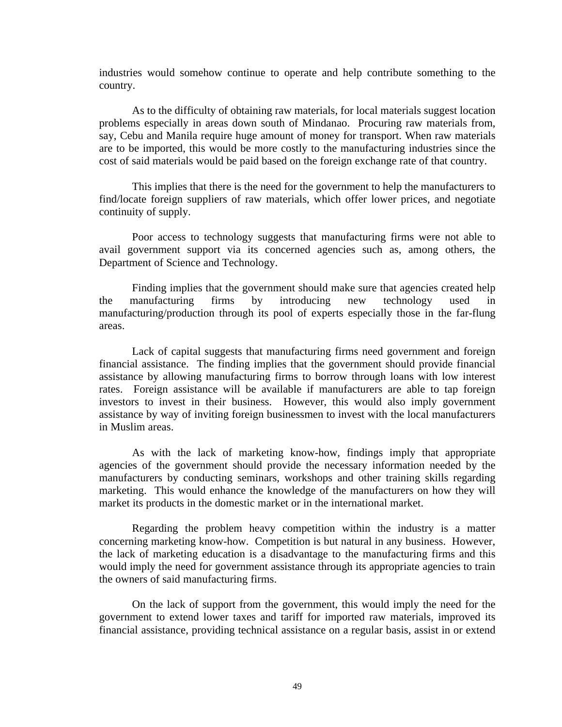industries would somehow continue to operate and help contribute something to the country.

As to the difficulty of obtaining raw materials, for local materials suggest location problems especially in areas down south of Mindanao. Procuring raw materials from, say, Cebu and Manila require huge amount of money for transport. When raw materials are to be imported, this would be more costly to the manufacturing industries since the cost of said materials would be paid based on the foreign exchange rate of that country.

This implies that there is the need for the government to help the manufacturers to find/locate foreign suppliers of raw materials, which offer lower prices, and negotiate continuity of supply.

Poor access to technology suggests that manufacturing firms were not able to avail government support via its concerned agencies such as, among others, the Department of Science and Technology.

Finding implies that the government should make sure that agencies created help the manufacturing firms by introducing new technology used in manufacturing/production through its pool of experts especially those in the far-flung areas.

Lack of capital suggests that manufacturing firms need government and foreign financial assistance. The finding implies that the government should provide financial assistance by allowing manufacturing firms to borrow through loans with low interest rates. Foreign assistance will be available if manufacturers are able to tap foreign investors to invest in their business. However, this would also imply government assistance by way of inviting foreign businessmen to invest with the local manufacturers in Muslim areas.

As with the lack of marketing know-how, findings imply that appropriate agencies of the government should provide the necessary information needed by the manufacturers by conducting seminars, workshops and other training skills regarding marketing. This would enhance the knowledge of the manufacturers on how they will market its products in the domestic market or in the international market.

Regarding the problem heavy competition within the industry is a matter concerning marketing know-how. Competition is but natural in any business. However, the lack of marketing education is a disadvantage to the manufacturing firms and this would imply the need for government assistance through its appropriate agencies to train the owners of said manufacturing firms.

On the lack of support from the government, this would imply the need for the government to extend lower taxes and tariff for imported raw materials, improved its financial assistance, providing technical assistance on a regular basis, assist in or extend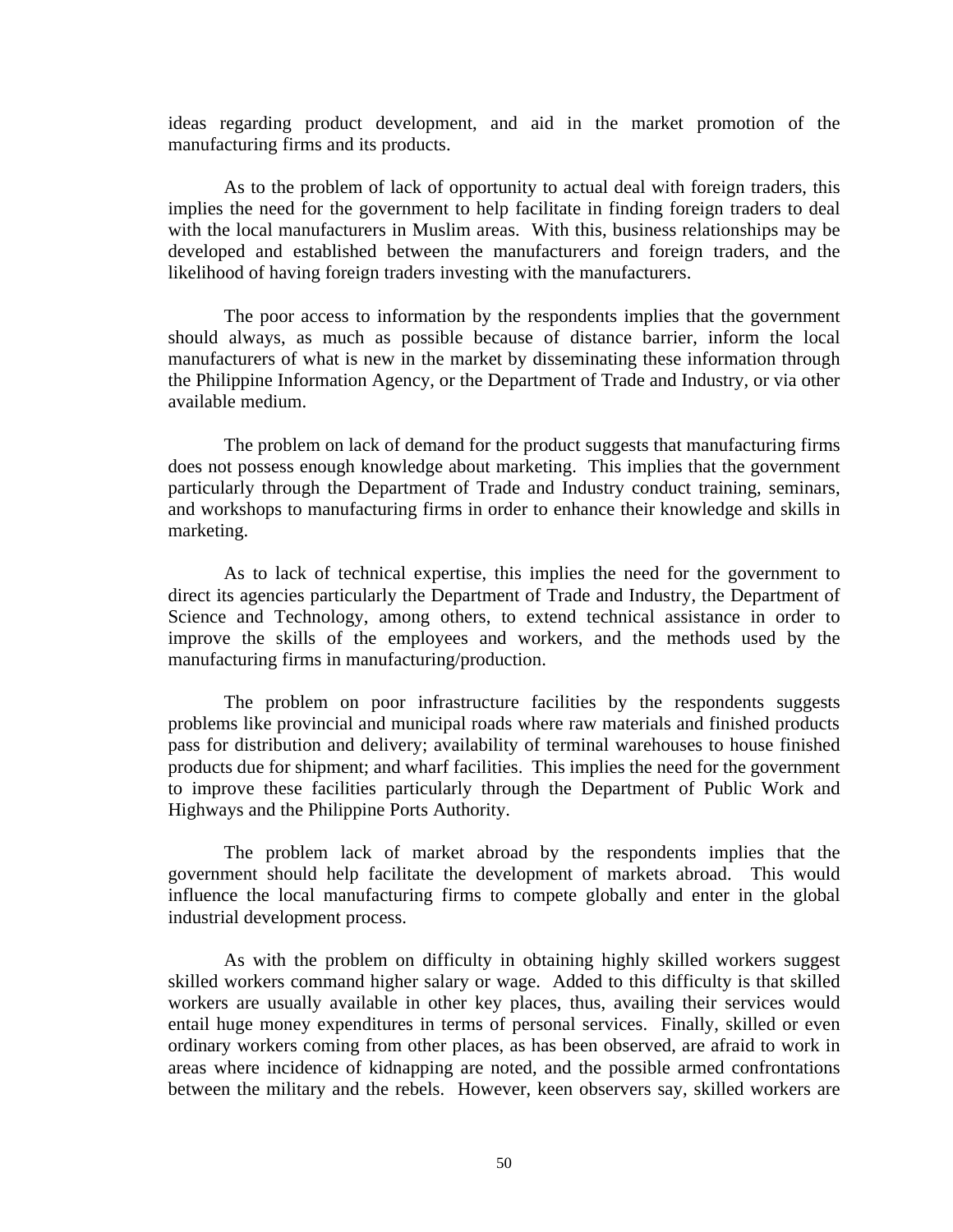ideas regarding product development, and aid in the market promotion of the manufacturing firms and its products.

As to the problem of lack of opportunity to actual deal with foreign traders, this implies the need for the government to help facilitate in finding foreign traders to deal with the local manufacturers in Muslim areas. With this, business relationships may be developed and established between the manufacturers and foreign traders, and the likelihood of having foreign traders investing with the manufacturers.

The poor access to information by the respondents implies that the government should always, as much as possible because of distance barrier, inform the local manufacturers of what is new in the market by disseminating these information through the Philippine Information Agency, or the Department of Trade and Industry, or via other available medium.

The problem on lack of demand for the product suggests that manufacturing firms does not possess enough knowledge about marketing. This implies that the government particularly through the Department of Trade and Industry conduct training, seminars, and workshops to manufacturing firms in order to enhance their knowledge and skills in marketing.

As to lack of technical expertise, this implies the need for the government to direct its agencies particularly the Department of Trade and Industry, the Department of Science and Technology, among others, to extend technical assistance in order to improve the skills of the employees and workers, and the methods used by the manufacturing firms in manufacturing/production.

The problem on poor infrastructure facilities by the respondents suggests problems like provincial and municipal roads where raw materials and finished products pass for distribution and delivery; availability of terminal warehouses to house finished products due for shipment; and wharf facilities. This implies the need for the government to improve these facilities particularly through the Department of Public Work and Highways and the Philippine Ports Authority.

The problem lack of market abroad by the respondents implies that the government should help facilitate the development of markets abroad. This would influence the local manufacturing firms to compete globally and enter in the global industrial development process.

As with the problem on difficulty in obtaining highly skilled workers suggest skilled workers command higher salary or wage. Added to this difficulty is that skilled workers are usually available in other key places, thus, availing their services would entail huge money expenditures in terms of personal services. Finally, skilled or even ordinary workers coming from other places, as has been observed, are afraid to work in areas where incidence of kidnapping are noted, and the possible armed confrontations between the military and the rebels. However, keen observers say, skilled workers are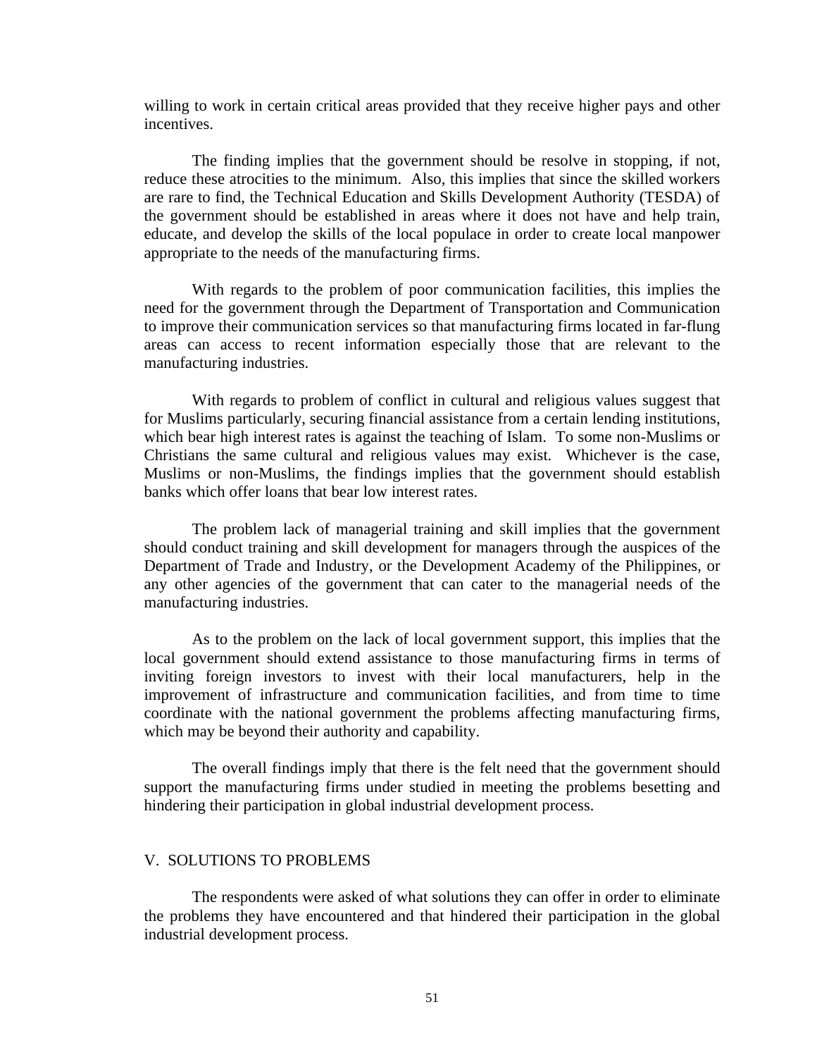willing to work in certain critical areas provided that they receive higher pays and other incentives.

The finding implies that the government should be resolve in stopping, if not, reduce these atrocities to the minimum. Also, this implies that since the skilled workers are rare to find, the Technical Education and Skills Development Authority (TESDA) of the government should be established in areas where it does not have and help train, educate, and develop the skills of the local populace in order to create local manpower appropriate to the needs of the manufacturing firms.

With regards to the problem of poor communication facilities, this implies the need for the government through the Department of Transportation and Communication to improve their communication services so that manufacturing firms located in far-flung areas can access to recent information especially those that are relevant to the manufacturing industries.

With regards to problem of conflict in cultural and religious values suggest that for Muslims particularly, securing financial assistance from a certain lending institutions, which bear high interest rates is against the teaching of Islam. To some non-Muslims or Christians the same cultural and religious values may exist. Whichever is the case, Muslims or non-Muslims, the findings implies that the government should establish banks which offer loans that bear low interest rates.

The problem lack of managerial training and skill implies that the government should conduct training and skill development for managers through the auspices of the Department of Trade and Industry, or the Development Academy of the Philippines, or any other agencies of the government that can cater to the managerial needs of the manufacturing industries.

As to the problem on the lack of local government support, this implies that the local government should extend assistance to those manufacturing firms in terms of inviting foreign investors to invest with their local manufacturers, help in the improvement of infrastructure and communication facilities, and from time to time coordinate with the national government the problems affecting manufacturing firms, which may be beyond their authority and capability.

The overall findings imply that there is the felt need that the government should support the manufacturing firms under studied in meeting the problems besetting and hindering their participation in global industrial development process.

## V. SOLUTIONS TO PROBLEMS

The respondents were asked of what solutions they can offer in order to eliminate the problems they have encountered and that hindered their participation in the global industrial development process.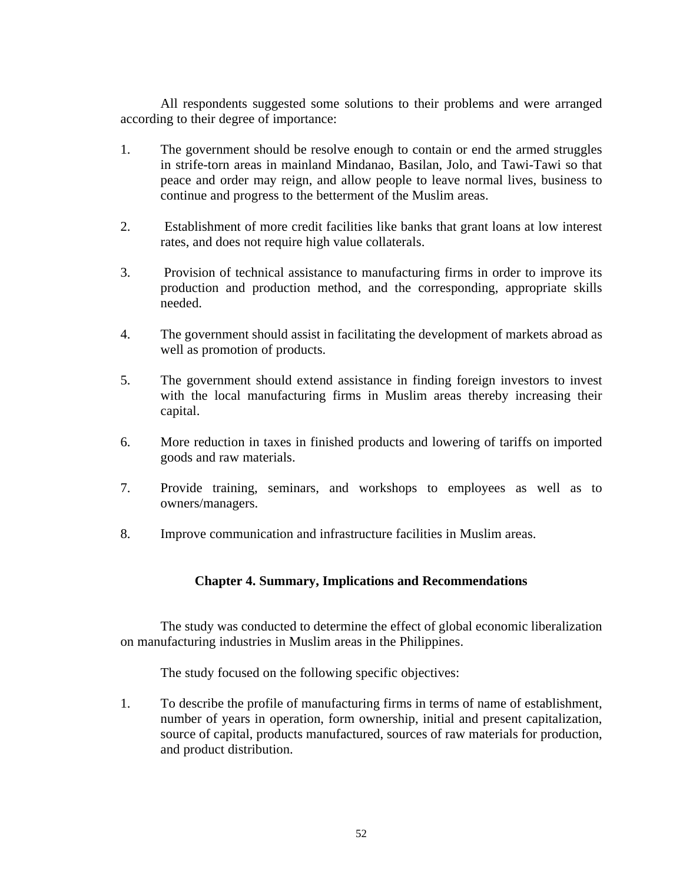All respondents suggested some solutions to their problems and were arranged according to their degree of importance:

1. The government should be resolve enough to contain or end the armed struggles in strife-torn areas in mainland Mindanao, Basilan, Jolo, and Tawi-Tawi so that peace and order may reign, and allow people to leave normal lives, business to continue and progress to the betterment of the Muslim areas.

2. Establishment of more credit facilities like banks that grant loans at low interest rates, and does not require high value collaterals.

3. Provision of technical assistance to manufacturing firms in order to improve its production and production method, and the corresponding, appropriate skills needed.

4. The government should assist in facilitating the development of markets abroad as well as promotion of products.

5. The government should extend assistance in finding foreign investors to invest with the local manufacturing firms in Muslim areas thereby increasing their capital.

6. More reduction in taxes in finished products and lowering of tariffs on imported goods and raw materials.

7. Provide training, seminars, and workshops to employees as well as to owners/managers.

8. Improve communication and infrastructure facilities in Muslim areas.

## Chapter 4. Summary, Implications and Recommendations

The study was conducted to determine the effect of global economic liberalization on manufacturing industries in Muslim areas in the Philippines.

The study focused on the following specific objectives:

1. To describe the profile of manufacturing firms in terms of name of establishment, number of years in operation, form ownership, initial and present capitalization, source of capital, products manufactured, sources of raw materials for production, and product distribution.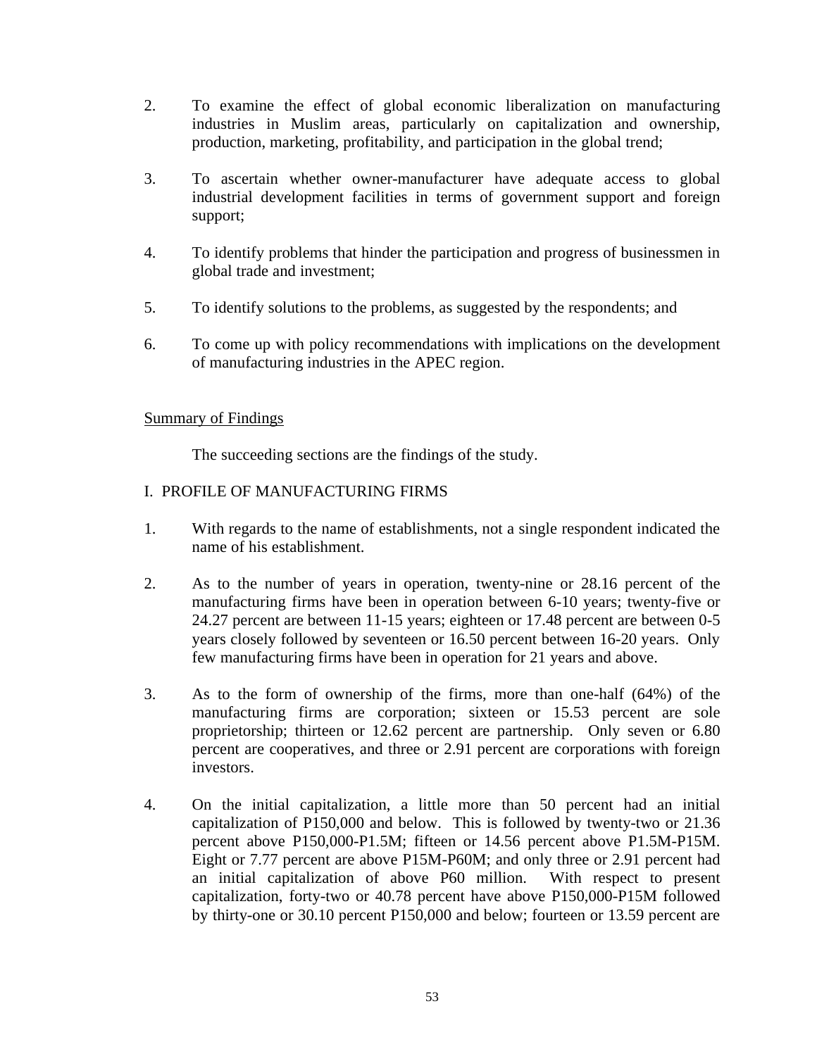2. To examine the effect of global economic liberalization on manufacturing industries in Muslim areas, particularly on capitalization and ownership, production, marketing, profitability, and participation in the global trend;

3. To ascertain whether owner-manufacturer have adequate access to global industrial development facilities in terms of government support and foreign support;

4. To identify problems that hinder the participation and progress of businessmen in global trade and investment;

5. To identify solutions to the problems, as suggested by the respondents; and

6. To come up with policy recommendations with implications on the development of manufacturing industries in the APEC region.

<u>Summary of Findings</u>

The succeeding sections are the findings of the study.

I. PROFILE OF MANUFACTURING FIRMS

1. With regards to the name of establishments, not a single respondent indicated the name of his establishment.

2. As to the number of years in operation, twenty-nine or 28.16 percent of the manufacturing firms have been in operation between 6-10 years; twenty-five or 24.27 percent are between 11-15 years; eighteen or 17.48 percent are between 0-5 years closely followed by seventeen or 16.50 percent between 16-20 years. Only few manufacturing firms have been in operation for 21 years and above.

3. As to the form of ownership of the firms, more than one-half (64%) of the manufacturing firms are corporation; sixteen or 15.53 percent are sole proprietorship; thirteen or 12.62 percent are partnership. Only seven or 6.80 percent are cooperatives, and three or 2.91 percent are corporations with foreign investors.

4. On the initial capitalization, a little more than 50 percent had an initial capitalization of P150,000 and below. This is followed by twenty-two or 21.36 percent above P150,000-P1.5M; fifteen or 14.56 percent above P1.5M-P15M. Eight or 7.77 percent are above P15M-P60M; and only three or 2.91 percent had an initial capitalization of above P60 million. With respect to present capitalization, forty-two or 40.78 percent have above P150,000-P15M followed by thirty-one or 30.10 percent P150,000 and below; fourteen or 13.59 percent are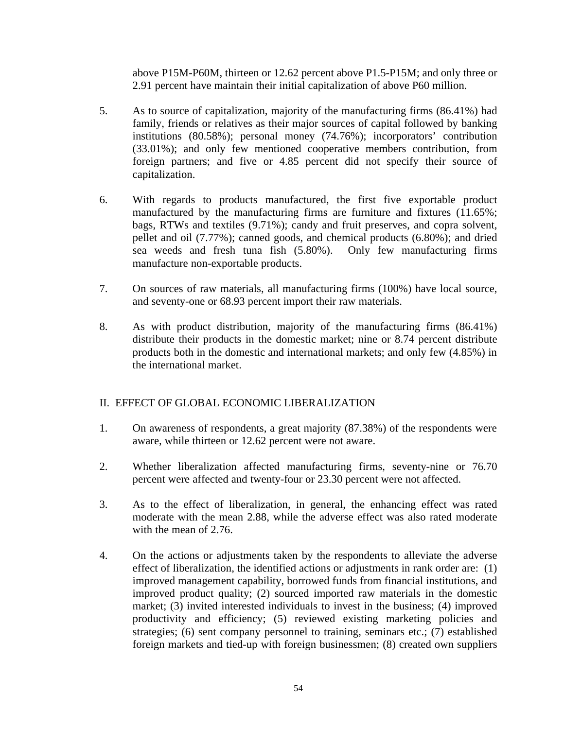above P15M-P60M, thirteen or 12.62 percent above P1.5-P15M; and only three or 2.91 percent have maintain their initial capitalization of above P60 million.

5. As to source of capitalization, majority of the manufacturing firms (86.41%) had family, friends or relatives as their major sources of capital followed by banking institutions (80.58%); personal money (74.76%); incorporators' contribution (33.01%); and only few mentioned cooperative members contribution, from foreign partners; and five or 4.85 percent did not specify their source of capitalization.

6. With regards to products manufactured, the first five exportable product manufactured by the manufacturing firms are furniture and fixtures (11.65%; bags, RTWs and textiles (9.71%); candy and fruit preserves, and copra solvent, pellet and oil (7.77%); canned goods, and chemical products (6.80%); and dried sea weeds and fresh tuna fish (5.80%). Only few manufacturing firms manufacture non-exportable products.

7. On sources of raw materials, all manufacturing firms (100%) have local source, and seventy-one or 68.93 percent import their raw materials.

8. As with product distribution, majority of the manufacturing firms (86.41%) distribute their products in the domestic market; nine or 8.74 percent distribute products both in the domestic and international markets; and only few (4.85%) in the international market.

## II. EFFECT OF GLOBAL ECONOMIC LIBERALIZATION

1. On awareness of respondents, a great majority (87.38%) of the respondents were aware, while thirteen or 12.62 percent were not aware.

2. Whether liberalization affected manufacturing firms, seventy-nine or 76.70 percent were affected and twenty-four or 23.30 percent were not affected.

3. As to the effect of liberalization, in general, the enhancing effect was rated moderate with the mean 2.88, while the adverse effect was also rated moderate with the mean of 2.76.

4. On the actions or adjustments taken by the respondents to alleviate the adverse effect of liberalization, the identified actions or adjustments in rank order are: (1) improved management capability, borrowed funds from financial institutions, and improved product quality; (2) sourced imported raw materials in the domestic market; (3) invited interested individuals to invest in the business; (4) improved productivity and efficiency; (5) reviewed existing marketing policies and strategies; (6) sent company personnel to training, seminars etc.; (7) established foreign markets and tied-up with foreign businessmen; (8) created own suppliers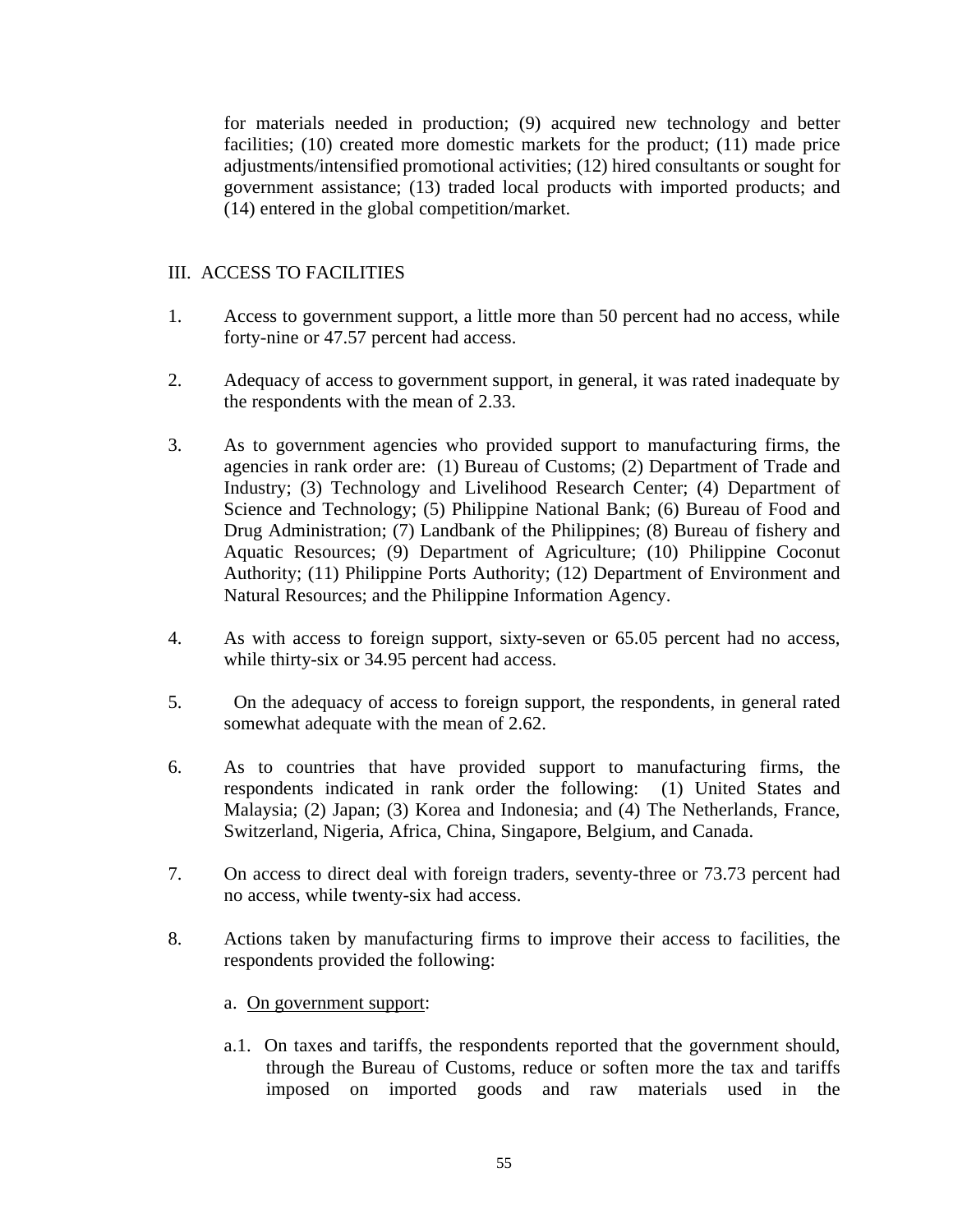for materials needed in production; (9) acquired new technology and better facilities; (10) created more domestic markets for the product; (11) made price adjustments/intensified promotional activities; (12) hired consultants or sought for government assistance; (13) traded local products with imported products; and (14) entered in the global competition/market.

## III. ACCESS TO FACILITIES

1. Access to government support, a little more than 50 percent had no access, while forty-nine or 47.57 percent had access.

2. Adequacy of access to government support, in general, it was rated inadequate by the respondents with the mean of 2.33.

3. As to government agencies who provided support to manufacturing firms, the agencies in rank order are: (1) Bureau of Customs; (2) Department of Trade and Industry; (3) Technology and Livelihood Research Center; (4) Department of Science and Technology; (5) Philippine National Bank; (6) Bureau of Food and Drug Administration; (7) Landbank of the Philippines; (8) Bureau of fishery and Aquatic Resources; (9) Department of Agriculture; (10) Philippine Coconut Authority; (11) Philippine Ports Authority; (12) Department of Environment and Natural Resources; and the Philippine Information Agency.

4. As with access to foreign support, sixty-seven or 65.05 percent had no access, while thirty-six or 34.95 percent had access.

5. On the adequacy of access to foreign support, the respondents, in general rated somewhat adequate with the mean of 2.62.

6. As to countries that have provided support to manufacturing firms, the respondents indicated in rank order the following: (1) United States and Malaysia; (2) Japan; (3) Korea and Indonesia; and (4) The Netherlands, France, Switzerland, Nigeria, Africa, China, Singapore, Belgium, and Canada.

7. On access to direct deal with foreign traders, seventy-three or 73.73 percent had no access, while twenty-six had access.

8. Actions taken by manufacturing firms to improve their access to facilities, the respondents provided the following:

   a. <u>On government support</u>:

   a.1. On taxes and tariffs, the respondents reported that the government should, through the Bureau of Customs, reduce or soften more the tax and tariffs imposed on imported goods and raw materials used in the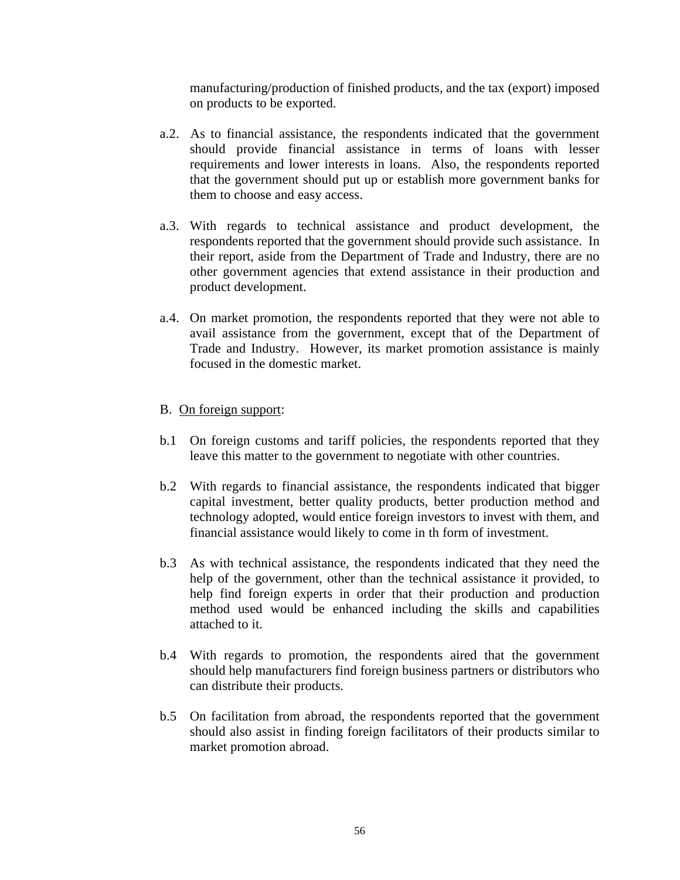manufacturing/production of finished products, and the tax (export) imposed on products to be exported.

a.2. As to financial assistance, the respondents indicated that the government should provide financial assistance in terms of loans with lesser requirements and lower interests in loans. Also, the respondents reported that the government should put up or establish more government banks for them to choose and easy access.

a.3. With regards to technical assistance and product development, the respondents reported that the government should provide such assistance. In their report, aside from the Department of Trade and Industry, there are no other government agencies that extend assistance in their production and product development.

a.4. On market promotion, the respondents reported that they were not able to avail assistance from the government, except that of the Department of Trade and Industry. However, its market promotion assistance is mainly focused in the domestic market.

B. <u>On foreign support</u>:

b.1 On foreign customs and tariff policies, the respondents reported that they leave this matter to the government to negotiate with other countries.

b.2 With regards to financial assistance, the respondents indicated that bigger capital investment, better quality products, better production method and technology adopted, would entice foreign investors to invest with them, and financial assistance would likely to come in th form of investment.

b.3 As with technical assistance, the respondents indicated that they need the help of the government, other than the technical assistance it provided, to help find foreign experts in order that their production and production method used would be enhanced including the skills and capabilities attached to it.

b.4 With regards to promotion, the respondents aired that the government should help manufacturers find foreign business partners or distributors who can distribute their products.

b.5 On facilitation from abroad, the respondents reported that the government should also assist in finding foreign facilitators of their products similar to market promotion abroad.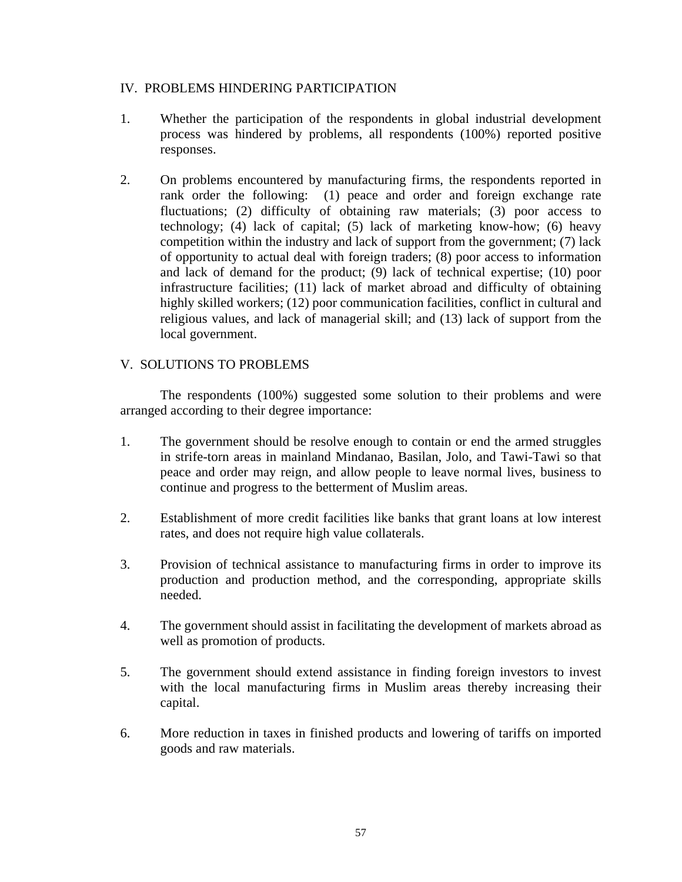## IV. PROBLEMS HINDERING PARTICIPATION

1. Whether the participation of the respondents in global industrial development process was hindered by problems, all respondents (100%) reported positive responses.

2. On problems encountered by manufacturing firms, the respondents reported in rank order the following: (1) peace and order and foreign exchange rate fluctuations; (2) difficulty of obtaining raw materials; (3) poor access to technology; (4) lack of capital; (5) lack of marketing know-how; (6) heavy competition within the industry and lack of support from the government; (7) lack of opportunity to actual deal with foreign traders; (8) poor access to information and lack of demand for the product; (9) lack of technical expertise; (10) poor infrastructure facilities; (11) lack of market abroad and difficulty of obtaining highly skilled workers; (12) poor communication facilities, conflict in cultural and religious values, and lack of managerial skill; and (13) lack of support from the local government.

## V. SOLUTIONS TO PROBLEMS

The respondents (100%) suggested some solution to their problems and were arranged according to their degree importance:

1. The government should be resolve enough to contain or end the armed struggles in strife-torn areas in mainland Mindanao, Basilan, Jolo, and Tawi-Tawi so that peace and order may reign, and allow people to leave normal lives, business to continue and progress to the betterment of Muslim areas.

2. Establishment of more credit facilities like banks that grant loans at low interest rates, and does not require high value collaterals.

3. Provision of technical assistance to manufacturing firms in order to improve its production and production method, and the corresponding, appropriate skills needed.

4. The government should assist in facilitating the development of markets abroad as well as promotion of products.

5. The government should extend assistance in finding foreign investors to invest with the local manufacturing firms in Muslim areas thereby increasing their capital.

6. More reduction in taxes in finished products and lowering of tariffs on imported goods and raw materials.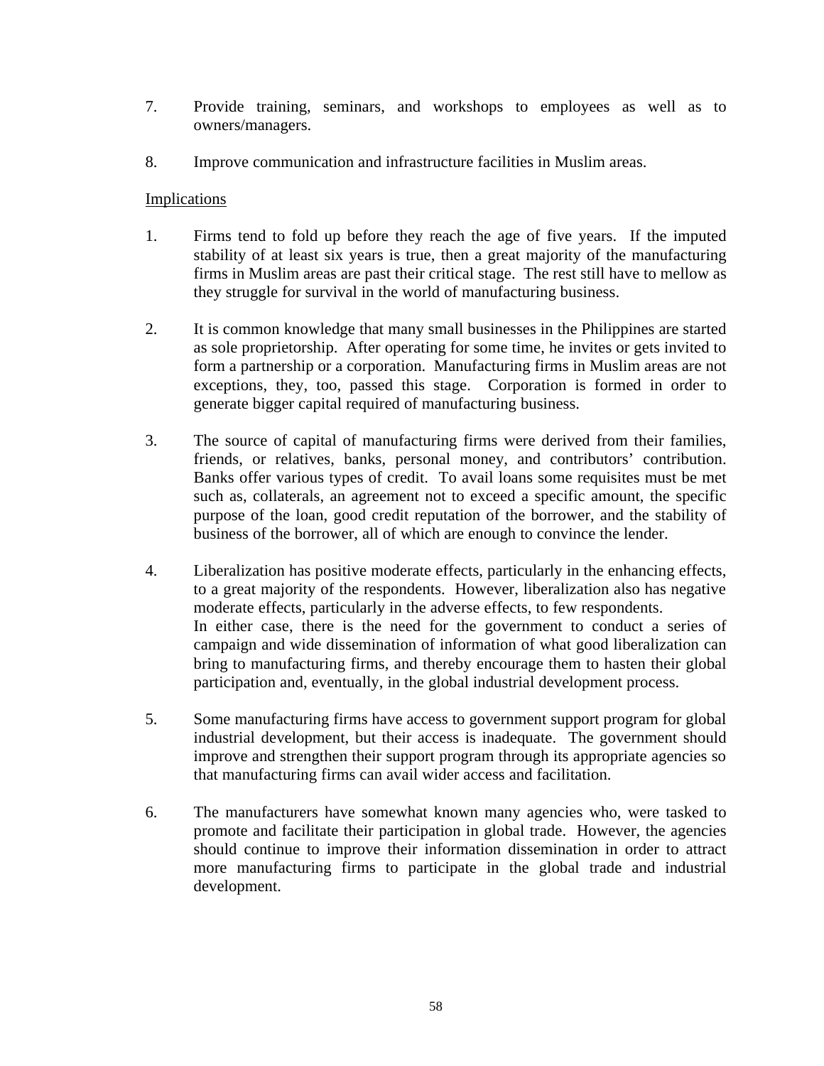7. Provide training, seminars, and workshops to employees as well as to owners/managers.

8. Improve communication and infrastructure facilities in Muslim areas.

Implications

1. Firms tend to fold up before they reach the age of five years. If the imputed stability of at least six years is true, then a great majority of the manufacturing firms in Muslim areas are past their critical stage. The rest still have to mellow as they struggle for survival in the world of manufacturing business.

2. It is common knowledge that many small businesses in the Philippines are started as sole proprietorship. After operating for some time, he invites or gets invited to form a partnership or a corporation. Manufacturing firms in Muslim areas are not exceptions, they, too, passed this stage. Corporation is formed in order to generate bigger capital required of manufacturing business.

3. The source of capital of manufacturing firms were derived from their families, friends, or relatives, banks, personal money, and contributors' contribution. Banks offer various types of credit. To avail loans some requisites must be met such as, collaterals, an agreement not to exceed a specific amount, the specific purpose of the loan, good credit reputation of the borrower, and the stability of business of the borrower, all of which are enough to convince the lender.

4. Liberalization has positive moderate effects, particularly in the enhancing effects, to a great majority of the respondents. However, liberalization also has negative moderate effects, particularly in the adverse effects, to few respondents.
   In either case, there is the need for the government to conduct a series of campaign and wide dissemination of information of what good liberalization can bring to manufacturing firms, and thereby encourage them to hasten their global participation and, eventually, in the global industrial development process.

5. Some manufacturing firms have access to government support program for global industrial development, but their access is inadequate. The government should improve and strengthen their support program through its appropriate agencies so that manufacturing firms can avail wider access and facilitation.

6. The manufacturers have somewhat known many agencies who, were tasked to promote and facilitate their participation in global trade. However, the agencies should continue to improve their information dissemination in order to attract more manufacturing firms to participate in the global trade and industrial development.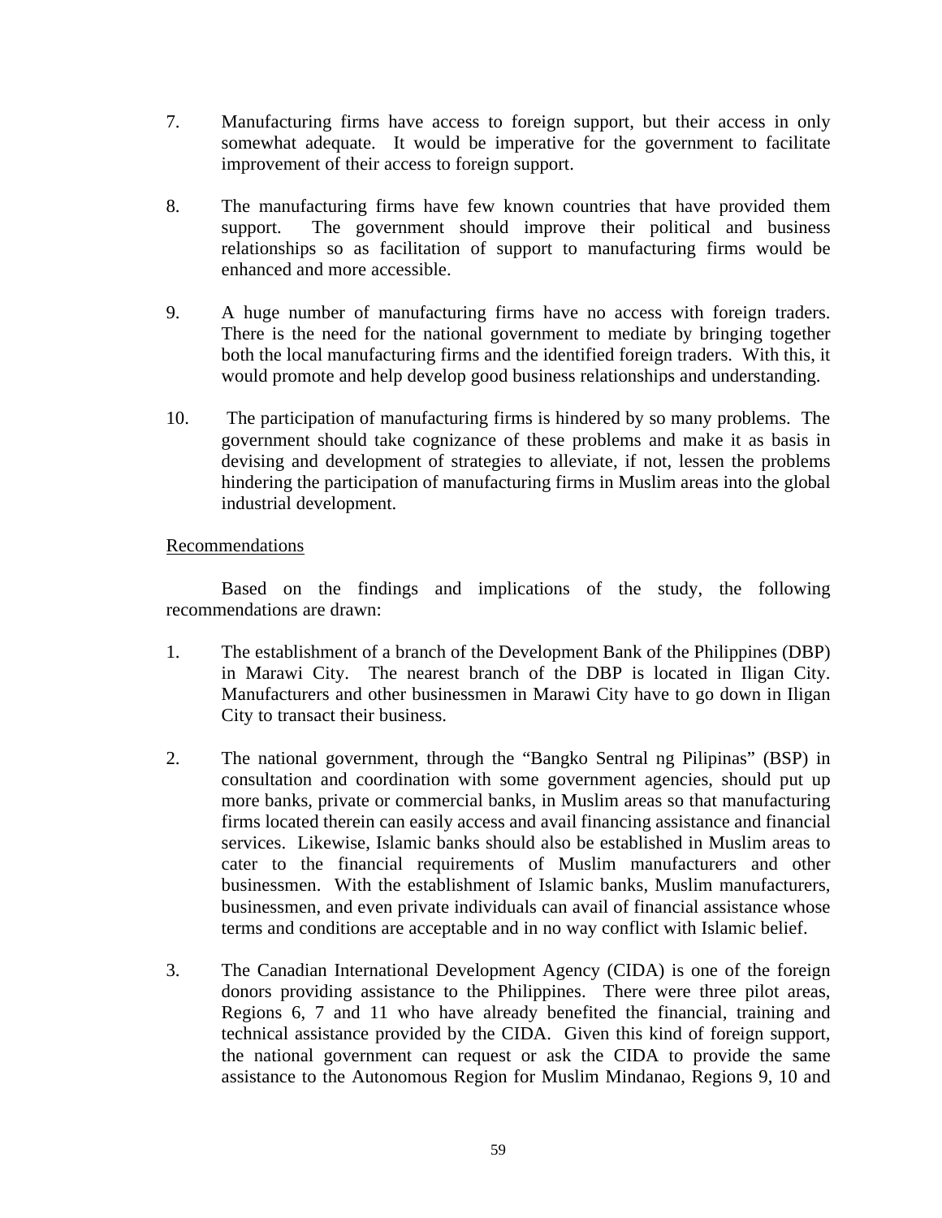7. Manufacturing firms have access to foreign support, but their access in only somewhat adequate. It would be imperative for the government to facilitate improvement of their access to foreign support.

8. The manufacturing firms have few known countries that have provided them support. The government should improve their political and business relationships so as facilitation of support to manufacturing firms would be enhanced and more accessible.

9. A huge number of manufacturing firms have no access with foreign traders. There is the need for the national government to mediate by bringing together both the local manufacturing firms and the identified foreign traders. With this, it would promote and help develop good business relationships and understanding.

10. The participation of manufacturing firms is hindered by so many problems. The government should take cognizance of these problems and make it as basis in devising and development of strategies to alleviate, if not, lessen the problems hindering the participation of manufacturing firms in Muslim areas into the global industrial development.

Recommendations

Based on the findings and implications of the study, the following recommendations are drawn:

1. The establishment of a branch of the Development Bank of the Philippines (DBP) in Marawi City. The nearest branch of the DBP is located in Iligan City. Manufacturers and other businessmen in Marawi City have to go down in Iligan City to transact their business.

2. The national government, through the "Bangko Sentral ng Pilipinas" (BSP) in consultation and coordination with some government agencies, should put up more banks, private or commercial banks, in Muslim areas so that manufacturing firms located therein can easily access and avail financing assistance and financial services. Likewise, Islamic banks should also be established in Muslim areas to cater to the financial requirements of Muslim manufacturers and other businessmen. With the establishment of Islamic banks, Muslim manufacturers, businessmen, and even private individuals can avail of financial assistance whose terms and conditions are acceptable and in no way conflict with Islamic belief.

3. The Canadian International Development Agency (CIDA) is one of the foreign donors providing assistance to the Philippines. There were three pilot areas, Regions 6, 7 and 11 who have already benefited the financial, training and technical assistance provided by the CIDA. Given this kind of foreign support, the national government can request or ask the CIDA to provide the same assistance to the Autonomous Region for Muslim Mindanao, Regions 9, 10 and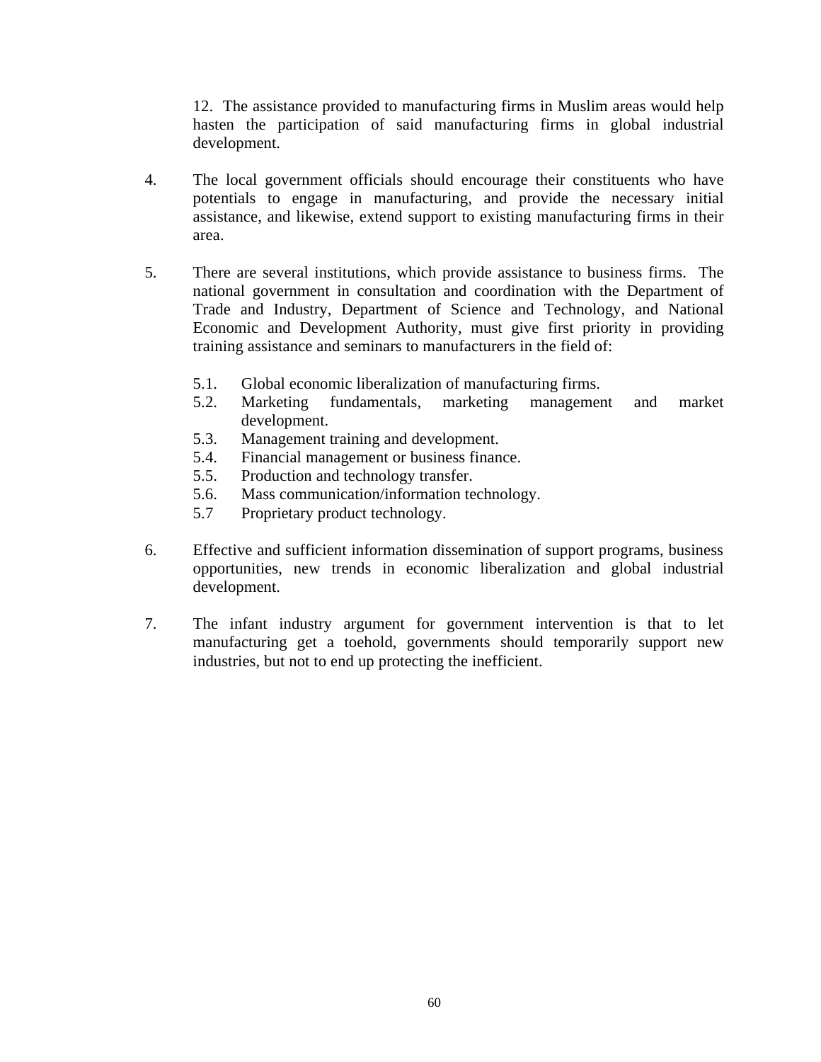12. The assistance provided to manufacturing firms in Muslim areas would help hasten the participation of said manufacturing firms in global industrial development.

4. The local government officials should encourage their constituents who have potentials to engage in manufacturing, and provide the necessary initial assistance, and likewise, extend support to existing manufacturing firms in their area.

5. There are several institutions, which provide assistance to business firms. The national government in consultation and coordination with the Department of Trade and Industry, Department of Science and Technology, and National Economic and Development Authority, must give first priority in providing training assistance and seminars to manufacturers in the field of:

   5.1. Global economic liberalization of manufacturing firms.
   5.2. Marketing fundamentals, marketing management and market development.
   5.3. Management training and development.
   5.4. Financial management or business finance.
   5.5. Production and technology transfer.
   5.6. Mass communication/information technology.
   5.7 Proprietary product technology.

6. Effective and sufficient information dissemination of support programs, business opportunities, new trends in economic liberalization and global industrial development.

7. The infant industry argument for government intervention is that to let manufacturing get a toehold, governments should temporarily support new industries, but not to end up protecting the inefficient.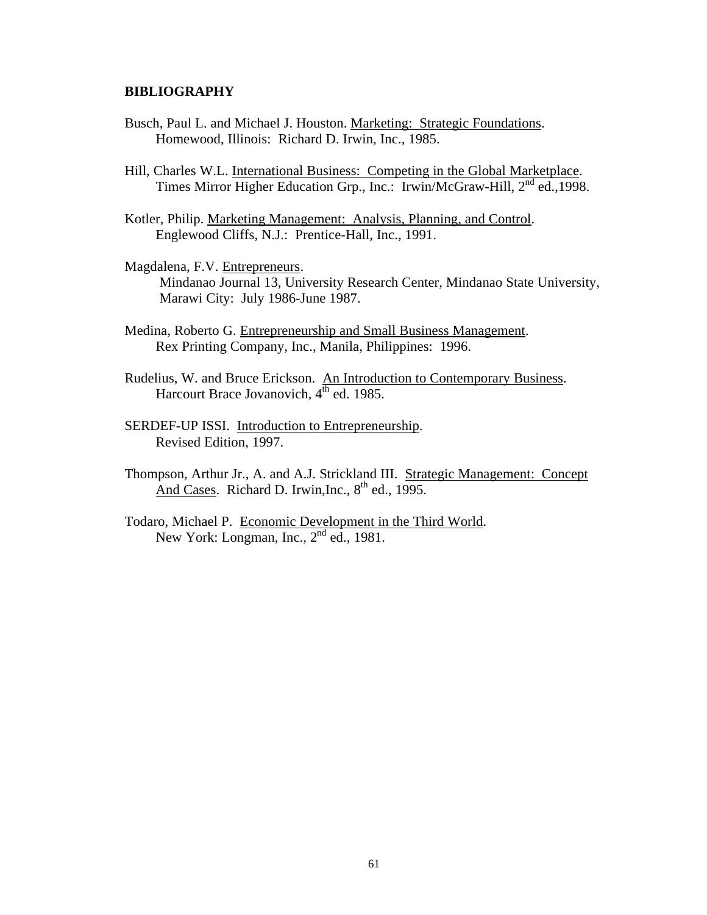**BIBLIOGRAPHY**

Busch, Paul L. and Michael J. Houston. Marketing: Strategic Foundations. Homewood, Illinois: Richard D. Irwin, Inc., 1985.

Hill, Charles W.L. International Business: Competing in the Global Marketplace. Times Mirror Higher Education Grp., Inc.: Irwin/McGraw-Hill, 2nd ed.,1998.

Kotler, Philip. Marketing Management: Analysis, Planning, and Control. Englewood Cliffs, N.J.: Prentice-Hall, Inc., 1991.

Magdalena, F.V. Entrepreneurs. Mindanao Journal 13, University Research Center, Mindanao State University, Marawi City: July 1986-June 1987.

Medina, Roberto G. Entrepreneurship and Small Business Management. Rex Printing Company, Inc., Manila, Philippines: 1996.

Rudelius, W. and Bruce Erickson. An Introduction to Contemporary Business. Harcourt Brace Jovanovich, 4th ed. 1985.

SERDEF-UP ISSI. Introduction to Entrepreneurship. Revised Edition, 1997.

Thompson, Arthur Jr., A. and A.J. Strickland III. Strategic Management: Concept And Cases. Richard D. Irwin,Inc., 8th ed., 1995.

Todaro, Michael P. Economic Development in the Third World. New York: Longman, Inc., 2nd ed., 1981.